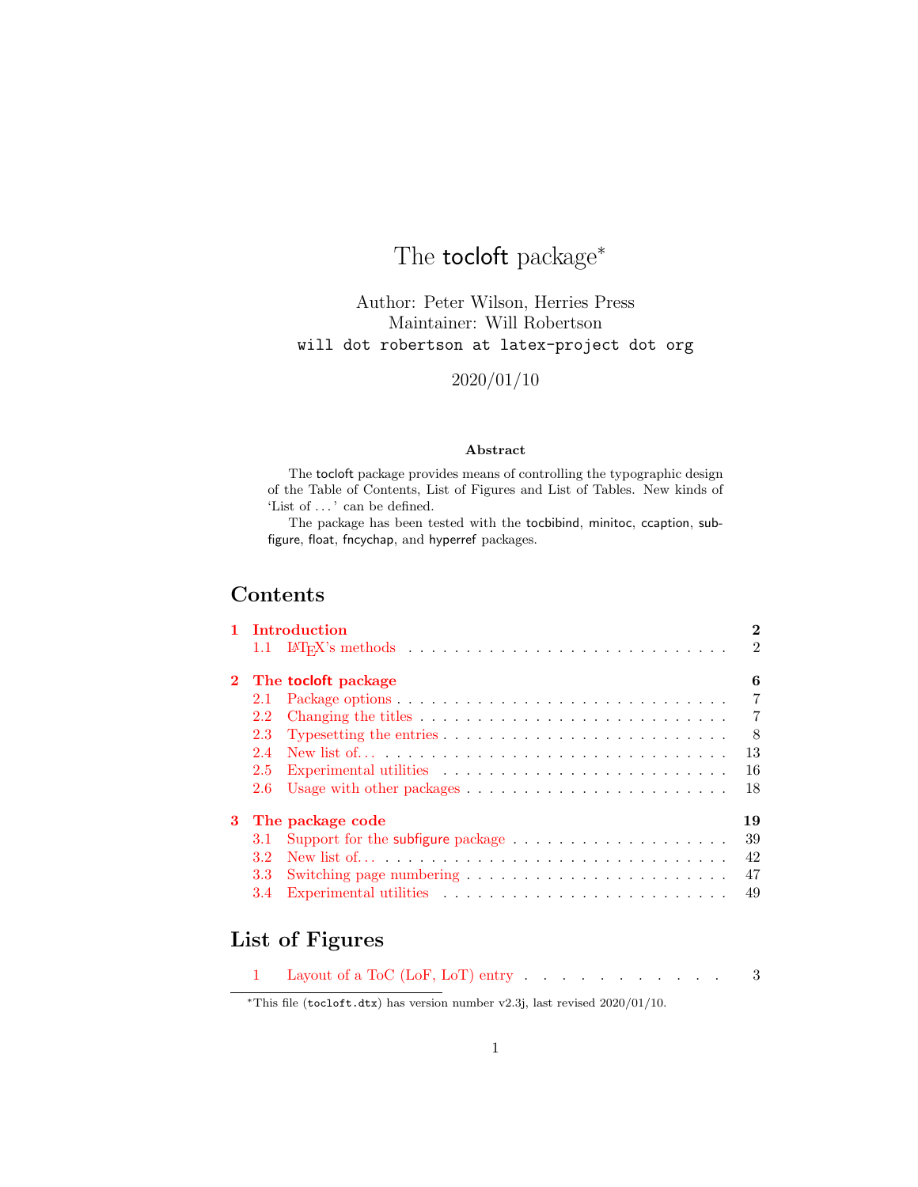# The tocloft package[*]

Author: Peter Wilson, Herries Press
Maintainer: Will Robertson
`will dot robertson at latex-project dot org`

2020/01/10

**Abstract**

The tocloft package provides means of controlling the typographic design of the Table of Contents, List of Figures and List of Tables. New kinds of 'List of ...' can be defined.

The package has been tested with the tocbibind, minitoc, ccaption, subfigure, float, fncychap, and hyperref packages.

## Contents

- **1 Introduction** — 2
  - 1.1 LaTeX's methods — 2
- **2 The tocloft package** — 6
  - 2.1 Package options — 7
  - 2.2 Changing the titles — 7
  - 2.3 Typesetting the entries — 8
  - 2.4 New list of... — 13
  - 2.5 Experimental utilities — 16
  - 2.6 Usage with other packages — 18
- **3 The package code** — 19
  - 3.1 Support for the subfigure package — 39
  - 3.2 New list of... — 42
  - 3.3 Switching page numbering — 47
  - 3.4 Experimental utilities — 49

## List of Figures

- 1 Layout of a ToC (LoF, LoT) entry — 3

[*]This file (`tocloft.dtx`) has version number v2.3j, last revised 2020/01/10.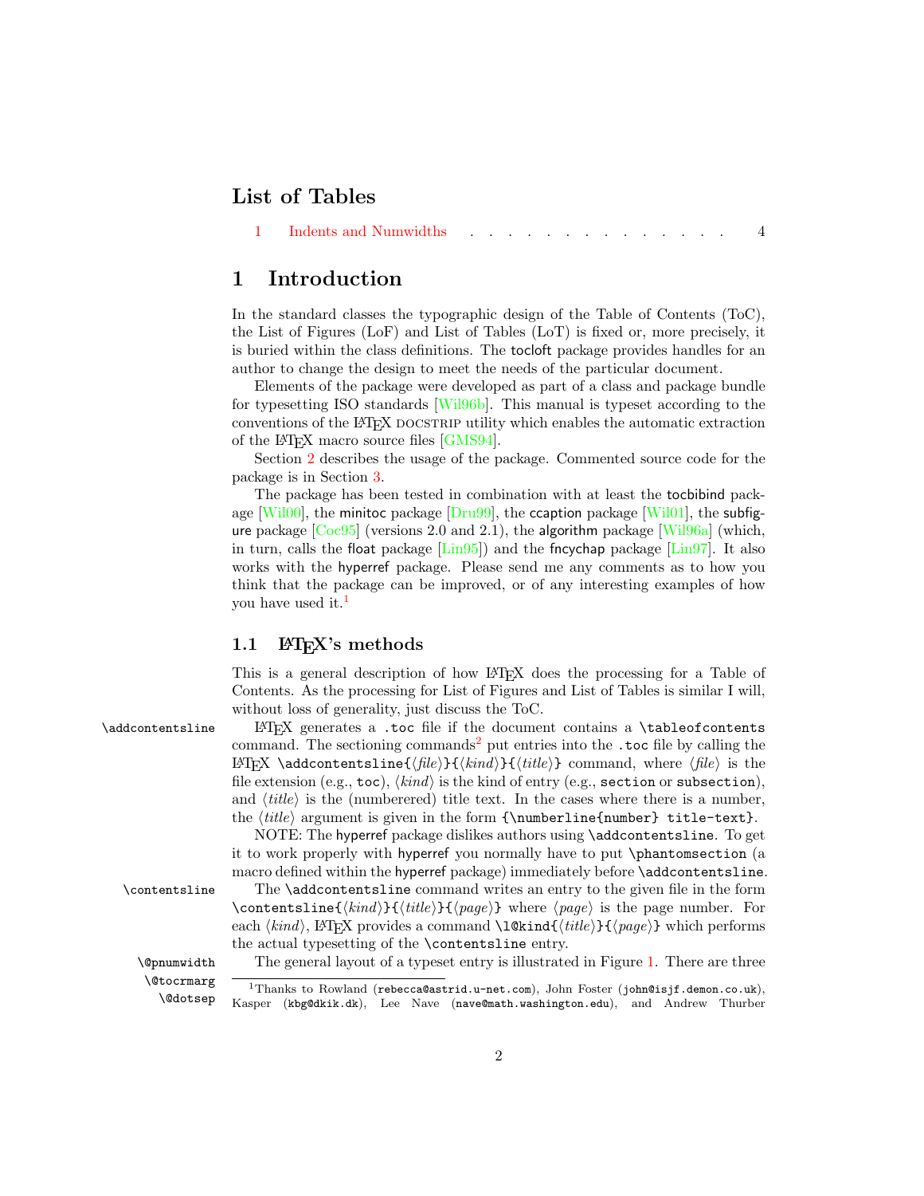## List of Tables

1 Indents and Numwidths . . . . . . . . . . . . . . . . 4

# 1 Introduction

In the standard classes the typographic design of the Table of Contents (ToC), the List of Figures (LoF) and List of Tables (LoT) is fixed or, more precisely, it is buried within the class definitions. The tocloft package provides handles for an author to change the design to meet the needs of the particular document.

Elements of the package were developed as part of a class and package bundle for typesetting ISO standards [Wil96b]. This manual is typeset according to the conventions of the LaTeX DOCSTRIP utility which enables the automatic extraction of the LaTeX macro source files [GMS94].

Section 2 describes the usage of the package. Commented source code for the package is in Section 3.

The package has been tested in combination with at least the tocbibind package [Wil00], the minitoc package [Dru99], the ccaption package [Wil01], the subfigure package [Coc95] (versions 2.0 and 2.1), the algorithm package [Wil96a] (which, in turn, calls the float package [Lin95]) and the fncychap package [Lin97]. It also works with the hyperref package. Please send me any comments as to how you think that the package can be improved, or of any interesting examples of how you have used it.[1]

## 1.1 LaTeX's methods

This is a general description of how LaTeX does the processing for a Table of Contents. As the processing for List of Figures and List of Tables is similar I will, without loss of generality, just discuss the ToC.

`\addcontentsline`

LaTeX generates a `.toc` file if the document contains a `\tableofcontents` command. The sectioning commands[2] put entries into the `.toc` file by calling the LaTeX `\addcontentsline{`⟨*file*⟩`}{`⟨*kind*⟩`}{`⟨*title*⟩`}` command, where ⟨*file*⟩ is the file extension (e.g., `toc`), ⟨*kind*⟩ is the kind of entry (e.g., `section` or `subsection`), and ⟨*title*⟩ is the (numberered) title text. In the cases where there is a number, the ⟨*title*⟩ argument is given in the form `{\numberline{number} title-text}`.

NOTE: The hyperref package dislikes authors using `\addcontentsline`. To get it to work properly with hyperref you normally have to put `\phantomsection` (a macro defined within the hyperref package) immediately before `\addcontentsline`.

`\contentsline`

The `\addcontentsline` command writes an entry to the given file in the form `\contentsline{`⟨*kind*⟩`}{`⟨*title*⟩`}{`⟨*page*⟩`}` where ⟨*page*⟩ is the page number. For each ⟨*kind*⟩, LaTeX provides a command `\l@kind{`⟨*title*⟩`}{`⟨*page*⟩`}` which performs the actual typesetting of the `\contentsline` entry.

`\@pnumwidth`
`\@tocrmarg`
`\@dotsep`

The general layout of a typeset entry is illustrated in Figure 1. There are three

[1] Thanks to Rowland (`rebecca@astrid.u-net.com`), John Foster (`john@isjf.demon.co.uk`), Kasper (`kbg@dkik.dk`), Lee Nave (`nave@math.washington.edu`), and Andrew Thurber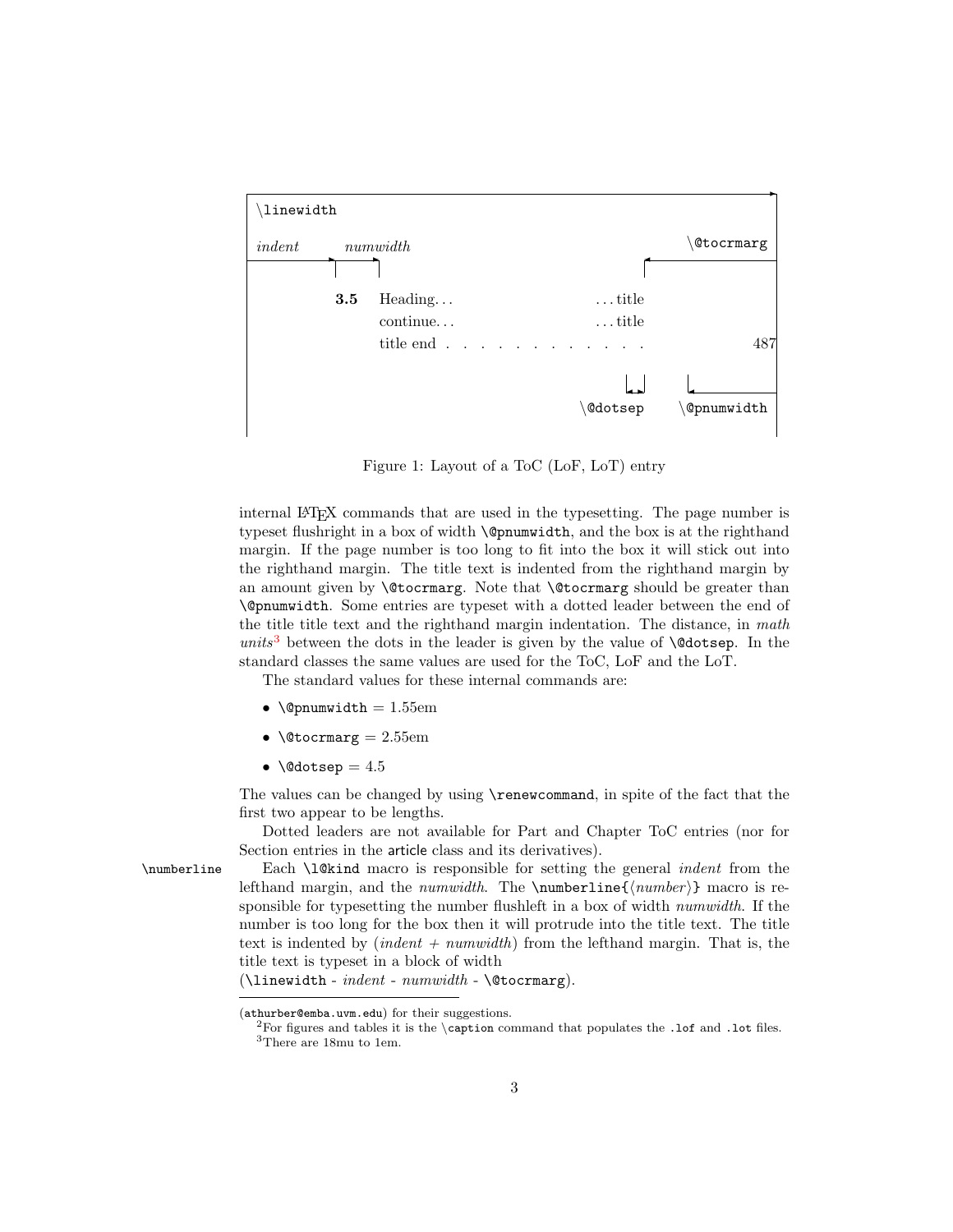\linewidth

*indent* *numwidth* \@tocrmarg

**3.5** Heading... ...title
continue... ...title
title end . . . . . . . . . . . . . 487

\@dotsep \@pnumwidth

Figure 1: Layout of a ToC (LoF, LoT) entry

internal LaTeX commands that are used in the typesetting. The page number is typeset flushright in a box of width `\@pnumwidth`, and the box is at the righthand margin. If the page number is too long to fit into the box it will stick out into the righthand margin. The title text is indented from the righthand margin by an amount given by `\@tocrmarg`. Note that `\@tocrmarg` should be greater than `\@pnumwidth`. Some entries are typeset with a dotted leader between the end of the title title text and the righthand margin indentation. The distance, in *math units*[3] between the dots in the leader is given by the value of `\@dotsep`. In the standard classes the same values are used for the ToC, LoF and the LoT.

The standard values for these internal commands are:

- `\@pnumwidth` = 1.55em
- `\@tocrmarg` = 2.55em
- `\@dotsep` = 4.5

The values can be changed by using `\renewcommand`, in spite of the fact that the first two appear to be lengths.

Dotted leaders are not available for Part and Chapter ToC entries (nor for Section entries in the article class and its derivatives).

`\numberline` Each `\l@kind` macro is responsible for setting the general *indent* from the lefthand margin, and the *numwidth*. The `\numberline{`⟨*number*⟩`}` macro is responsible for typesetting the number flushleft in a box of width *numwidth*. If the number is too long for the box then it will protrude into the title text. The title text is indented by (*indent* + *numwidth*) from the lefthand margin. That is, the title text is typeset in a block of width
(`\linewidth` - *indent* - *numwidth* - `\@tocrmarg`).

(`athurber@emba.uvm.edu`) for their suggestions.

[2] For figures and tables it is the `\caption` command that populates the `.lof` and `.lot` files.

[3] There are 18mu to 1em.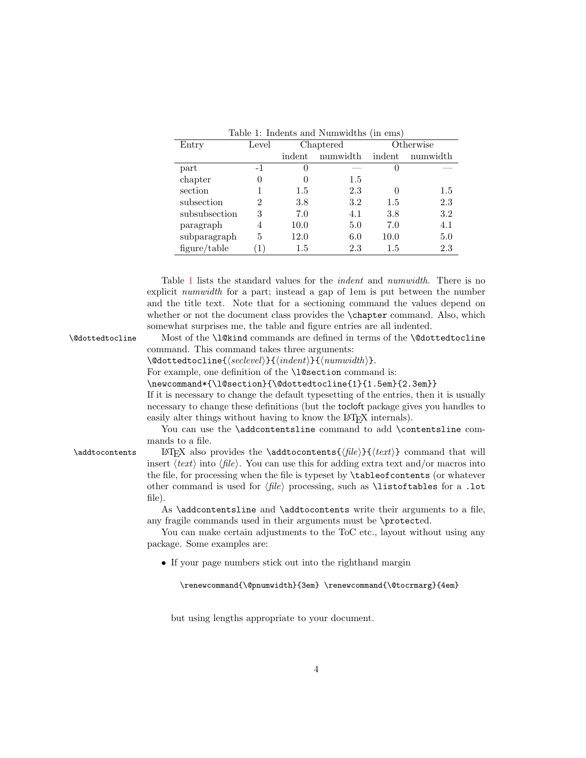Table 1: Indents and Numwidths (in ems)

| Entry | Level | Chaptered | | Otherwise | |
|---|---|---|---|---|---|
| | | indent | numwidth | indent | numwidth |
| part | -1 | 0 | — | 0 | — |
| chapter | 0 | 0 | 1.5 | | |
| section | 1 | 1.5 | 2.3 | 0 | 1.5 |
| subsection | 2 | 3.8 | 3.2 | 1.5 | 2.3 |
| subsubsection | 3 | 7.0 | 4.1 | 3.8 | 3.2 |
| paragraph | 4 | 10.0 | 5.0 | 7.0 | 4.1 |
| subparagraph | 5 | 12.0 | 6.0 | 10.0 | 5.0 |
| figure/table | (1) | 1.5 | 2.3 | 1.5 | 2.3 |

Table 1 lists the standard values for the *indent* and *numwidth*. There is no explicit *numwidth* for a part; instead a gap of 1em is put between the number and the title text. Note that for a sectioning command the values depend on whether or not the document class provides the `\chapter` command. Also, which somewhat surprises me, the table and figure entries are all indented.

`\@dottedtocline` Most of the `\l@kind` commands are defined in terms of the `\@dottedtocline` command. This command takes three arguments:
`\@dottedtocline{⟨seclevel⟩}{⟨indent⟩}{⟨numwidth⟩}`.
For example, one definition of the `\l@section` command is:
`\newcommand*{\l@section}{\@dottedtocline{1}{1.5em}{2.3em}}`
If it is necessary to change the default typesetting of the entries, then it is usually necessary to change these definitions (but the tocloft package gives you handles to easily alter things without having to know the LaTeX internals).

You can use the `\addcontentsline` command to add `\contentsline` commands to a file.

`\addtocontents` LaTeX also provides the `\addtocontents{⟨file⟩}{⟨text⟩}` command that will insert ⟨*text*⟩ into ⟨*file*⟩. You can use this for adding extra text and/or macros into the file, for processing when the file is typeset by `\tableofcontents` (or whatever other command is used for ⟨*file*⟩ processing, such as `\listoftables` for a `.lot` file).

As `\addcontentsline` and `\addtocontents` write their arguments to a file, any fragile commands used in their arguments must be `\protect`ed.

You can make certain adjustments to the ToC etc., layout without using any package. Some examples are:

- If your page numbers stick out into the righthand margin

  ```
  \renewcommand{\@pnumwidth}{3em} \renewcommand{\@tocrmarg}{4em}
  ```

  but using lengths appropriate to your document.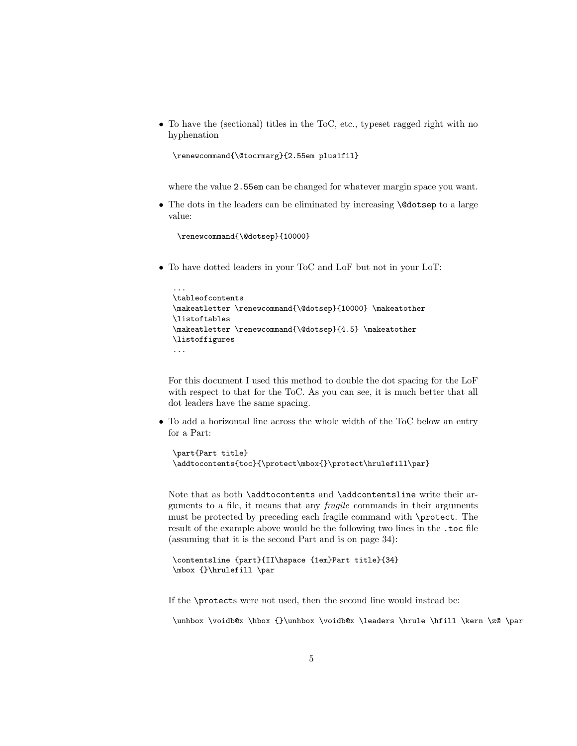- To have the (sectional) titles in the ToC, etc., typeset ragged right with no hyphenation

  ```
  \renewcommand{\@tocrmarg}{2.55em plus1fil}
  ```

  where the value `2.55em` can be changed for whatever margin space you want.

- The dots in the leaders can be eliminated by increasing `\@dotsep` to a large value:

  ```
   \renewcommand{\@dotsep}{10000}
  ```

- To have dotted leaders in your ToC and LoF but not in your LoT:

  ```
  ...
  \tableofcontents
  \makeatletter \renewcommand{\@dotsep}{10000} \makeatother
  \listoftables
  \makeatletter \renewcommand{\@dotsep}{4.5} \makeatother
  \listoffigures
  ...
  ```

  For this document I used this method to double the dot spacing for the LoF with respect to that for the ToC. As you can see, it is much better that all dot leaders have the same spacing.

- To add a horizontal line across the whole width of the ToC below an entry for a Part:

  ```
  \part{Part title}
  \addtocontents{toc}{\protect\mbox{}\protect\hrulefill\par}
  ```

  Note that as both `\addtocontents` and `\addcontentsline` write their arguments to a file, it means that any *fragile* commands in their arguments must be protected by preceding each fragile command with `\protect`. The result of the example above would be the following two lines in the `.toc` file (assuming that it is the second Part and is on page 34):

  ```
  \contentsline {part}{II\hspace {1em}Part title}{34}
  \mbox {}\hrulefill \par
  ```

  If the `\protect`s were not used, then the second line would instead be:

  ```
  \unhbox \voidb@x \hbox {}\unhbox \voidb@x \leaders \hrule \hfill \kern \z@ \par
  ```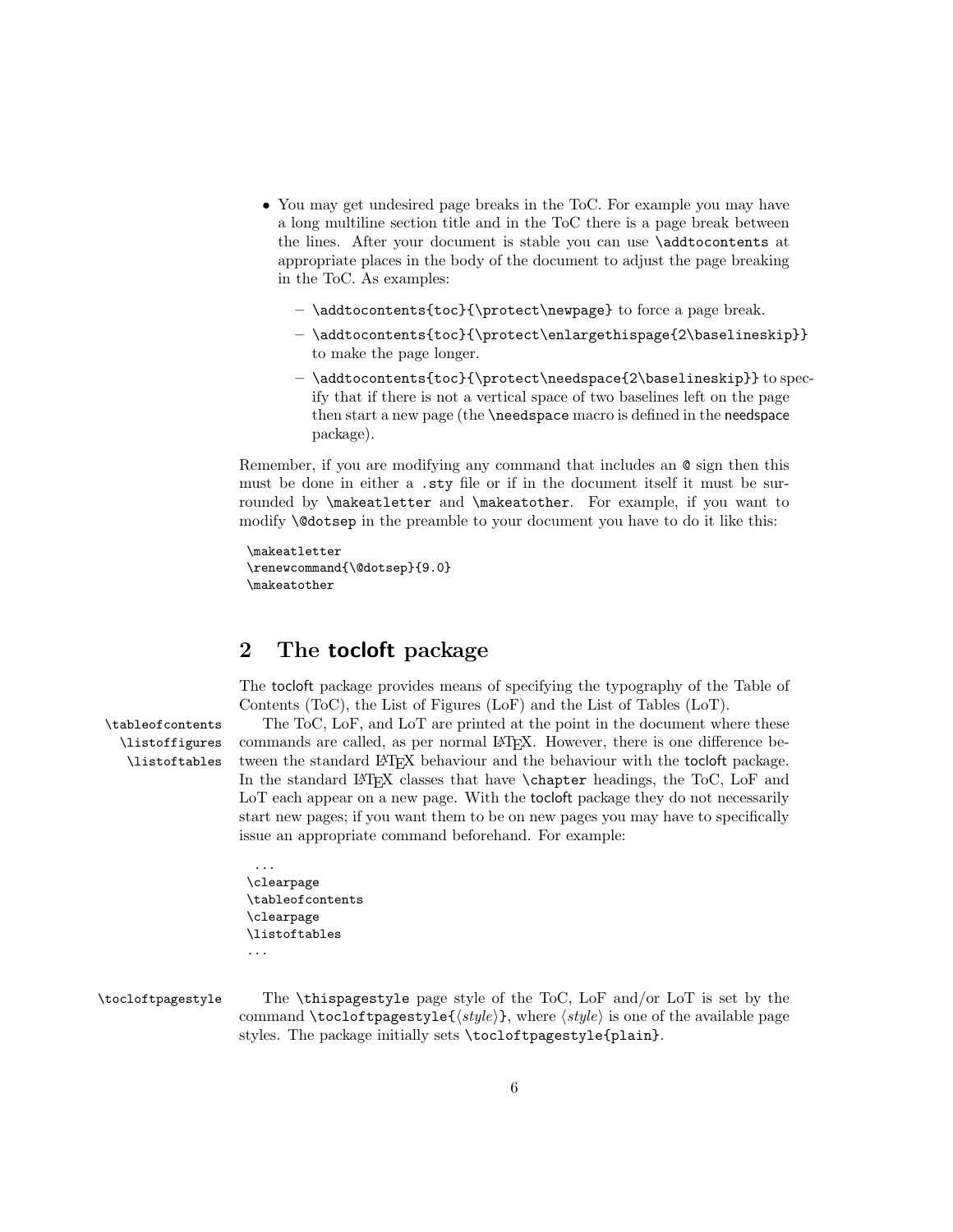- You may get undesired page breaks in the ToC. For example you may have a long multiline section title and in the ToC there is a page break between the lines. After your document is stable you can use `\addtocontents` at appropriate places in the body of the document to adjust the page breaking in the ToC. As examples:
  - `\addtocontents{toc}{\protect\newpage}` to force a page break.
  - `\addtocontents{toc}{\protect\enlargethispage{2\baselineskip}}` to make the page longer.
  - `\addtocontents{toc}{\protect\needspace{2\baselineskip}}` to specify that if there is not a vertical space of two baselines left on the page then start a new page (the `\needspace` macro is defined in the needspace package).

Remember, if you are modifying any command that includes an `@` sign then this must be done in either a `.sty` file or if in the document itself it must be surrounded by `\makeatletter` and `\makeatother`. For example, if you want to modify `\@dotsep` in the preamble to your document you have to do it like this:

```
\makeatletter
\renewcommand{\@dotsep}{9.0}
\makeatother
```

## 2 The tocloft package

The tocloft package provides means of specifying the typography of the Table of Contents (ToC), the List of Figures (LoF) and the List of Tables (LoT).

`\tableofcontents` `\listoffigures` `\listoftables`

The ToC, LoF, and LoT are printed at the point in the document where these commands are called, as per normal LaTeX. However, there is one difference between the standard LaTeX behaviour and the behaviour with the tocloft package. In the standard LaTeX classes that have `\chapter` headings, the ToC, LoF and LoT each appear on a new page. With the tocloft package they do not necessarily start new pages; if you want them to be on new pages you may have to specifically issue an appropriate command beforehand. For example:

```
 ...
\clearpage
\tableofcontents
\clearpage
\listoftables
...
```

`\tocloftpagestyle`

The `\thispagestyle` page style of the ToC, LoF and/or LoT is set by the command `\tocloftpagestyle{`⟨*style*⟩`}`, where ⟨*style*⟩ is one of the available page styles. The package initially sets `\tocloftpagestyle{plain}`.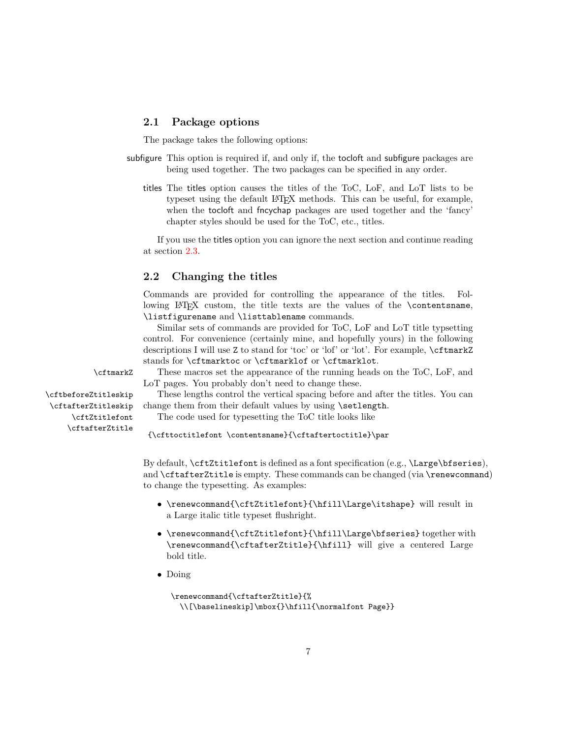## 2.1 Package options

The package takes the following options:

**subfigure** This option is required if, and only if, the tocloft and subfigure packages are being used together. The two packages can be specified in any order.

**titles** The titles option causes the titles of the ToC, LoF, and LoT lists to be typeset using the default LaTeX methods. This can be useful, for example, when the tocloft and fncychap packages are used together and the 'fancy' chapter styles should be used for the ToC, etc., titles.

If you use the titles option you can ignore the next section and continue reading at section 2.3.

## 2.2 Changing the titles

Commands are provided for controlling the appearance of the titles. Following LaTeX custom, the title texts are the values of the `\contentsname`, `\listfigurename` and `\listtablename` commands.

Similar sets of commands are provided for ToC, LoF and LoT title typsetting control. For convenience (certainly mine, and hopefully yours) in the following descriptions I will use `Z` to stand for 'toc' or 'lof' or 'lot'. For example, `\cftmarkZ` stands for `\cftmarktoc` or `\cftmarklof` or `\cftmarklot`.

`\cftmarkZ` These macros set the appearance of the running heads on the ToC, LoF, and LoT pages. You probably don't need to change these.

`\cftbeforeZtitleskip`
`\cftafterZtitleskip` These lengths control the vertical spacing before and after the titles. You can change them from their default values by using `\setlength`.

`\cftZtitlefont`
`\cftafterZtitle` The code used for typesetting the ToC title looks like

```
{\cfttoctitlefont \contentsname}{\cftaftertoctitle}\par
```

By default, `\cftZtitlefont` is defined as a font specification (e.g., `\Large\bfseries`), and `\cftafterZtitle` is empty. These commands can be changed (via `\renewcommand`) to change the typesetting. As examples:

- `\renewcommand{\cftZtitlefont}{\hfill\Large\itshape}` will result in a Large italic title typeset flushright.
- `\renewcommand{\cftZtitlefont}{\hfill\Large\bfseries}` together with `\renewcommand{\cftafterZtitle}{\hfill}` will give a centered Large bold title.
- Doing

```
\renewcommand{\cftafterZtitle}{%
  \\[\baselineskip]\mbox{}\hfill{\normalfont Page}}
```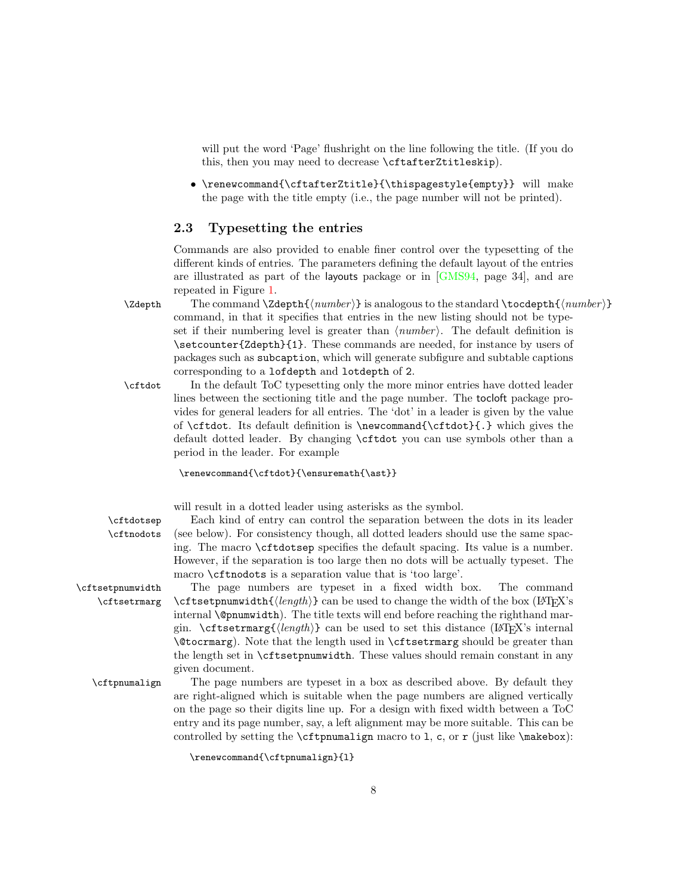will put the word 'Page' flushright on the line following the title. (If you do this, then you may need to decrease `\cftafterZtitleskip`).

- `\renewcommand{\cftafterZtitle}{\thispagestyle{empty}}` will make the page with the title empty (i.e., the page number will not be printed).

## 2.3 Typesetting the entries

Commands are also provided to enable finer control over the typesetting of the different kinds of entries. The parameters defining the default layout of the entries are illustrated as part of the layouts package or in [GMS94, page 34], and are repeated in Figure 1.

`\Zdepth` The command `\Zdepth{⟨number⟩}` is analogous to the standard `\tocdepth{⟨number⟩}` command, in that it specifies that entries in the new listing should not be typeset if their numbering level is greater than ⟨*number*⟩. The default definition is `\setcounter{Zdepth}{1}`. These commands are needed, for instance by users of packages such as `subcaption`, which will generate subfigure and subtable captions corresponding to a `lofdepth` and `lotdepth` of 2.

`\cftdot` In the default ToC typesetting only the more minor entries have dotted leader lines between the sectioning title and the page number. The tocloft package provides for general leaders for all entries. The 'dot' in a leader is given by the value of `\cftdot`. Its default definition is `\newcommand{\cftdot}{.}` which gives the default dotted leader. By changing `\cftdot` you can use symbols other than a period in the leader. For example

```
\renewcommand{\cftdot}{\ensuremath{\ast}}
```

will result in a dotted leader using asterisks as the symbol.

`\cftdotsep` `\cftnodots` Each kind of entry can control the separation between the dots in its leader (see below). For consistency though, all dotted leaders should use the same spacing. The macro `\cftdotsep` specifies the default spacing. Its value is a number. However, if the separation is too large then no dots will be actually typeset. The macro `\cftnodots` is a separation value that is 'too large'.

`\cftsetpnumwidth` `\cftsetrmarg` The page numbers are typeset in a fixed width box. The command `\cftsetpnumwidth{⟨length⟩}` can be used to change the width of the box (LaTeX's internal `\@pnumwidth`). The title texts will end before reaching the righthand margin. `\cftsetrmarg{⟨length⟩}` can be used to set this distance (LaTeX's internal `\@tocrmarg`). Note that the length used in `\cftsetrmarg` should be greater than the length set in `\cftsetpnumwidth`. These values should remain constant in any given document.

`\cftpnumalign` The page numbers are typeset in a box as described above. By default they are right-aligned which is suitable when the page numbers are aligned vertically on the page so their digits line up. For a design with fixed width between a ToC entry and its page number, say, a left alignment may be more suitable. This can be controlled by setting the `\cftpnumalign` macro to `l`, `c`, or `r` (just like `\makebox`):

```
\renewcommand{\cftpnumalign}{l}
```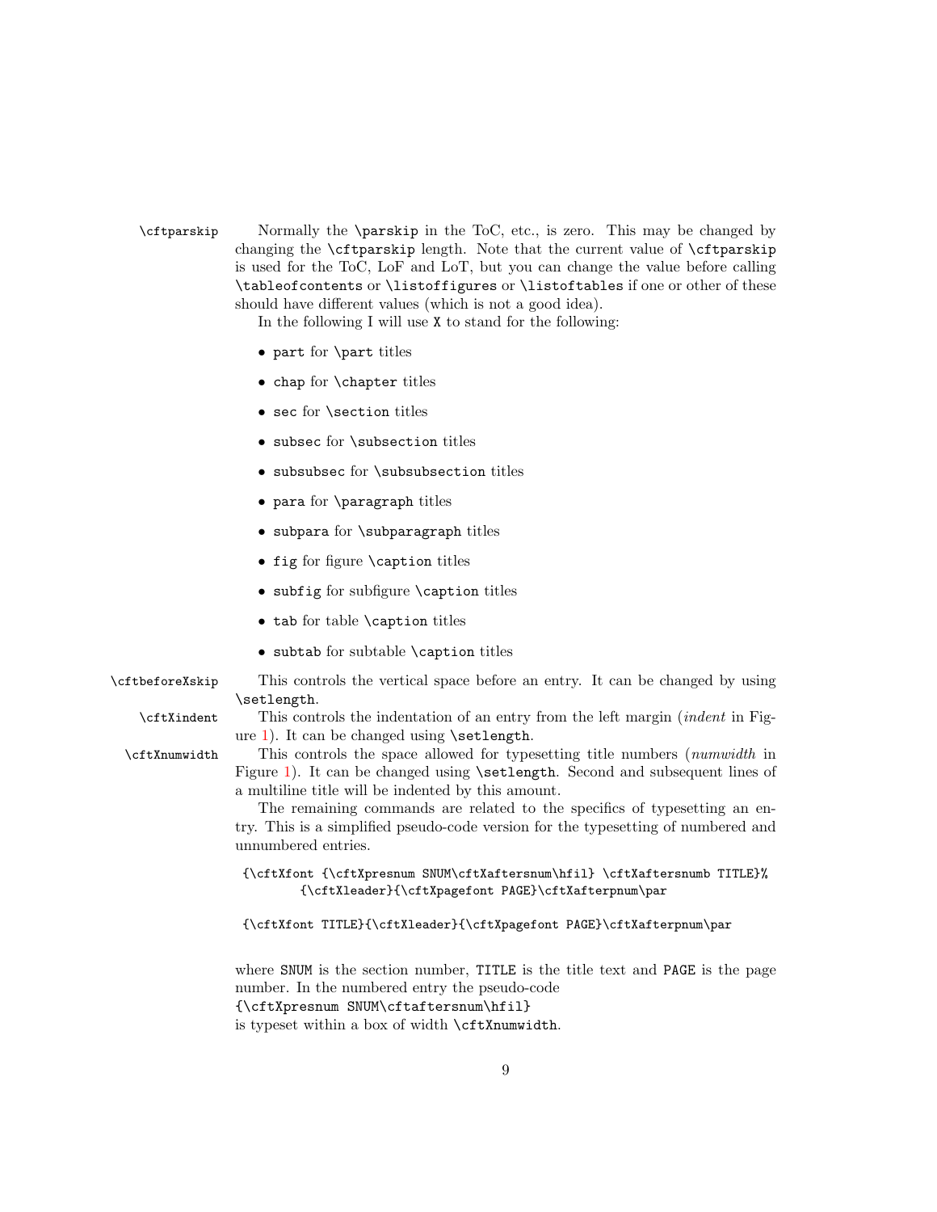`\cftparskip` Normally the `\parskip` in the ToC, etc., is zero. This may be changed by changing the `\cftparskip` length. Note that the current value of `\cftparskip` is used for the ToC, LoF and LoT, but you can change the value before calling `\tableofcontents` or `\listoffigures` or `\listoftables` if one or other of these should have different values (which is not a good idea).

In the following I will use `X` to stand for the following:

- `part` for `\part` titles
- `chap` for `\chapter` titles
- `sec` for `\section` titles
- `subsec` for `\subsection` titles
- `subsubsec` for `\subsubsection` titles
- `para` for `\paragraph` titles
- `subpara` for `\subparagraph` titles
- `fig` for figure `\caption` titles
- `subfig` for subfigure `\caption` titles
- `tab` for table `\caption` titles
- `subtab` for subtable `\caption` titles

`\cftbeforeXskip` This controls the vertical space before an entry. It can be changed by using `\setlength`.

`\cftXindent` This controls the indentation of an entry from the left margin (*indent* in Figure 1). It can be changed using `\setlength`.

`\cftXnumwidth` This controls the space allowed for typesetting title numbers (*numwidth* in Figure 1). It can be changed using `\setlength`. Second and subsequent lines of a multiline title will be indented by this amount.

The remaining commands are related to the specifics of typesetting an entry. This is a simplified pseudo-code version for the typesetting of numbered and unnumbered entries.

```
{\cftXfont {\cftXpresnum SNUM\cftXaftersnum\hfil} \cftXaftersnumb TITLE}%
        {\cftXleader}{\cftXpagefont PAGE}\cftXafterpnum\par
```

```
{\cftXfont TITLE}{\cftXleader}{\cftXpagefont PAGE}\cftXafterpnum\par
```

where `SNUM` is the section number, `TITLE` is the title text and `PAGE` is the page number. In the numbered entry the pseudo-code
`{\cftXpresnum SNUM\cftaftersnum\hfil}`
is typeset within a box of width `\cftXnumwidth`.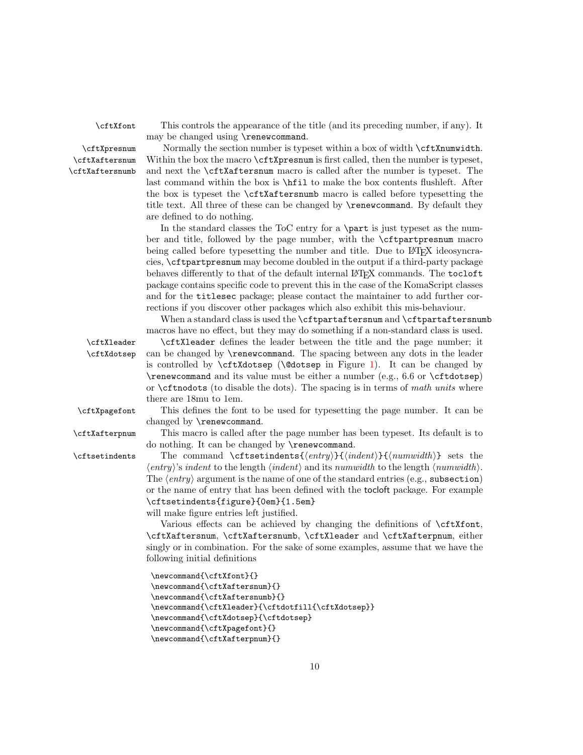`\cftXfont` This controls the appearance of the title (and its preceding number, if any). It may be changed using `\renewcommand`.

`\cftXpresnum` `\cftXaftersnum` `\cftXaftersnumb` Normally the section number is typeset within a box of width `\cftXnumwidth`. Within the box the macro `\cftXpresnum` is first called, then the number is typeset, and next the `\cftXaftersnum` macro is called after the number is typeset. The last command within the box is `\hfil` to make the box contents flushleft. After the box is typeset the `\cftXaftersnumb` macro is called before typesetting the title text. All three of these can be changed by `\renewcommand`. By default they are defined to do nothing.

In the standard classes the ToC entry for a `\part` is just typeset as the number and title, followed by the page number, with the `\cftpartpresnum` macro being called before typesetting the number and title. Due to LaTeX ideosyncracies, `\cftpartpresnum` may become doubled in the output if a third-party package behaves differently to that of the default internal LaTeX commands. The `tocloft` package contains specific code to prevent this in the case of the KomaScript classes and for the `titlesec` package; please contact the maintainer to add further corrections if you discover other packages which also exhibit this mis-behaviour.

When a standard class is used the `\cftpartaftersnum` and `\cftpartaftersnumb` macros have no effect, but they may do something if a non-standard class is used.

`\cftXleader` `\cftXdotsep` `\cftXleader` defines the leader between the title and the page number; it can be changed by `\renewcommand`. The spacing between any dots in the leader is controlled by `\cftXdotsep` (`\@dotsep` in Figure 1). It can be changed by `\renewcommand` and its value must be either a number (e.g., 6.6 or `\cftdotsep`) or `\cftnodots` (to disable the dots). The spacing is in terms of *math units* where there are 18mu to 1em.

`\cftXpagefont` This defines the font to be used for typesetting the page number. It can be changed by `\renewcommand`.

`\cftXafterpnum` This macro is called after the page number has been typeset. Its default is to do nothing. It can be changed by `\renewcommand`.

`\cftsetindents` The command `\cftsetindents{⟨entry⟩}{⟨indent⟩}{⟨numwidth⟩}` sets the ⟨*entry*⟩'s *indent* to the length ⟨*indent*⟩ and its *numwidth* to the length ⟨*numwidth*⟩. The ⟨*entry*⟩ argument is the name of one of the standard entries (e.g., `subsection`) or the name of entry that has been defined with the tocloft package. For example `\cftsetindents{figure}{0em}{1.5em}` will make figure entries left justified.

Various effects can be achieved by changing the definitions of `\cftXfont`, `\cftXaftersnum`, `\cftXaftersnumb`, `\cftXleader` and `\cftXafterpnum`, either singly or in combination. For the sake of some examples, assume that we have the following initial definitions

```
\newcommand{\cftXfont}{}
\newcommand{\cftXaftersnum}{}
\newcommand{\cftXaftersnumb}{}
\newcommand{\cftXleader}{\cftdotfill{\cftXdotsep}}
\newcommand{\cftXdotsep}{\cftdotsep}
\newcommand{\cftXpagefont}{}
\newcommand{\cftXafterpnum}{}
```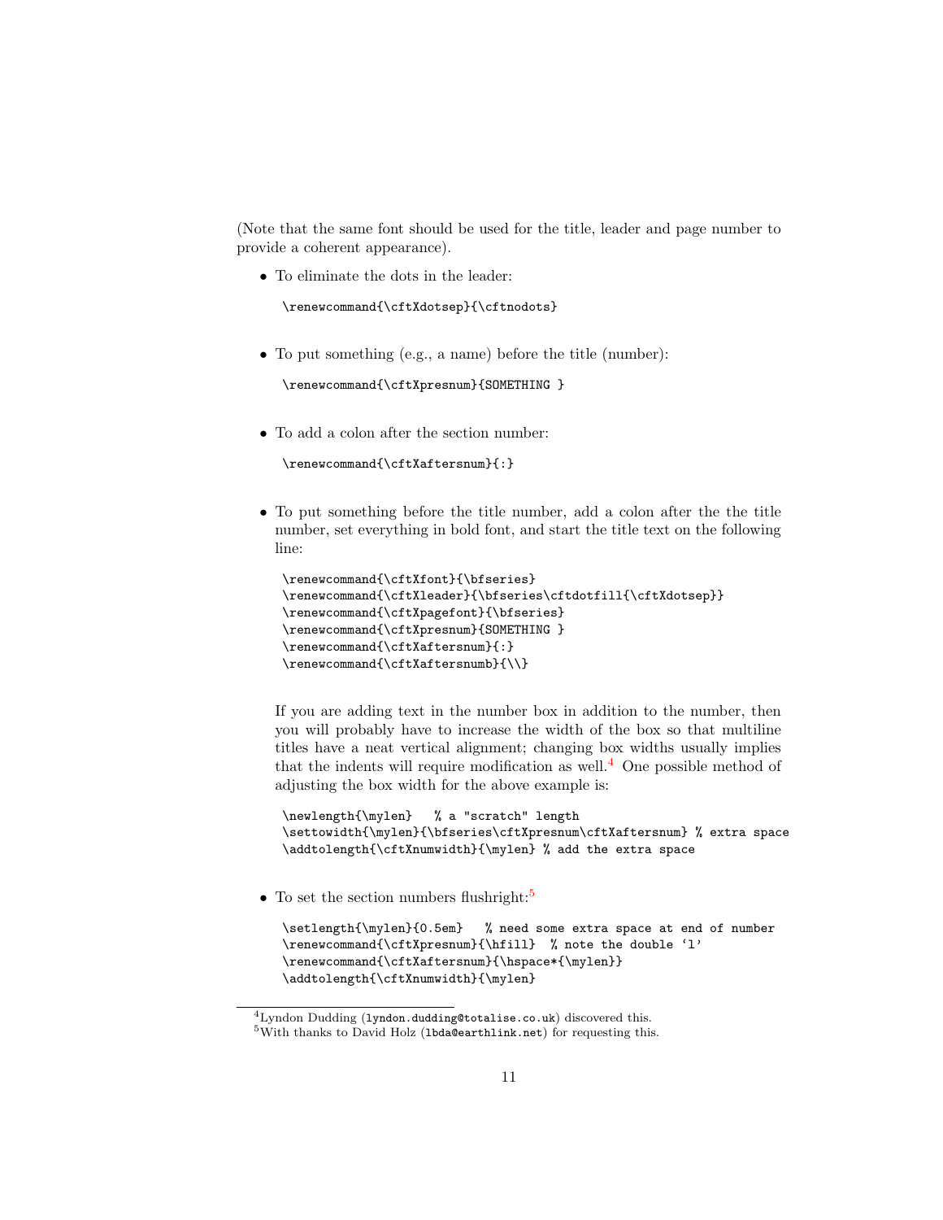(Note that the same font should be used for the title, leader and page number to provide a coherent appearance).

- To eliminate the dots in the leader:

```
\renewcommand{\cftXdotsep}{\cftnodots}
```

- To put something (e.g., a name) before the title (number):

```
\renewcommand{\cftXpresnum}{SOMETHING }
```

- To add a colon after the section number:

```
\renewcommand{\cftXaftersnum}{:}
```

- To put something before the title number, add a colon after the the title number, set everything in bold font, and start the title text on the following line:

```
\renewcommand{\cftXfont}{\bfseries}
\renewcommand{\cftXleader}{\bfseries\cftdotfill{\cftXdotsep}}
\renewcommand{\cftXpagefont}{\bfseries}
\renewcommand{\cftXpresnum}{SOMETHING }
\renewcommand{\cftXaftersnum}{:}
\renewcommand{\cftXaftersnumb}{\\}
```

  If you are adding text in the number box in addition to the number, then you will probably have to increase the width of the box so that multiline titles have a neat vertical alignment; changing box widths usually implies that the indents will require modification as well.[4] One possible method of adjusting the box width for the above example is:

```
\newlength{\mylen}   % a "scratch" length
\settowidth{\mylen}{\bfseries\cftXpresnum\cftXaftersnum} % extra space
\addtolength{\cftXnumwidth}{\mylen} % add the extra space
```

- To set the section numbers flushright:[5]

```
\setlength{\mylen}{0.5em}   % need some extra space at end of number
\renewcommand{\cftXpresnum}{\hfill}  % note the double 'l'
\renewcommand{\cftXaftersnum}{\hspace*{\mylen}}
\addtolength{\cftXnumwidth}{\mylen}
```

[4] Lyndon Dudding (lyndon.dudding@totalise.co.uk) discovered this.

[5] With thanks to David Holz (lbda@earthlink.net) for requesting this.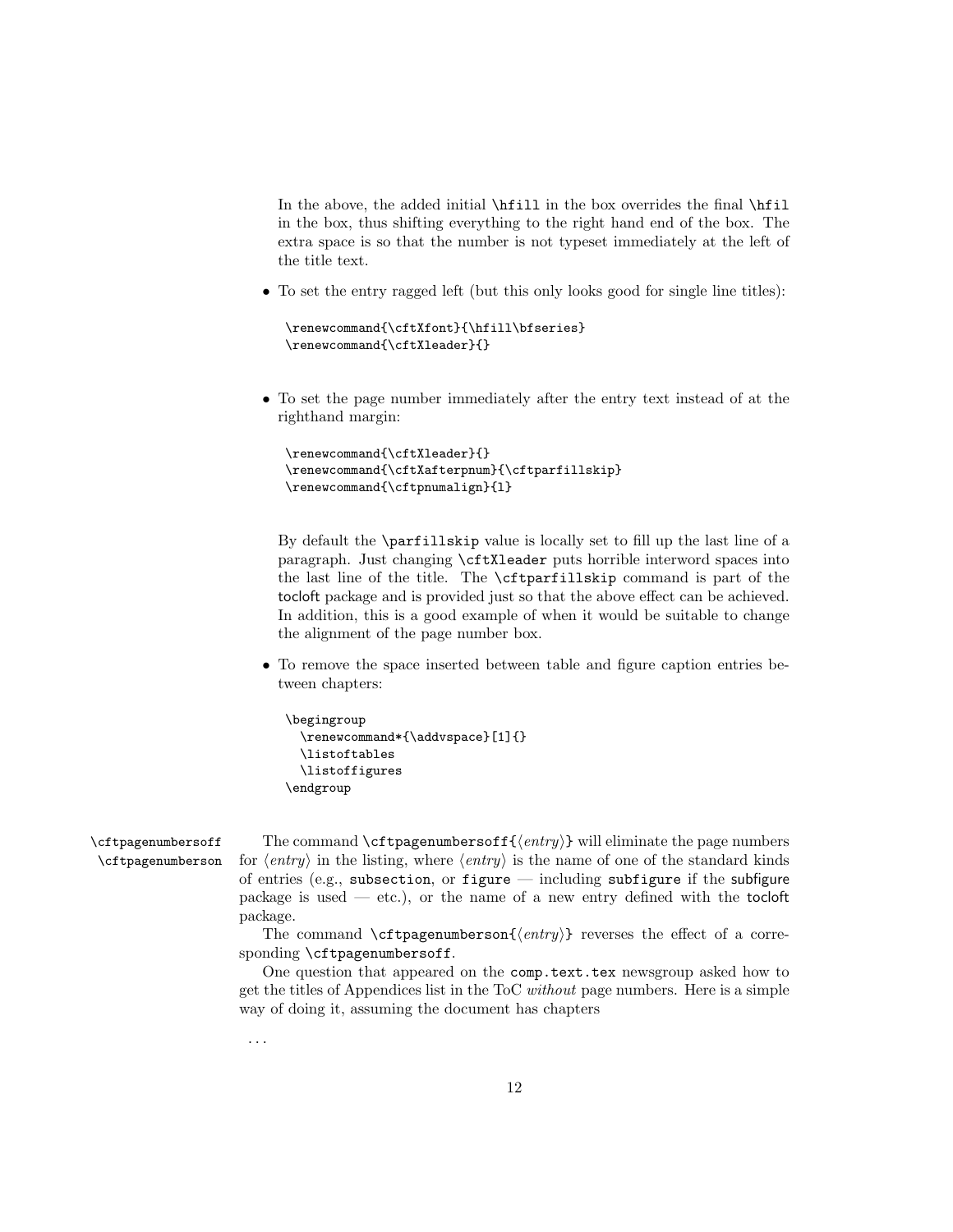In the above, the added initial `\hfill` in the box overrides the final `\hfil` in the box, thus shifting everything to the right hand end of the box. The extra space is so that the number is not typeset immediately at the left of the title text.

- To set the entry ragged left (but this only looks good for single line titles):

```
\renewcommand{\cftXfont}{\hfill\bfseries}
\renewcommand{\cftXleader}{}
```

- To set the page number immediately after the entry text instead of at the righthand margin:

```
\renewcommand{\cftXleader}{}
\renewcommand{\cftXafterpnum}{\cftparfillskip}
\renewcommand{\cftpnumalign}{l}
```

By default the `\parfillskip` value is locally set to fill up the last line of a paragraph. Just changing `\cftXleader` puts horrible interword spaces into the last line of the title. The `\cftparfillskip` command is part of the tocloft package and is provided just so that the above effect can be achieved. In addition, this is a good example of when it would be suitable to change the alignment of the page number box.

- To remove the space inserted between table and figure caption entries between chapters:

```
\begingroup
  \renewcommand*{\addvspace}[1]{}
  \listoftables
  \listoffigures
\endgroup
```

`\cftpagenumbersoff`
`\cftpagenumberson`

The command `\cftpagenumbersoff{`⟨*entry*⟩`}` will eliminate the page numbers for ⟨*entry*⟩ in the listing, where ⟨*entry*⟩ is the name of one of the standard kinds of entries (e.g., `subsection`, or `figure` — including `subfigure` if the subfigure package is used — etc.), or the name of a new entry defined with the tocloft package.

The command `\cftpagenumberson{`⟨*entry*⟩`}` reverses the effect of a corresponding `\cftpagenumbersoff`.

One question that appeared on the `comp.text.tex` newsgroup asked how to get the titles of Appendices list in the ToC *without* page numbers. Here is a simple way of doing it, assuming the document has chapters

...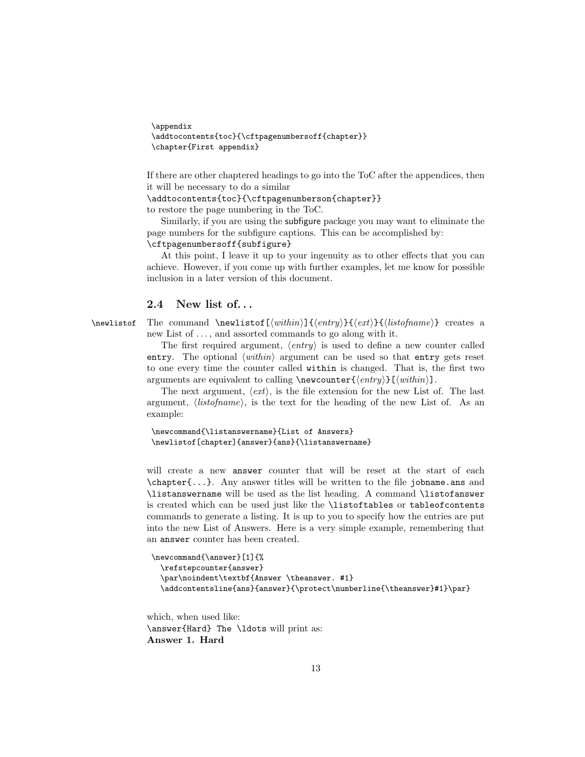```
\appendix
\addtocontents{toc}{\cftpagenumbersoff{chapter}}
\chapter{First appendix}
```

If there are other chaptered headings to go into the ToC after the appendices, then it will be necessary to do a similar
`\addtocontents{toc}{\cftpagenumberson{chapter}}`
to restore the page numbering in the ToC.

Similarly, if you are using the subfigure package you may want to eliminate the page numbers for the subfigure captions. This can be accomplished by:
`\cftpagenumbersoff{subfigure}`

At this point, I leave it up to your ingenuity as to other effects that you can achieve. However, if you come up with further examples, let me know for possible inclusion in a later version of this document.

## 2.4 New list of. . .

`\newlistof` The command `\newlistof[⟨within⟩]{⟨entry⟩}{⟨ext⟩}{⟨listofname⟩}` creates a new List of . . . , and assorted commands to go along with it.

The first required argument, ⟨*entry*⟩ is used to define a new counter called `entry`. The optional ⟨*within*⟩ argument can be used so that `entry` gets reset to one every time the counter called `within` is changed. That is, the first two arguments are equivalent to calling `\newcounter{⟨entry⟩}[⟨within⟩]`.

The next argument, ⟨*ext*⟩, is the file extension for the new List of. The last argument, ⟨*listofname*⟩, is the text for the heading of the new List of. As an example:

```
\newcommand{\listanswername}{List of Answers}
\newlistof[chapter]{answer}{ans}{\listanswername}
```

will create a new `answer` counter that will be reset at the start of each `\chapter{...}`. Any answer titles will be written to the file `jobname.ans` and `\listanswername` will be used as the list heading. A command `\listofanswer` is created which can be used just like the `\listoftables` or `tableofcontents` commands to generate a listing. It is up to you to specify how the entries are put into the new List of Answers. Here is a very simple example, remembering that an `answer` counter has been created.

```
\newcommand{\answer}[1]{%
  \refstepcounter{answer}
  \par\noindent\textbf{Answer \theanswer. #1}
  \addcontentsline{ans}{answer}{\protect\numberline{\theanswer}#1}\par}
```

which, when used like:
`\answer{Hard} The \ldots` will print as:
**Answer 1. Hard**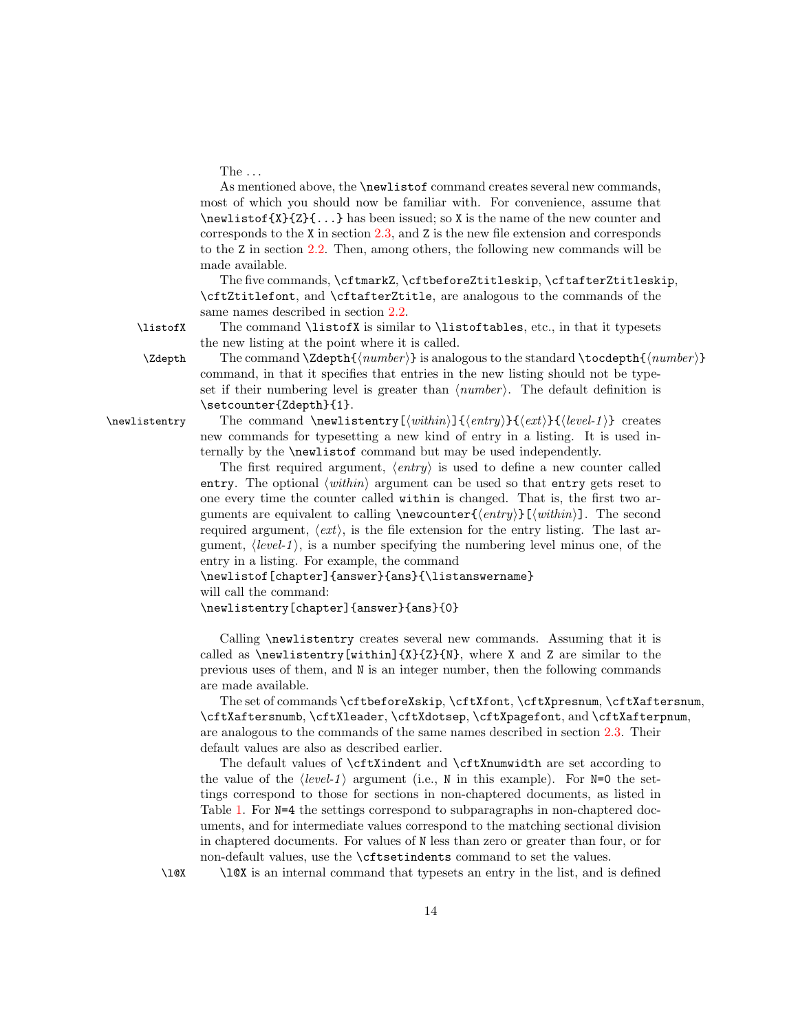The . . .

As mentioned above, the `\newlistof` command creates several new commands, most of which you should now be familiar with. For convenience, assume that `\newlistof{X}{Z}{...}` has been issued; so `X` is the name of the new counter and corresponds to the `X` in section 2.3, and `Z` is the new file extension and corresponds to the `Z` in section 2.2. Then, among others, the following new commands will be made available.

The five commands, `\cftmarkZ`, `\cftbeforeZtitleskip`, `\cftafterZtitleskip`, `\cftZtitlefont`, and `\cftafterZtitle`, are analogous to the commands of the same names described in section 2.2.

`\listofX` The command `\listofX` is similar to `\listoftables`, etc., in that it typesets the new listing at the point where it is called.

`\Zdepth` The command `\Zdepth{`⟨*number*⟩`}` is analogous to the standard `\tocdepth{`⟨*number*⟩`}` command, in that it specifies that entries in the new listing should not be typeset if their numbering level is greater than ⟨*number*⟩. The default definition is `\setcounter{Zdepth}{1}`.

`\newlistentry` The command `\newlistentry[`⟨*within*⟩`]{`⟨*entry*⟩`}{`⟨*ext*⟩`}{`⟨*level-1*⟩`}` creates new commands for typesetting a new kind of entry in a listing. It is used internally by the `\newlistof` command but may be used independently.

The first required argument, ⟨*entry*⟩ is used to define a new counter called `entry`. The optional ⟨*within*⟩ argument can be used so that `entry` gets reset to one every time the counter called `within` is changed. That is, the first two arguments are equivalent to calling `\newcounter{`⟨*entry*⟩`}[`⟨*within*⟩`]`. The second required argument, ⟨*ext*⟩, is the file extension for the entry listing. The last argument, ⟨*level-1*⟩, is a number specifying the numbering level minus one, of the entry in a listing. For example, the command

```
\newlistof[chapter]{answer}{ans}{\listanswername}
```

will call the command:

```
\newlistentry[chapter]{answer}{ans}{0}
```

Calling `\newlistentry` creates several new commands. Assuming that it is called as `\newlistentry[within]{X}{Z}{N}`, where `X` and `Z` are similar to the previous uses of them, and `N` is an integer number, then the following commands are made available.

The set of commands `\cftbeforeXskip`, `\cftXfont`, `\cftXpresnum`, `\cftXaftersnum`, `\cftXaftersnumb`, `\cftXleader`, `\cftXdotsep`, `\cftXpagefont`, and `\cftXafterpnum`, are analogous to the commands of the same names described in section 2.3. Their default values are also as described earlier.

The default values of `\cftXindent` and `\cftXnumwidth` are set according to the value of the ⟨*level-1*⟩ argument (i.e., `N` in this example). For `N=0` the settings correspond to those for sections in non-chaptered documents, as listed in Table 1. For `N=4` the settings correspond to subparagraphs in non-chaptered documents, and for intermediate values correspond to the matching sectional division in chaptered documents. For values of `N` less than zero or greater than four, or for non-default values, use the `\cftsetindents` command to set the values.

`\l@X` `\l@X` is an internal command that typesets an entry in the list, and is defined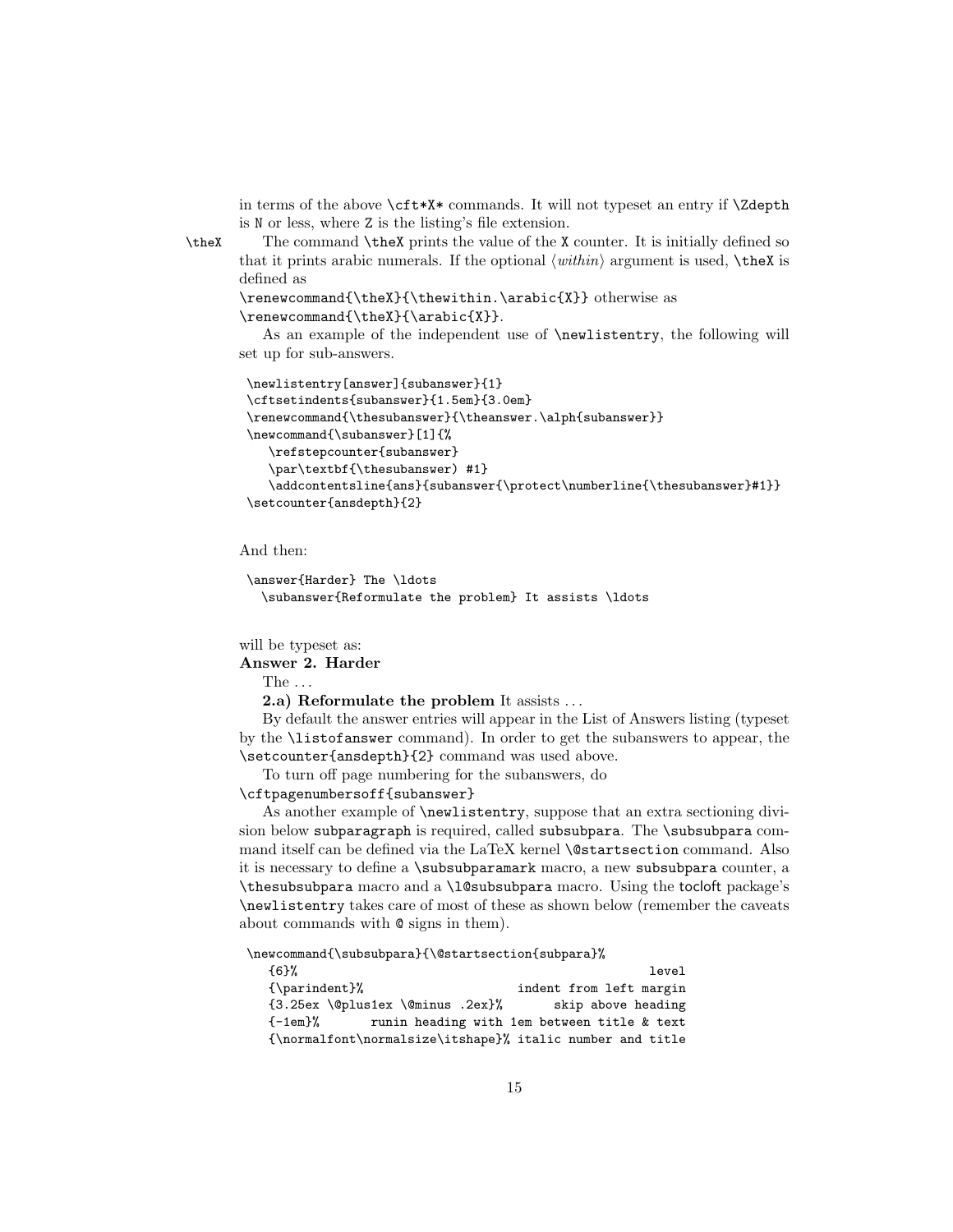in terms of the above `\cft*X*` commands. It will not typeset an entry if `\Zdepth` is `N` or less, where `Z` is the listing's file extension.

`\theX` The command `\theX` prints the value of the `X` counter. It is initially defined so that it prints arabic numerals. If the optional ⟨*within*⟩ argument is used, `\theX` is defined as
`\renewcommand{\theX}{\thewithin.\arabic{X}}` otherwise as
`\renewcommand{\theX}{\arabic{X}}`.

As an example of the independent use of `\newlistentry`, the following will set up for sub-answers.

```
\newlistentry[answer]{subanswer}{1}
\cftsetindents{subanswer}{1.5em}{3.0em}
\renewcommand{\thesubanswer}{\theanswer.\alph{subanswer}}
\newcommand{\subanswer}[1]{%
   \refstepcounter{subanswer}
   \par\textbf{\thesubanswer) #1}
   \addcontentsline{ans}{subanswer{\protect\numberline{\thesubanswer}#1}}
\setcounter{ansdepth}{2}
```

And then:

```
\answer{Harder} The \ldots
  \subanswer{Reformulate the problem} It assists \ldots
```

will be typeset as:

**Answer 2. Harder**

The ...

**2.a) Reformulate the problem** It assists ...

By default the answer entries will appear in the List of Answers listing (typeset by the `\listofanswer` command). In order to get the subanswers to appear, the `\setcounter{ansdepth}{2}` command was used above.

To turn off page numbering for the subanswers, do
`\cftpagenumbersoff{subanswer}`

As another example of `\newlistentry`, suppose that an extra sectioning division below `subparagraph` is required, called `subsubpara`. The `\subsubpara` command itself can be defined via the LaTeX kernel `\@startsection` command. Also it is necessary to define a `\subsubparamark` macro, a new `subsubpara` counter, a `\thesubsubpara` macro and a `\l@subsubpara` macro. Using the tocloft package's `\newlistentry` takes care of most of these as shown below (remember the caveats about commands with `@` signs in them).

```
\newcommand{\subsubpara}{\@startsection{subpara}%
   {6}%                                              level
   {\parindent}%                      indent from left margin
   {3.25ex \@plus1ex \@minus .2ex}%       skip above heading
   {-1em}%       runin heading with 1em between title & text
   {\normalfont\normalsize\itshape}% italic number and title
```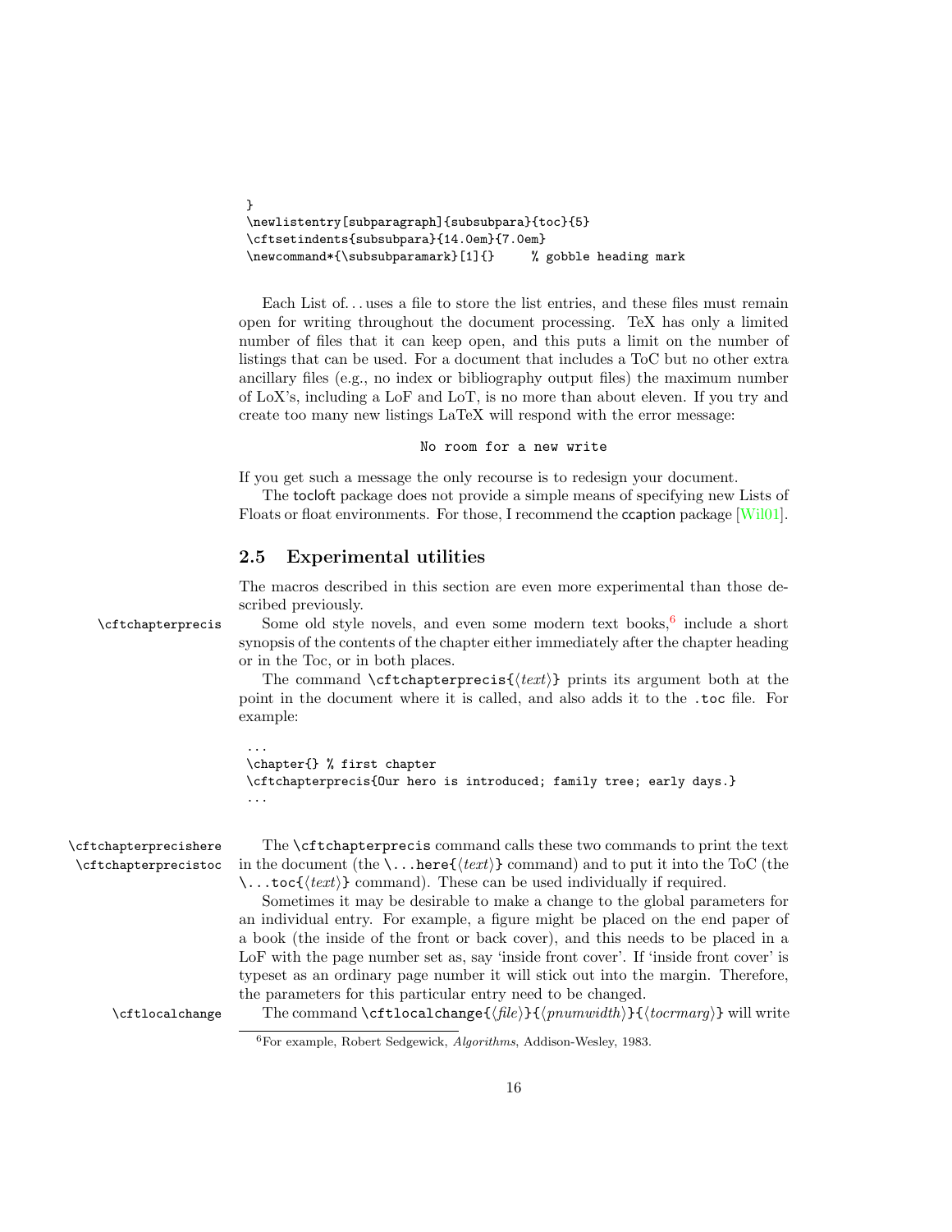```
}
\newlistentry[subparagraph]{subsubpara}{toc}{5}
\cftsetindents{subsubpara}{14.0em}{7.0em}
\newcommand*{\subsubparamark}[1]{}     % gobble heading mark
```

Each List of... uses a file to store the list entries, and these files must remain open for writing throughout the document processing. TeX has only a limited number of files that it can keep open, and this puts a limit on the number of listings that can be used. For a document that includes a ToC but no other extra ancillary files (e.g., no index or bibliography output files) the maximum number of LoX's, including a LoF and LoT, is no more than about eleven. If you try and create too many new listings LaTeX will respond with the error message:

```
No room for a new write
```

If you get such a message the only recourse is to redesign your document.

The tocloft package does not provide a simple means of specifying new Lists of Floats or float environments. For those, I recommend the ccaption package [Wil01].

## 2.5 Experimental utilities

The macros described in this section are even more experimental than those described previously.

`\cftchapterprecis` Some old style novels, and even some modern text books,[6] include a short synopsis of the contents of the chapter either immediately after the chapter heading or in the Toc, or in both places.

The command `\cftchapterprecis{⟨text⟩}` prints its argument both at the point in the document where it is called, and also adds it to the `.toc` file. For example:

```
...
\chapter{} % first chapter
\cftchapterprecis{Our hero is introduced; family tree; early days.}
...
```

`\cftchapterprecishere` `\cftchapterprecistoc` The `\cftchapterprecis` command calls these two commands to print the text in the document (the `\...here{⟨text⟩}` command) and to put it into the ToC (the `\...toc{⟨text⟩}` command). These can be used individually if required.

Sometimes it may be desirable to make a change to the global parameters for an individual entry. For example, a figure might be placed on the end paper of a book (the inside of the front or back cover), and this needs to be placed in a LoF with the page number set as, say 'inside front cover'. If 'inside front cover' is typeset as an ordinary page number it will stick out into the margin. Therefore, the parameters for this particular entry need to be changed.

`\cftlocalchange` The command `\cftlocalchange{⟨file⟩}{⟨pnumwidth⟩}{⟨tocrmarg⟩}` will write

[6] For example, Robert Sedgewick, *Algorithms*, Addison-Wesley, 1983.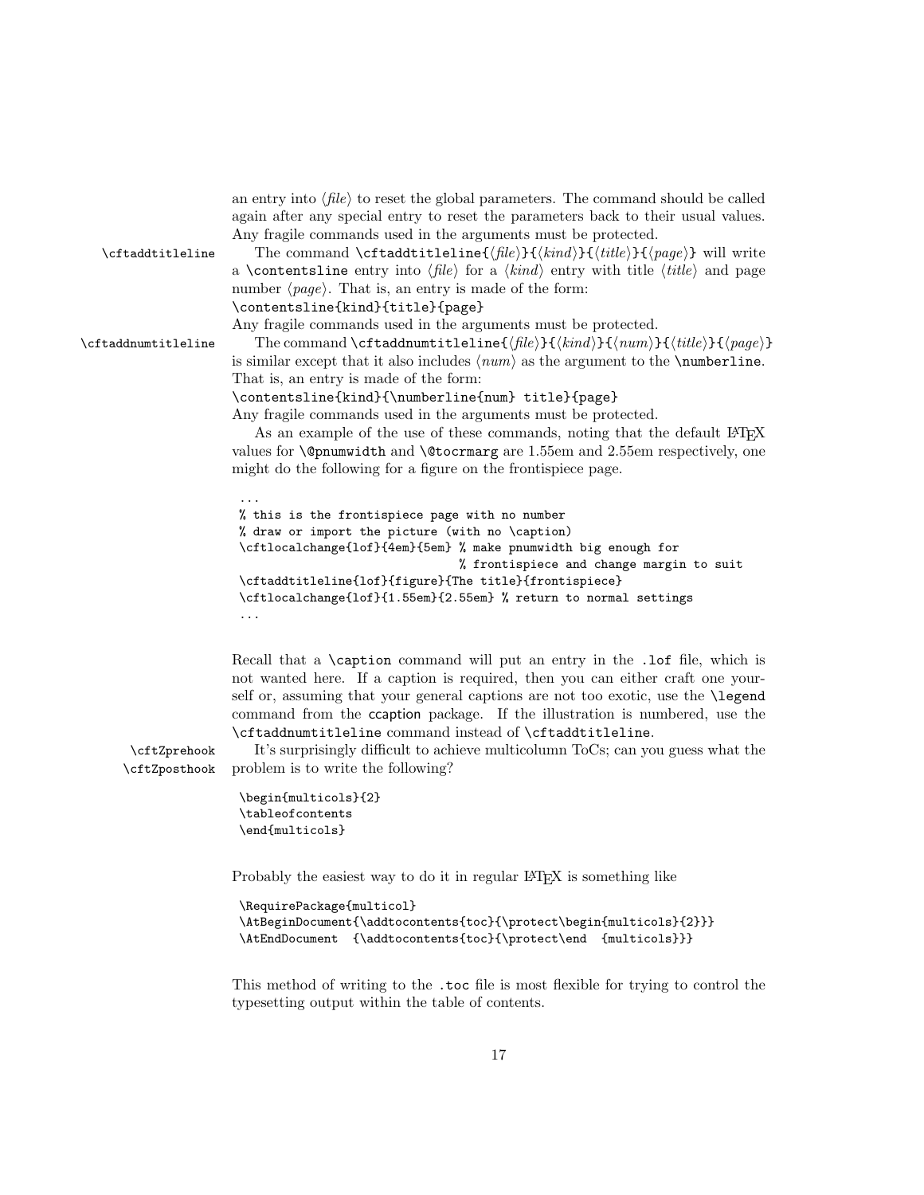an entry into ⟨*file*⟩ to reset the global parameters. The command should be called again after any special entry to reset the parameters back to their usual values. Any fragile commands used in the arguments must be protected.

`\cftaddtitleline` The command `\cftaddtitleline{`⟨*file*⟩`}{`⟨*kind*⟩`}{`⟨*title*⟩`}{`⟨*page*⟩`}` will write a `\contentsline` entry into ⟨*file*⟩ for a ⟨*kind*⟩ entry with title ⟨*title*⟩ and page number ⟨*page*⟩. That is, an entry is made of the form:
`\contentsline{kind}{title}{page}`
Any fragile commands used in the arguments must be protected.

`\cftaddnumtitleline` The command `\cftaddnumtitleline{`⟨*file*⟩`}{`⟨*kind*⟩`}{`⟨*num*⟩`}{`⟨*title*⟩`}{`⟨*page*⟩`}` is similar except that it also includes ⟨*num*⟩ as the argument to the `\numberline`. That is, an entry is made of the form:
`\contentsline{kind}{\numberline{num} title}{page}`
Any fragile commands used in the arguments must be protected.

As an example of the use of these commands, noting that the default LaTeX values for `\@pnumwidth` and `\@tocrmarg` are 1.55em and 2.55em respectively, one might do the following for a figure on the frontispiece page.

```
...
% this is the frontispiece page with no number
% draw or import the picture (with no \caption)
\cftlocalchange{lof}{4em}{5em} % make pnumwidth big enough for
                               % frontispiece and change margin to suit
\cftaddtitleline{lof}{figure}{The title}{frontispiece}
\cftlocalchange{lof}{1.55em}{2.55em} % return to normal settings
...
```

Recall that a `\caption` command will put an entry in the `.lof` file, which is not wanted here. If a caption is required, then you can either craft one yourself or, assuming that your general captions are not too exotic, use the `\legend` command from the ccaption package. If the illustration is numbered, use the `\cftaddnumtitleline` command instead of `\cftaddtitleline`.

`\cftZprehook` `\cftZposthook` It's surprisingly difficult to achieve multicolumn ToCs; can you guess what the problem is to write the following?

```
\begin{multicols}{2}
\tableofcontents
\end{multicols}
```

Probably the easiest way to do it in regular LaTeX is something like

```
\RequirePackage{multicol}
\AtBeginDocument{\addtocontents{toc}{\protect\begin{multicols}{2}}}
\AtEndDocument  {\addtocontents{toc}{\protect\end  {multicols}}}
```

This method of writing to the `.toc` file is most flexible for trying to control the typesetting output within the table of contents.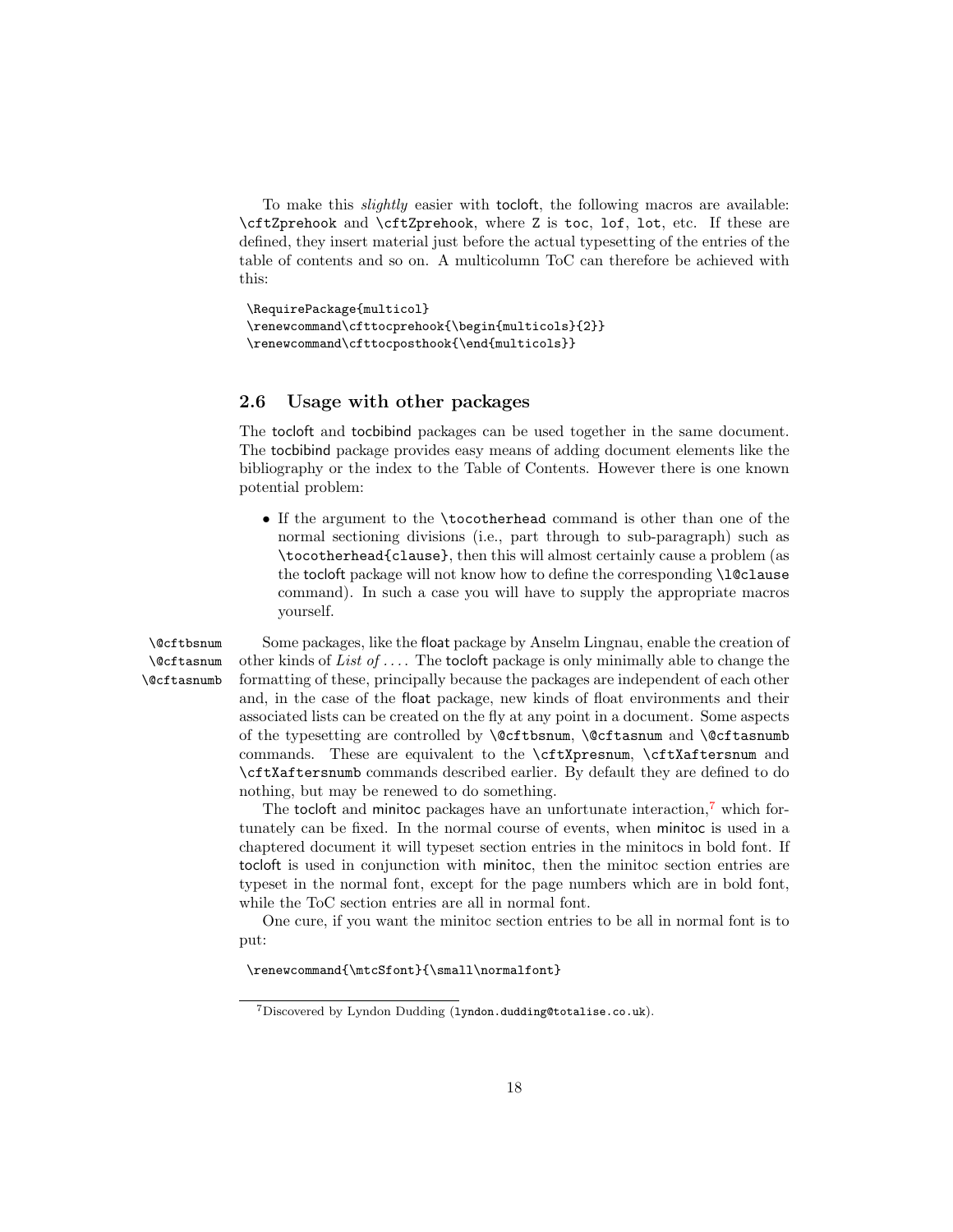To make this *slightly* easier with tocloft, the following macros are available: `\cftZprehook` and `\cftZprehook`, where `Z` is `toc`, `lof`, `lot`, etc. If these are defined, they insert material just before the actual typesetting of the entries of the table of contents and so on. A multicolumn ToC can therefore be achieved with this:

```
\RequirePackage{multicol}
\renewcommand\cfttocprehook{\begin{multicols}{2}}
\renewcommand\cfttocposthook{\end{multicols}}
```

### 2.6 Usage with other packages

The tocloft and tocbibind packages can be used together in the same document. The tocbibind package provides easy means of adding document elements like the bibliography or the index to the Table of Contents. However there is one known potential problem:

- If the argument to the `\tocotherhead` command is other than one of the normal sectioning divisions (i.e., part through to sub-paragraph) such as `\tocotherhead{clause}`, then this will almost certainly cause a problem (as the tocloft package will not know how to define the corresponding `\l@clause` command). In such a case you will have to supply the appropriate macros yourself.

`\@cftbsnum` `\@cftasnum` `\@cftasnumb`

Some packages, like the float package by Anselm Lingnau, enable the creation of other kinds of *List of* .... The tocloft package is only minimally able to change the formatting of these, principally because the packages are independent of each other and, in the case of the float package, new kinds of float environments and their associated lists can be created on the fly at any point in a document. Some aspects of the typesetting are controlled by `\@cftbsnum`, `\@cftasnum` and `\@cftasnumb` commands. These are equivalent to the `\cftXpresnum`, `\cftXaftersnum` and `\cftXaftersnumb` commands described earlier. By default they are defined to do nothing, but may be renewed to do something.

The tocloft and minitoc packages have an unfortunate interaction,[7] which fortunately can be fixed. In the normal course of events, when minitoc is used in a chaptered document it will typeset section entries in the minitocs in bold font. If tocloft is used in conjunction with minitoc, then the minitoc section entries are typeset in the normal font, except for the page numbers which are in bold font, while the ToC section entries are all in normal font.

One cure, if you want the minitoc section entries to be all in normal font is to put:

```
\renewcommand{\mtcSfont}{\small\normalfont}
```

[7] Discovered by Lyndon Dudding (`lyndon.dudding@totalise.co.uk`).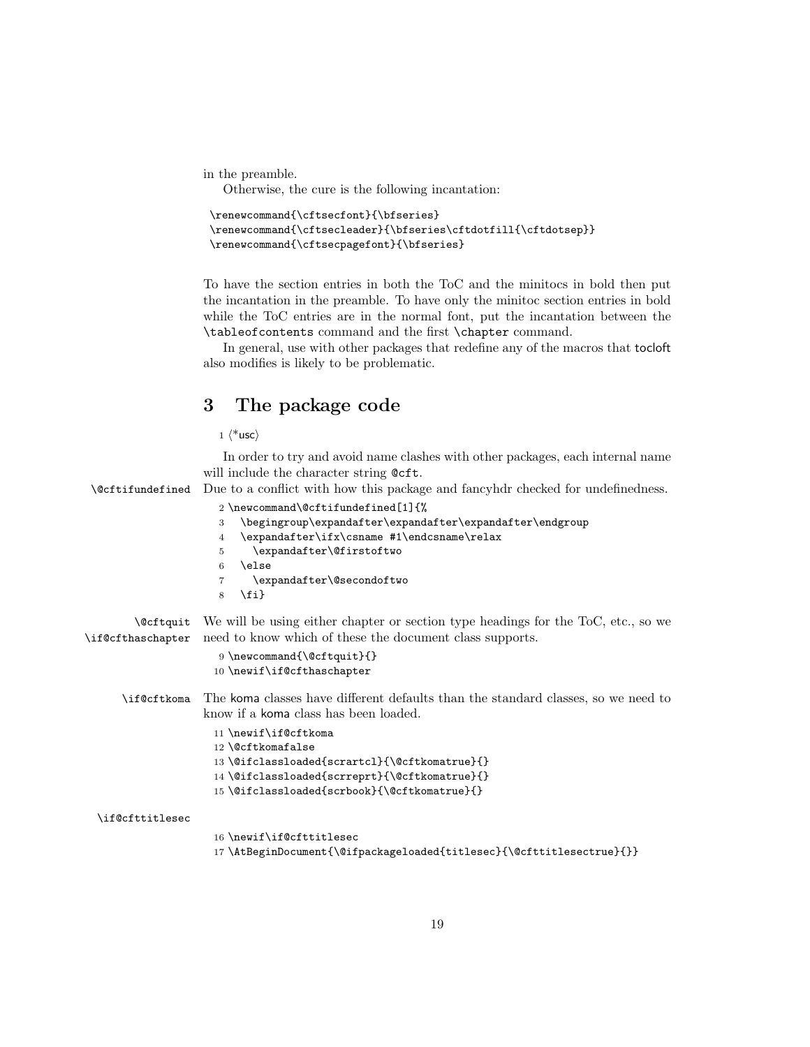in the preamble.

Otherwise, the cure is the following incantation:

```
\renewcommand{\cftsecfont}{\bfseries}
\renewcommand{\cftsecleader}{\bfseries\cftdotfill{\cftdotsep}}
\renewcommand{\cftsecpagefont}{\bfseries}
```

To have the section entries in both the ToC and the minitocs in bold then put the incantation in the preamble. To have only the minitoc section entries in bold while the ToC entries are in the normal font, put the incantation between the `\tableofcontents` command and the first `\chapter` command.

In general, use with other packages that redefine any of the macros that tocloft also modifies is likely to be problematic.

# 3 The package code

```
1 ⟨*usc⟩
```

In order to try and avoid name clashes with other packages, each internal name will include the character string `@cft`.

`\@cftifundefined` Due to a conflict with how this package and fancyhdr checked for undefinedness.

```
2 \newcommand\@cftifundefined[1]{%
3   \begingroup\expandafter\expandafter\expandafter\endgroup
4   \expandafter\ifx\csname #1\endcsname\relax
5     \expandafter\@firstoftwo
6   \else
7     \expandafter\@secondoftwo
8   \fi}
```

`\@cftquit` `\if@cfthaschapter` We will be using either chapter or section type headings for the ToC, etc., so we need to know which of these the document class supports.

```
9 \newcommand{\@cftquit}{}
10 \newif\if@cfthaschapter
```

`\if@cftkoma` The koma classes have different defaults than the standard classes, so we need to know if a koma class has been loaded.

```
11 \newif\if@cftkoma
12 \@cftkomafalse
13 \@ifclassloaded{scrartcl}{\@cftkomatrue}{}
14 \@ifclassloaded{scrreprt}{\@cftkomatrue}{}
15 \@ifclassloaded{scrbook}{\@cftkomatrue}{}
```

`\if@cfttitlesec`

```
16 \newif\if@cfttitlesec
17 \AtBeginDocument{\@ifpackageloaded{titlesec}{\@cfttitlesectrue}{}}
```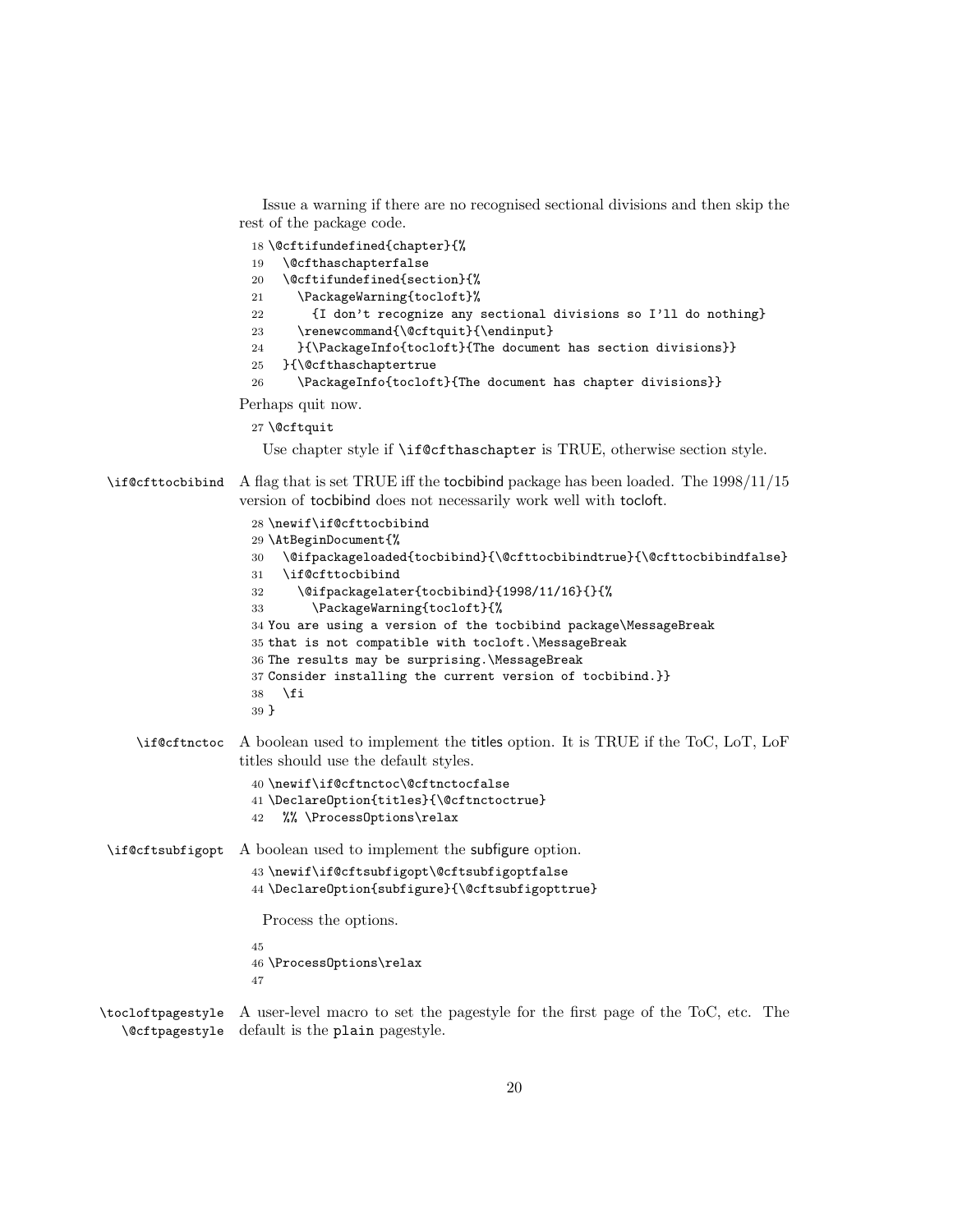Issue a warning if there are no recognised sectional divisions and then skip the rest of the package code.

```
18 \@cftifundefined{chapter}{%
19   \@cfthaschapterfalse
20   \@cftifundefined{section}{%
21     \PackageWarning{tocloft}%
22       {I don't recognize any sectional divisions so I'll do nothing}
23     \renewcommand{\@cftquit}{\endinput}
24     }{\PackageInfo{tocloft}{The document has section divisions}}
25   }{\@cfthaschaptertrue
26     \PackageInfo{tocloft}{The document has chapter divisions}}
```

Perhaps quit now.

```
27 \@cftquit
```

Use chapter style if `\if@cfthaschapter` is TRUE, otherwise section style.

`\if@cfttocbibind` A flag that is set TRUE iff the tocbibind package has been loaded. The 1998/11/15 version of tocbibind does not necessarily work well with tocloft.

```
28 \newif\if@cfttocbibind
29 \AtBeginDocument{%
30   \@ifpackageloaded{tocbibind}{\@cfttocbibindtrue}{\@cfttocbibindfalse}
31   \if@cfttocbibind
32     \@ifpackagelater{tocbibind}{1998/11/16}{}{%
33       \PackageWarning{tocloft}{%
34 You are using a version of the tocbibind package\MessageBreak
35 that is not compatible with tocloft.\MessageBreak
36 The results may be surprising.\MessageBreak
37 Consider installing the current version of tocbibind.}}
38   \fi
39 }
```

`\if@cftnctoc` A boolean used to implement the titles option. It is TRUE if the ToC, LoT, LoF titles should use the default styles.

```
40 \newif\if@cftnctoc\@cftnctocfalse
41 \DeclareOption{titles}{\@cftnctoctrue}
42   %% \ProcessOptions\relax
```

`\if@cftsubfigopt` A boolean used to implement the subfigure option.

```
43 \newif\if@cftsubfigopt\@cftsubfigoptfalse
44 \DeclareOption{subfigure}{\@cftsubfigopttrue}
```

Process the options.

```
45
46 \ProcessOptions\relax
47
```

`\tocloftpagestyle` `\@cftpagestyle` A user-level macro to set the pagestyle for the first page of the ToC, etc. The default is the `plain` pagestyle.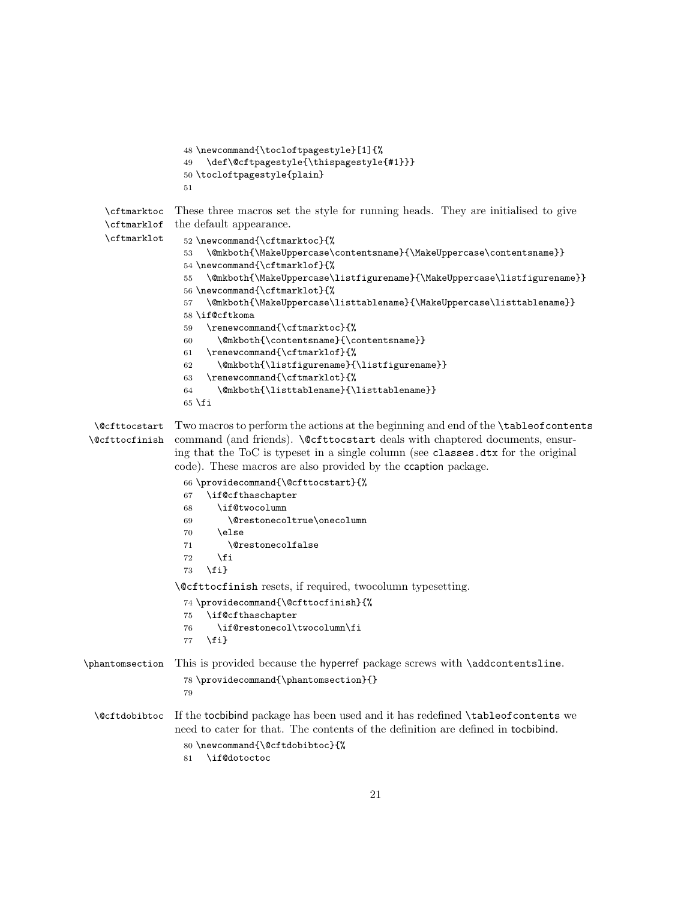```
48 \newcommand{\tocloftpagestyle}[1]{%
49   \def\@cftpagestyle{\thispagestyle{#1}}}
50 \tocloftpagestyle{plain}
51
```

\cftmarktoc \cftmarklof \cftmarklot These three macros set the style for running heads. They are initialised to give the default appearance.

```
52 \newcommand{\cftmarktoc}{%
53   \@mkboth{\MakeUppercase\contentsname}{\MakeUppercase\contentsname}}
54 \newcommand{\cftmarklof}{%
55   \@mkboth{\MakeUppercase\listfigurename}{\MakeUppercase\listfigurename}}
56 \newcommand{\cftmarklot}{%
57   \@mkboth{\MakeUppercase\listtablename}{\MakeUppercase\listtablename}}
58 \if@cftkoma
59   \renewcommand{\cftmarktoc}{%
60     \@mkboth{\contentsname}{\contentsname}}
61   \renewcommand{\cftmarklof}{%
62     \@mkboth{\listfigurename}{\listfigurename}}
63   \renewcommand{\cftmarklot}{%
64     \@mkboth{\listtablename}{\listtablename}}
65 \fi
```

\@cfttocstart \@cfttocfinish Two macros to perform the actions at the beginning and end of the `\tableofcontents` command (and friends). `\@cfttocstart` deals with chaptered documents, ensuring that the ToC is typeset in a single column (see `classes.dtx` for the original code). These macros are also provided by the ccaption package.

```
66 \providecommand{\@cfttocstart}{%
67   \if@cfthaschapter
68     \if@twocolumn
69       \@restonecoltrue\onecolumn
70     \else
71       \@restonecolfalse
72     \fi
73   \fi}
```

`\@cfttocfinish` resets, if required, twocolumn typesetting.

```
74 \providecommand{\@cfttocfinish}{%
75   \if@cfthaschapter
76     \if@restonecol\twocolumn\fi
77   \fi}
```

\phantomsection This is provided because the hyperref package screws with `\addcontentsline`.

```
78 \providecommand{\phantomsection}{}
79
```

\@cftdobibtoc If the tocbibind package has been used and it has redefined `\tableofcontents` we need to cater for that. The contents of the definition are defined in tocbibind.

```
80 \newcommand{\@cftdobibtoc}{%
81   \if@dotoctoc
```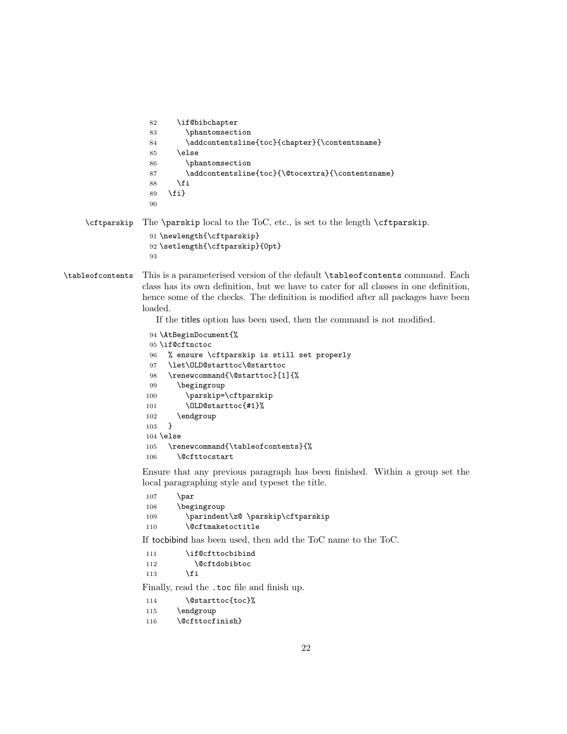```
82     \if@bibchapter
83       \phantomsection
84       \addcontentsline{toc}{chapter}{\contentsname}
85     \else
86       \phantomsection
87       \addcontentsline{toc}{\@tocextra}{\contentsname}
88     \fi
89   \fi}
90
```

\cftparskip The `\parskip` local to the ToC, etc., is set to the length `\cftparskip`.

```
91 \newlength{\cftparskip}
92 \setlength{\cftparskip}{0pt}
93
```

\tableofcontents This is a parameterised version of the default `\tableofcontents` command. Each class has its own definition, but we have to cater for all classes in one definition, hence some of the checks. The definition is modified after all packages have been loaded.

If the titles option has been used, then the command is not modified.

```
94 \AtBeginDocument{%
95 \if@cftnctoc
96   % ensure \cftparskip is still set properly
97   \let\OLD@starttoc\@starttoc
98   \renewcommand{\@starttoc}[1]{%
99     \begingroup
100      \parskip=\cftparskip
101      \OLD@starttoc{#1}%
102    \endgroup
103  }
104 \else
105   \renewcommand{\tableofcontents}{%
106     \@cfttocstart
```

Ensure that any previous paragraph has been finished. Within a group set the local paragraphing style and typeset the title.

```
107     \par
108     \begingroup
109       \parindent\z@ \parskip\cftparskip
110       \@cftmaketoctitle
```

If tocbibind has been used, then add the ToC name to the ToC.

```
111       \if@cfttocbibind
112         \@cftdobibtoc
113       \fi
```

Finally, read the .toc file and finish up.

```
114       \@starttoc{toc}%
115     \endgroup
116     \@cfttocfinish}
```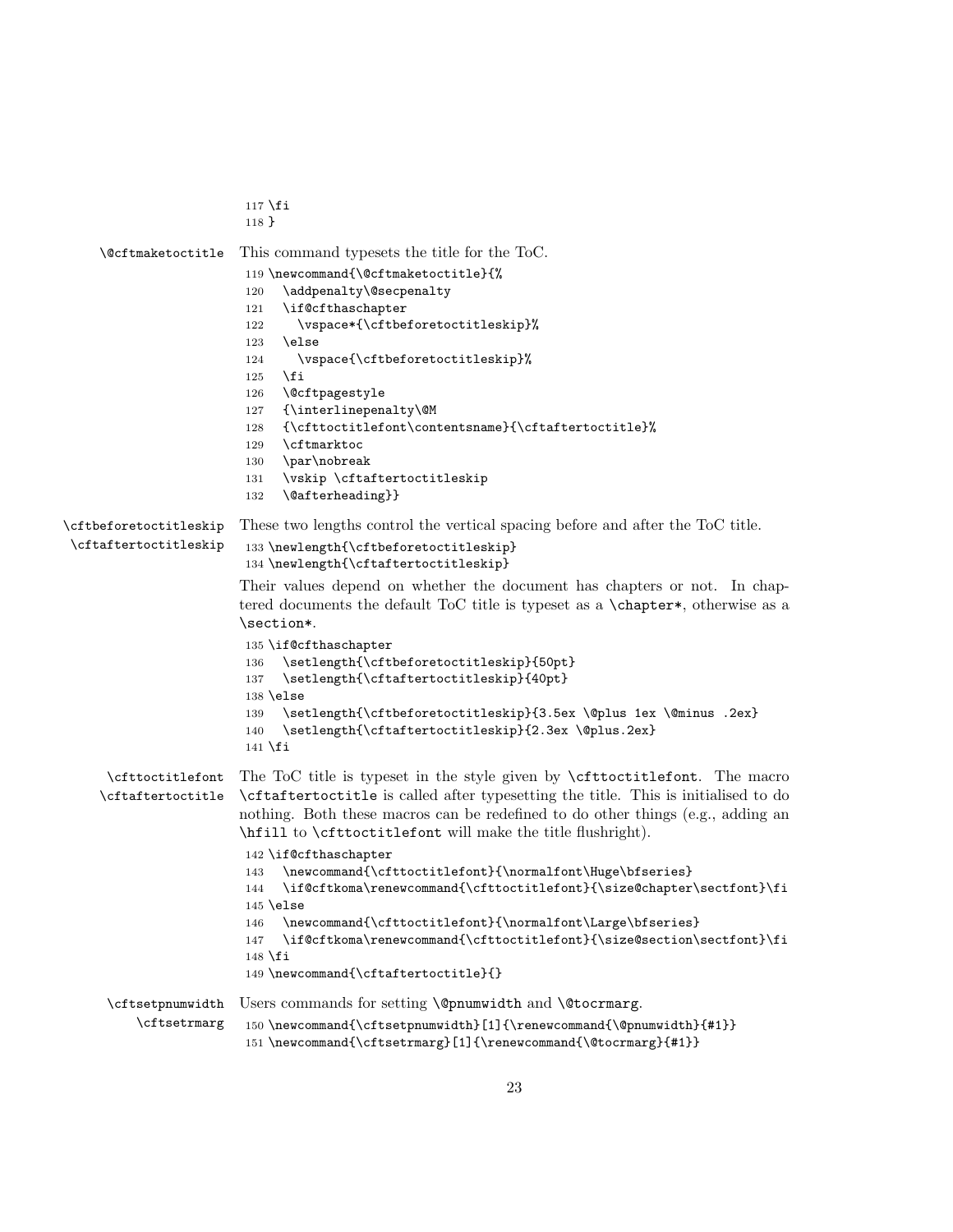```
117 \fi
118 }
```

**\@cftmaketoctitle** This command typesets the title for the ToC.

```
119 \newcommand{\@cftmaketoctitle}{%
120   \addpenalty\@secpenalty
121   \if@cfthaschapter
122     \vspace*{\cftbeforetoctitleskip}%
123   \else
124     \vspace{\cftbeforetoctitleskip}%
125   \fi
126   \@cftpagestyle
127   {\interlinepenalty\@M
128   {\cfttoctitlefont\contentsname}{\cftaftertoctitle}%
129   \cftmarktoc
130   \par\nobreak
131   \vskip \cftaftertoctitleskip
132   \@afterheading}}
```

**\cftbeforetoctitleskip** **\cftaftertoctitleskip** These two lengths control the vertical spacing before and after the ToC title.

```
133 \newlength{\cftbeforetoctitleskip}
134 \newlength{\cftaftertoctitleskip}
```

Their values depend on whether the document has chapters or not. In chaptered documents the default ToC title is typeset as a `\chapter*`, otherwise as a `\section*`.

```
135 \if@cfthaschapter
136   \setlength{\cftbeforetoctitleskip}{50pt}
137   \setlength{\cftaftertoctitleskip}{40pt}
138 \else
139   \setlength{\cftbeforetoctitleskip}{3.5ex \@plus 1ex \@minus .2ex}
140   \setlength{\cftaftertoctitleskip}{2.3ex \@plus.2ex}
141 \fi
```

**\cfttoctitlefont** **\cftaftertoctitle** The ToC title is typeset in the style given by `\cfttoctitlefont`. The macro `\cftaftertoctitle` is called after typesetting the title. This is initialised to do nothing. Both these macros can be redefined to do other things (e.g., adding an `\hfill` to `\cfttoctitlefont` will make the title flushright).

```
142 \if@cfthaschapter
143   \newcommand{\cfttoctitlefont}{\normalfont\Huge\bfseries}
144   \if@cftkoma\renewcommand{\cfttoctitlefont}{\size@chapter\sectfont}\fi
145 \else
146   \newcommand{\cfttoctitlefont}{\normalfont\Large\bfseries}
147   \if@cftkoma\renewcommand{\cfttoctitlefont}{\size@section\sectfont}\fi
148 \fi
149 \newcommand{\cftaftertoctitle}{}
```

**\cftsetpnumwidth** **\cftsetrmarg** Users commands for setting `\@pnumwidth` and `\@tocrmarg`.

```
150 \newcommand{\cftsetpnumwidth}[1]{\renewcommand{\@pnumwidth}{#1}}
151 \newcommand{\cftsetrmarg}[1]{\renewcommand{\@tocrmarg}{#1}}
```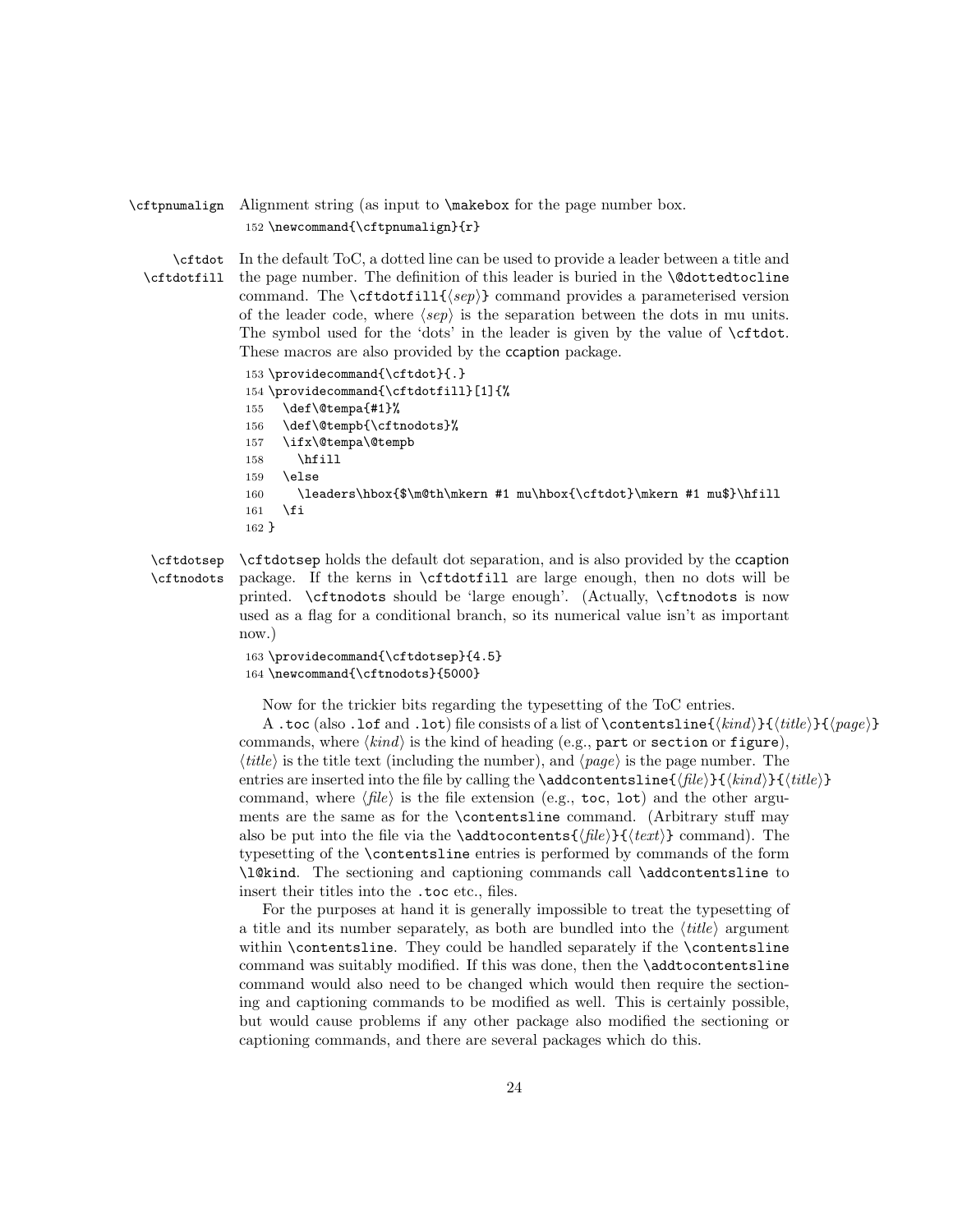\cftpnumalign Alignment string (as input to \makebox for the page number box.

```
152 \newcommand{\cftpnumalign}{r}
```

\cftdot \cftdotfill In the default ToC, a dotted line can be used to provide a leader between a title and the page number. The definition of this leader is buried in the \@dottedtocline command. The \cftdotfill{⟨*sep*⟩} command provides a parameterised version of the leader code, where ⟨*sep*⟩ is the separation between the dots in mu units. The symbol used for the 'dots' in the leader is given by the value of \cftdot. These macros are also provided by the ccaption package.

```
153 \providecommand{\cftdot}{.}
154 \providecommand{\cftdotfill}[1]{%
155   \def\@tempa{#1}%
156   \def\@tempb{\cftnodots}%
157   \ifx\@tempa\@tempb
158     \hfill
159   \else
160     \leaders\hbox{$\m@th\mkern #1 mu\hbox{\cftdot}\mkern #1 mu$}\hfill
161   \fi
162 }
```

\cftdotsep \cftnodots \cftdotsep holds the default dot separation, and is also provided by the ccaption package. If the kerns in \cftdotfill are large enough, then no dots will be printed. \cftnodots should be 'large enough'. (Actually, \cftnodots is now used as a flag for a conditional branch, so its numerical value isn't as important now.)

```
163 \providecommand{\cftdotsep}{4.5}
164 \newcommand{\cftnodots}{5000}
```

Now for the trickier bits regarding the typesetting of the ToC entries.

A .toc (also .lof and .lot) file consists of a list of \contentsline{⟨*kind*⟩}{⟨*title*⟩}{⟨*page*⟩} commands, where ⟨*kind*⟩ is the kind of heading (e.g., part or section or figure), ⟨*title*⟩ is the title text (including the number), and ⟨*page*⟩ is the page number. The entries are inserted into the file by calling the \addcontentsline{⟨*file*⟩}{⟨*kind*⟩}{⟨*title*⟩} command, where ⟨*file*⟩ is the file extension (e.g., toc, lot) and the other arguments are the same as for the \contentsline command. (Arbitrary stuff may also be put into the file via the \addtocontents{⟨*file*⟩}{⟨*text*⟩} command). The typesetting of the \contentsline entries is performed by commands of the form \l@kind. The sectioning and captioning commands call \addcontentsline to insert their titles into the .toc etc., files.

For the purposes at hand it is generally impossible to treat the typesetting of a title and its number separately, as both are bundled into the ⟨*title*⟩ argument within \contentsline. They could be handled separately if the \contentsline command was suitably modified. If this was done, then the \addtocontentsline command would also need to be changed which would then require the sectioning and captioning commands to be modified as well. This is certainly possible, but would cause problems if any other package also modified the sectioning or captioning commands, and there are several packages which do this.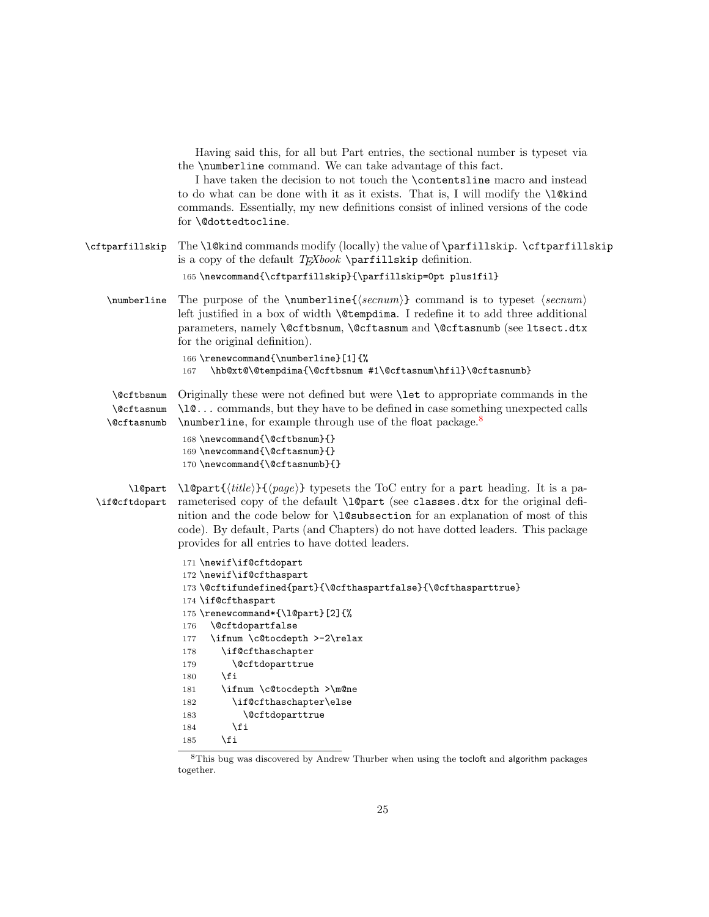Having said this, for all but Part entries, the sectional number is typeset via the `\numberline` command. We can take advantage of this fact.

I have taken the decision to not touch the `\contentsline` macro and instead to do what can be done with it as it exists. That is, I will modify the `\l@kind` commands. Essentially, my new definitions consist of inlined versions of the code for `\@dottedtocline`.

`\cftparfillskip` The `\l@kind` commands modify (locally) the value of `\parfillskip`. `\cftparfillskip` is a copy of the default *TEXbook* `\parfillskip` definition.

```
165 \newcommand{\cftparfillskip}{\parfillskip=0pt plus1fil}
```

`\numberline` The purpose of the `\numberline{⟨secnum⟩}` command is to typeset ⟨*secnum*⟩ left justified in a box of width `\@tempdima`. I redefine it to add three additional parameters, namely `\@cftbsnum`, `\@cftasnum` and `\@cftasnumb` (see `ltsect.dtx` for the original definition).

```
166 \renewcommand{\numberline}[1]{%
167   \hb@xt@\@tempdima{\@cftbsnum #1\@cftasnum\hfil}\@cftasnumb}
```

`\@cftbsnum` `\@cftasnum` `\@cftasnumb` Originally these were not defined but were `\let` to appropriate commands in the `\l@...` commands, but they have to be defined in case something unexpected calls `\numberline`, for example through use of the float package.[8]

```
168 \newcommand{\@cftbsnum}{}
169 \newcommand{\@cftasnum}{}
170 \newcommand{\@cftasnumb}{}
```

`\l@part` `\if@cftdopart` `\l@part{⟨title⟩}{⟨page⟩}` typesets the ToC entry for a `part` heading. It is a parameterised copy of the default `\l@part` (see `classes.dtx` for the original definition and the code below for `\l@subsection` for an explanation of most of this code). By default, Parts (and Chapters) do not have dotted leaders. This package provides for all entries to have dotted leaders.

```
171 \newif\if@cftdopart
172 \newif\if@cfthaspart
173 \@cftifundefined{part}{\@cfthaspartfalse}{\@cfthasparttrue}
174 \if@cfthaspart
175 \renewcommand*{\l@part}[2]{%
176   \@cftdopartfalse
177   \ifnum \c@tocdepth >-2\relax
178     \if@cfthaschapter
179       \@cftdoparttrue
180     \fi
181     \ifnum \c@tocdepth >\m@ne
182       \if@cfthaschapter\else
183         \@cftdoparttrue
184       \fi
185     \fi
```

[8]This bug was discovered by Andrew Thurber when using the tocloft and algorithm packages together.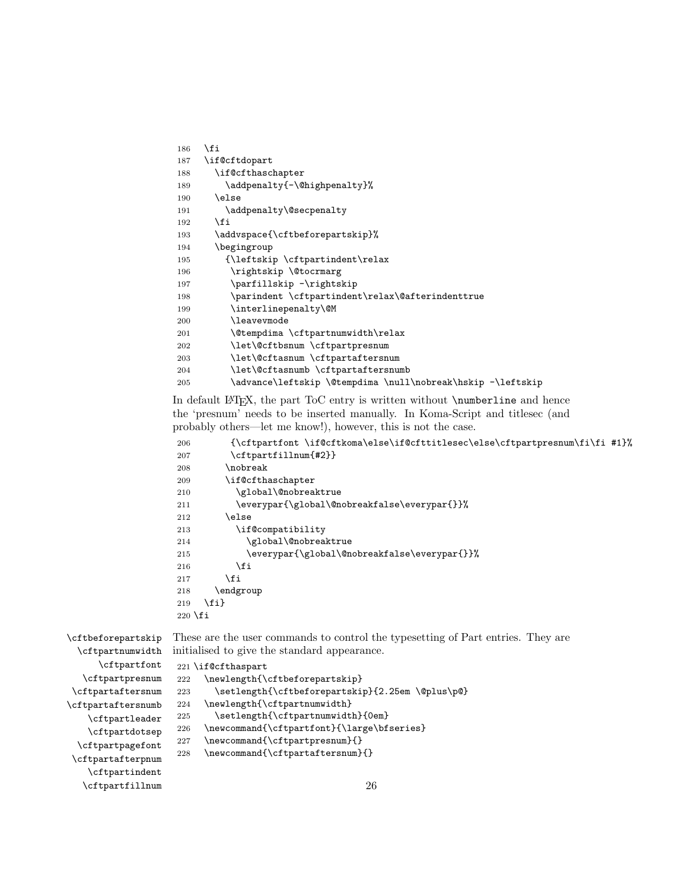```
186   \fi
187   \if@cftdopart
188     \if@cfthaschapter
189       \addpenalty{-\@highpenalty}%
190     \else
191       \addpenalty\@secpenalty
192     \fi
193     \addvspace{\cftbeforepartskip}%
194     \begingroup
195       {\leftskip \cftpartindent\relax
196        \rightskip \@tocrmarg
197        \parfillskip -\rightskip
198        \parindent \cftpartindent\relax\@afterindenttrue
199        \interlinepenalty\@M
200        \leavevmode
201        \@tempdima \cftpartnumwidth\relax
202        \let\@cftbsnum \cftpartpresnum
203        \let\@cftasnum \cftpartaftersnum
204        \let\@cftasnumb \cftpartaftersnumb
205        \advance\leftskip \@tempdima \null\nobreak\hskip -\leftskip
```

In default LaTeX, the part ToC entry is written without `\numberline` and hence the 'presnum' needs to be inserted manually. In Koma-Script and titlesec (and probably others—let me know!), however, this is not the case.

```
206        {\cftpartfont \if@cftkoma\else\if@cfttitlesec\else\cftpartpresnum\fi\fi #1}%
207        \cftpartfillnum{#2}}
208       \nobreak
209       \if@cfthaschapter
210         \global\@nobreaktrue
211         \everypar{\global\@nobreakfalse\everypar{}}%
212       \else
213         \if@compatibility
214           \global\@nobreaktrue
215           \everypar{\global\@nobreakfalse\everypar{}}%
216         \fi
217       \fi
218     \endgroup
219   \fi}
220 \fi
```

\cftbeforepartskip \cftpartnumwidth \cftpartfont \cftpartpresnum \cftpartaftersnum \cftpartaftersnumb \cftpartleader \cftpartdotsep \cftpartpagefont \cftpartafterpnum \cftpartindent \cftpartfillnum

These are the user commands to control the typesetting of Part entries. They are initialised to give the standard appearance.

```
221 \if@cfthaspart
222   \newlength{\cftbeforepartskip}
223     \setlength{\cftbeforepartskip}{2.25em \@plus\p@}
224   \newlength{\cftpartnumwidth}
225     \setlength{\cftpartnumwidth}{0em}
226   \newcommand{\cftpartfont}{\large\bfseries}
227   \newcommand{\cftpartpresnum}{}
228   \newcommand{\cftpartaftersnum}{}
```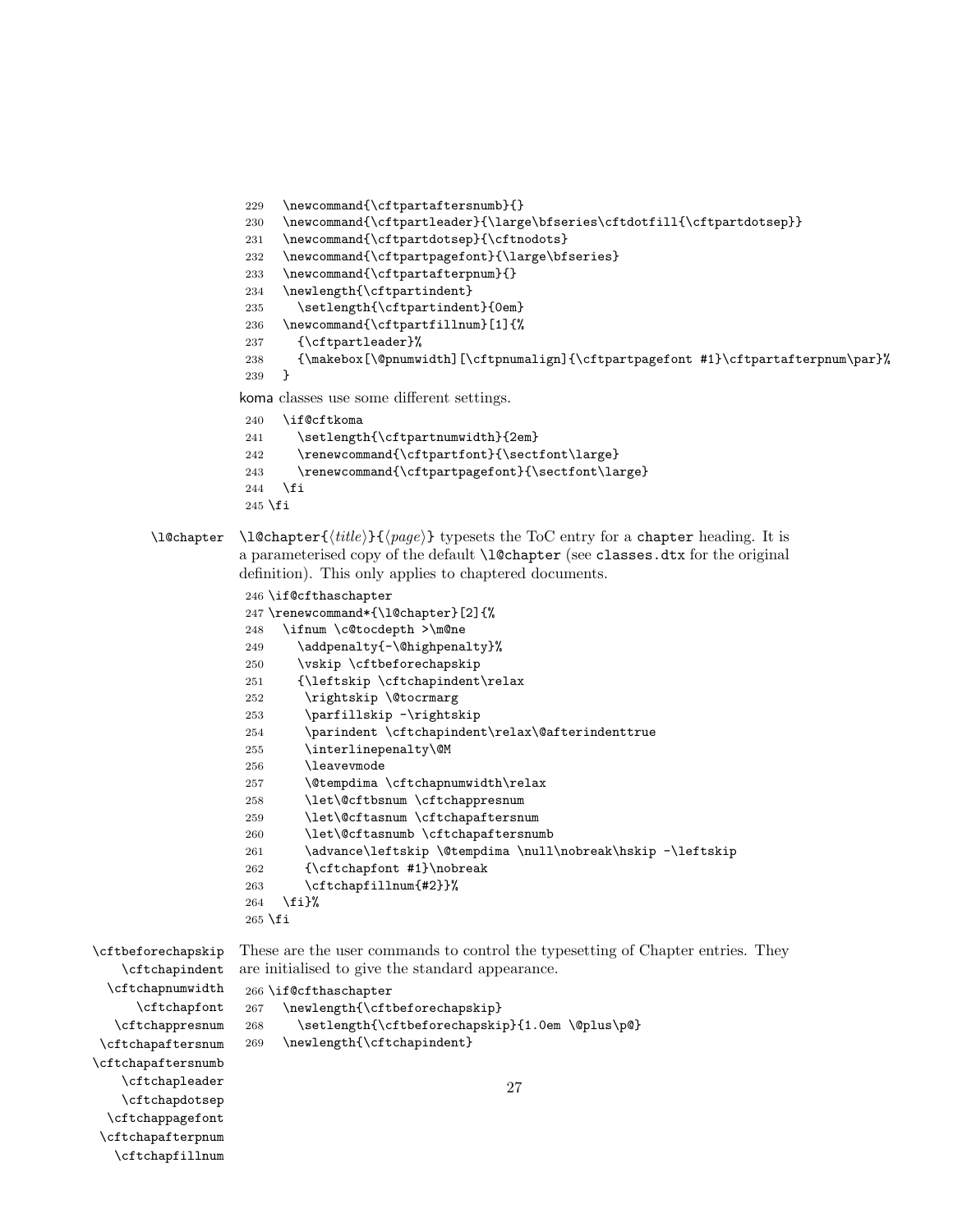```
229   \newcommand{\cftpartaftersnumb}{}
230   \newcommand{\cftpartleader}{\large\bfseries\cftdotfill{\cftpartdotsep}}
231   \newcommand{\cftpartdotsep}{\cftnodots}
232   \newcommand{\cftpartpagefont}{\large\bfseries}
233   \newcommand{\cftpartafterpnum}{}
234   \newlength{\cftpartindent}
235     \setlength{\cftpartindent}{0em}
236   \newcommand{\cftpartfillnum}[1]{%
237     {\cftpartleader}%
238     {\makebox[\@pnumwidth][\cftpnumalign]{\cftpartpagefont #1}\cftpartafterpnum\par}%
239   }
```

koma classes use some different settings.

```
240   \if@cftkoma
241     \setlength{\cftpartnumwidth}{2em}
242     \renewcommand{\cftpartfont}{\sectfont\large}
243     \renewcommand{\cftpartpagefont}{\sectfont\large}
244   \fi
245 \fi
```

\l@chapter

`\l@chapter{⟨title⟩}{⟨page⟩}` typesets the ToC entry for a chapter heading. It is a parameterised copy of the default `\l@chapter` (see `classes.dtx` for the original definition). This only applies to chaptered documents.

```
246 \if@cfthaschapter
247 \renewcommand*{\l@chapter}[2]{%
248   \ifnum \c@tocdepth >\m@ne
249     \addpenalty{-\@highpenalty}%
250     \vskip \cftbeforechapskip
251     {\leftskip \cftchapindent\relax
252      \rightskip \@tocrmarg
253      \parfillskip -\rightskip
254      \parindent \cftchapindent\relax\@afterindenttrue
255      \interlinepenalty\@M
256      \leavevmode
257      \@tempdima \cftchapnumwidth\relax
258      \let\@cftbsnum \cftchappresnum
259      \let\@cftasnum \cftchapaftersnum
260      \let\@cftasnumb \cftchapaftersnumb
261      \advance\leftskip \@tempdima \null\nobreak\hskip -\leftskip
262      {\cftchapfont #1}\nobreak
263      \cftchapfillnum{#2}}%
264   \fi}%
265 \fi
```

\cftbeforechapskip \cftchapindent \cftchapnumwidth \cftchapfont \cftchappresnum \cftchapaftersnum \cftchapaftersnumb \cftchapleader \cftchapdotsep \cftchappagefont \cftchapafterpnum \cftchapfillnum

These are the user commands to control the typesetting of Chapter entries. They are initialised to give the standard appearance.

```
266 \if@cfthaschapter
267   \newlength{\cftbeforechapskip}
268     \setlength{\cftbeforechapskip}{1.0em \@plus\p@}
269   \newlength{\cftchapindent}
```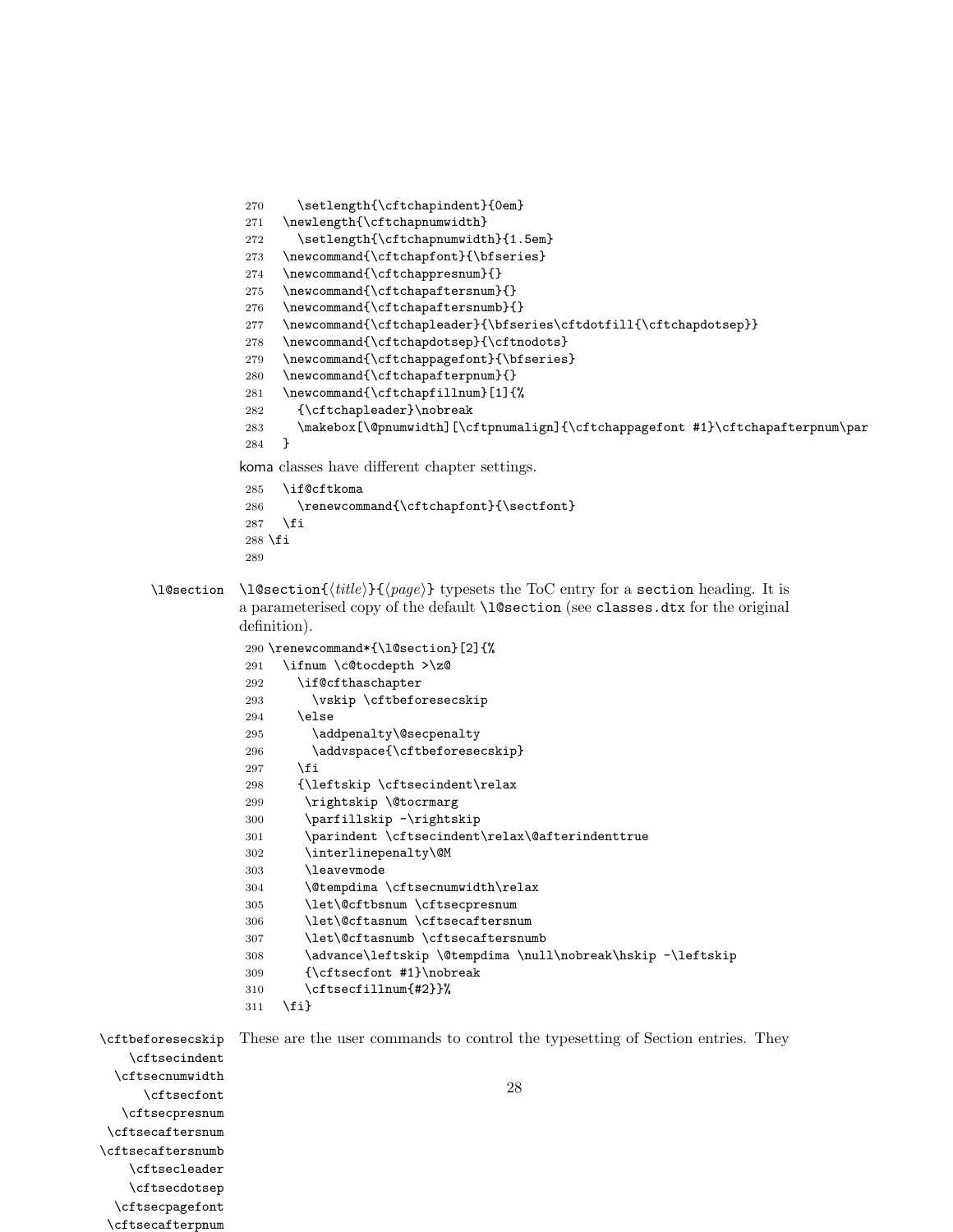```
270     \setlength{\cftchapindent}{0em}
271   \newlength{\cftchapnumwidth}
272     \setlength{\cftchapnumwidth}{1.5em}
273   \newcommand{\cftchapfont}{\bfseries}
274   \newcommand{\cftchappresnum}{}
275   \newcommand{\cftchapaftersnum}{}
276   \newcommand{\cftchapaftersnumb}{}
277   \newcommand{\cftchapleader}{\bfseries\cftdotfill{\cftchapdotsep}}
278   \newcommand{\cftchapdotsep}{\cftnodots}
279   \newcommand{\cftchappagefont}{\bfseries}
280   \newcommand{\cftchapafterpnum}{}
281   \newcommand{\cftchapfillnum}[1]{%
282     {\cftchapleader}\nobreak
283     \makebox[\@pnumwidth][\cftpnumalign]{\cftchappagefont #1}\cftchapafterpnum\par
284   }
```

koma classes have different chapter settings.

```
285   \if@cftkoma
286     \renewcommand{\cftchapfont}{\sectfont}
287   \fi
288 \fi
289
```

\l@section

`\l@section{⟨title⟩}{⟨page⟩}` typesets the ToC entry for a section heading. It is a parameterised copy of the default `\l@section` (see `classes.dtx` for the original definition).

```
290 \renewcommand*{\l@section}[2]{%
291   \ifnum \c@tocdepth >\z@
292     \if@cfthaschapter
293       \vskip \cftbeforesecskip
294     \else
295       \addpenalty\@secpenalty
296       \addvspace{\cftbeforesecskip}
297     \fi
298     {\leftskip \cftsecindent\relax
299      \rightskip \@tocrmarg
300      \parfillskip -\rightskip
301      \parindent \cftsecindent\relax\@afterindenttrue
302      \interlinepenalty\@M
303      \leavevmode
304      \@tempdima \cftsecnumwidth\relax
305      \let\@cftbsnum \cftsecpresnum
306      \let\@cftasnum \cftsecaftersnum
307      \let\@cftasnumb \cftsecaftersnumb
308      \advance\leftskip \@tempdima \null\nobreak\hskip -\leftskip
309      {\cftsecfont #1}\nobreak
310      \cftsecfillnum{#2}}%
311   \fi}
```

\cftbeforesecskip
\cftsecindent
\cftsecnumwidth
\cftsecfont
\cftsecpresnum
\cftsecaftersnum
\cftsecaftersnumb
\cftsecleader
\cftsecdotsep
\cftsecpagefont
\cftsecafterpnum

These are the user commands to control the typesetting of Section entries. They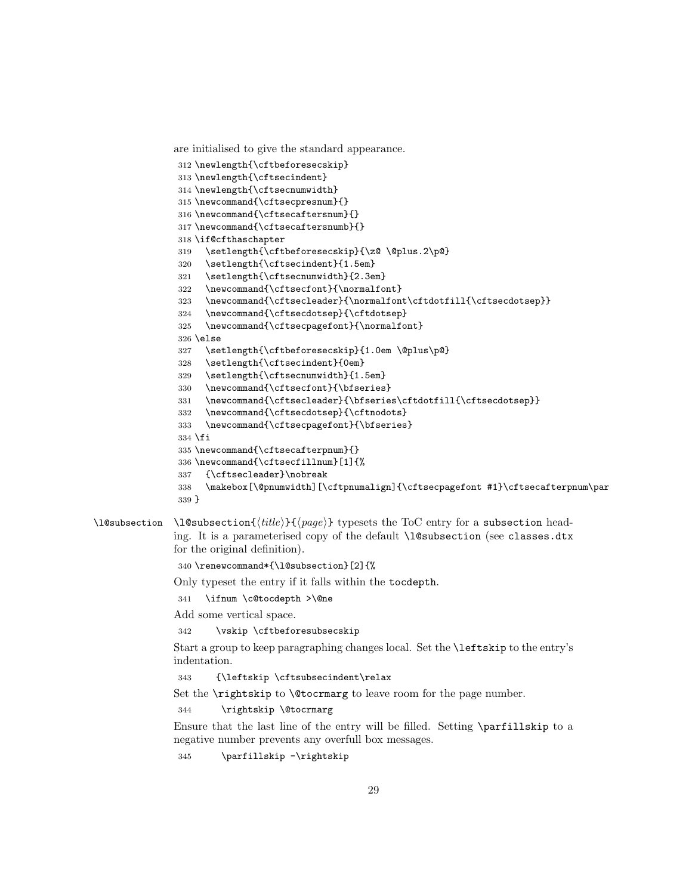are initialised to give the standard appearance.

```
312 \newlength{\cftbeforesecskip}
313 \newlength{\cftsecindent}
314 \newlength{\cftsecnumwidth}
315 \newcommand{\cftsecpresnum}{}
316 \newcommand{\cftsecaftersnum}{}
317 \newcommand{\cftsecaftersnumb}{}
318 \if@cfthaschapter
319   \setlength{\cftbeforesecskip}{\z@ \@plus.2\p@}
320   \setlength{\cftsecindent}{1.5em}
321   \setlength{\cftsecnumwidth}{2.3em}
322   \newcommand{\cftsecfont}{\normalfont}
323   \newcommand{\cftsecleader}{\normalfont\cftdotfill{\cftsecdotsep}}
324   \newcommand{\cftsecdotsep}{\cftdotsep}
325   \newcommand{\cftsecpagefont}{\normalfont}
326 \else
327   \setlength{\cftbeforesecskip}{1.0em \@plus\p@}
328   \setlength{\cftsecindent}{0em}
329   \setlength{\cftsecnumwidth}{1.5em}
330   \newcommand{\cftsecfont}{\bfseries}
331   \newcommand{\cftsecleader}{\bfseries\cftdotfill{\cftsecdotsep}}
332   \newcommand{\cftsecdotsep}{\cftnodots}
333   \newcommand{\cftsecpagefont}{\bfseries}
334 \fi
335 \newcommand{\cftsecafterpnum}{}
336 \newcommand{\cftsecfillnum}[1]{%
337   {\cftsecleader}\nobreak
338   \makebox[\@pnumwidth][\cftpnumalign]{\cftsecpagefont #1}\cftsecafterpnum\par
339 }
```

`\l@subsection` — `\l@subsection{`⟨*title*⟩`}{`⟨*page*⟩`}` typesets the ToC entry for a `subsection` heading. It is a parameterised copy of the default `\l@subsection` (see `classes.dtx` for the original definition).

```
340 \renewcommand*{\l@subsection}[2]{%
```

Only typeset the entry if it falls within the `tocdepth`.

```
341   \ifnum \c@tocdepth >\@ne
```

Add some vertical space.

```
342     \vskip \cftbeforesubsecskip
```

Start a group to keep paragraphing changes local. Set the `\leftskip` to the entry's indentation.

```
343     {\leftskip \cftsubsecindent\relax
```

Set the `\rightskip` to `\@tocrmarg` to leave room for the page number.

```
344      \rightskip \@tocrmarg
```

Ensure that the last line of the entry will be filled. Setting `\parfillskip` to a negative number prevents any overfull box messages.

```
345      \parfillskip -\rightskip
```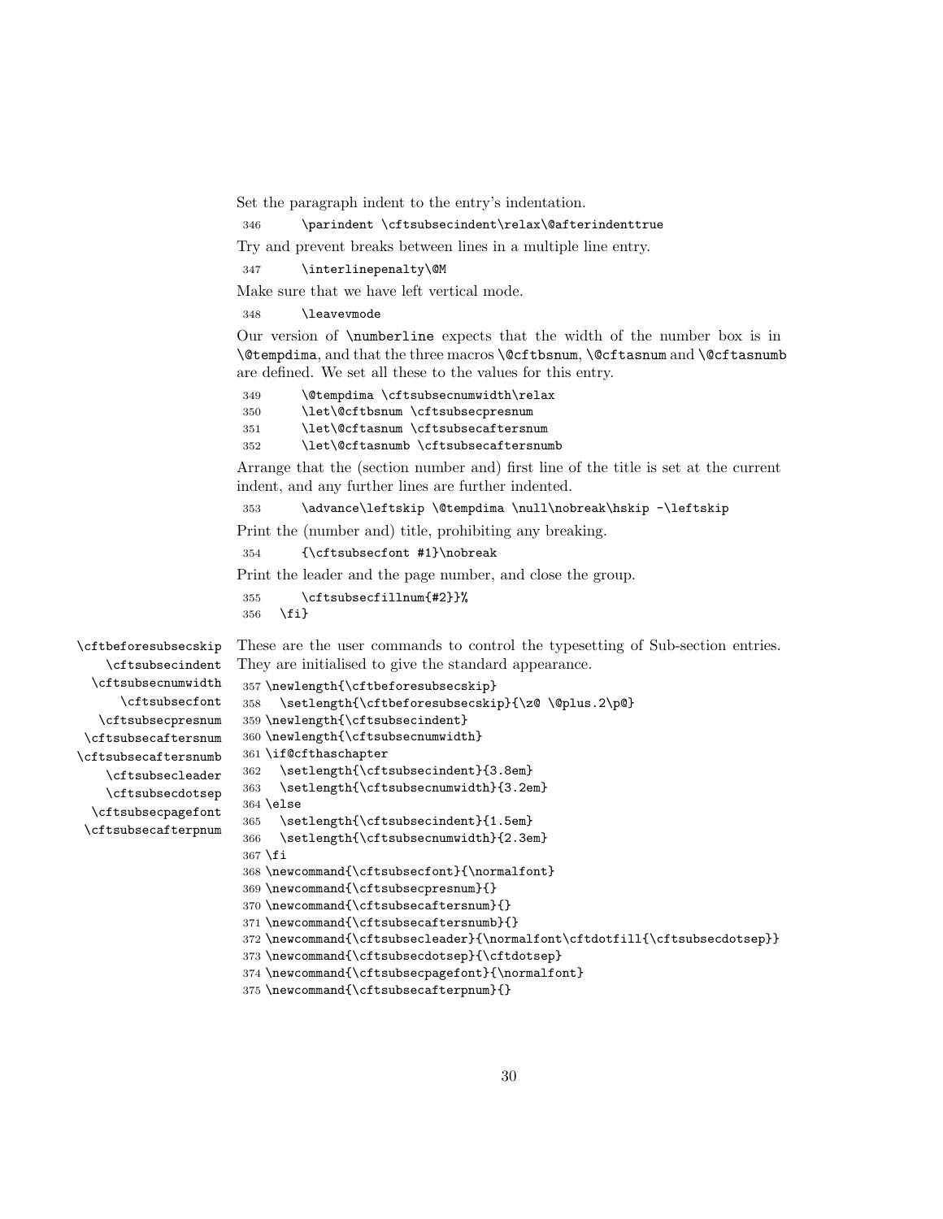Set the paragraph indent to the entry's indentation.

```
346       \parindent \cftsubsecindent\relax\@afterindenttrue
```

Try and prevent breaks between lines in a multiple line entry.

```
347       \interlinepenalty\@M
```

Make sure that we have left vertical mode.

```
348       \leavevmode
```

Our version of `\numberline` expects that the width of the number box is in `\@tempdima`, and that the three macros `\@cftbsnum`, `\@cftasnum` and `\@cftasnumb` are defined. We set all these to the values for this entry.

```
349       \@tempdima \cftsubsecnumwidth\relax
350       \let\@cftbsnum \cftsubsecpresnum
351       \let\@cftasnum \cftsubsecaftersnum
352       \let\@cftasnumb \cftsubsecaftersnumb
```

Arrange that the (section number and) first line of the title is set at the current indent, and any further lines are further indented.

```
353       \advance\leftskip \@tempdima \null\nobreak\hskip -\leftskip
```

Print the (number and) title, prohibiting any breaking.

```
354       {\cftsubsecfont #1}\nobreak
```

Print the leader and the page number, and close the group.

```
355       \cftsubsecfillnum{#2}}%
356   \fi}
```

`\cftbeforesubsecskip` `\cftsubsecindent` `\cftsubsecnumwidth` `\cftsubsecfont` `\cftsubsecpresnum` `\cftsubsecaftersnum` `\cftsubsecaftersnumb` `\cftsubsecleader` `\cftsubsecdotsep` `\cftsubsecpagefont` `\cftsubsecafterpnum`

These are the user commands to control the typesetting of Sub-section entries. They are initialised to give the standard appearance.

```
357 \newlength{\cftbeforesubsecskip}
358   \setlength{\cftbeforesubsecskip}{\z@ \@plus.2\p@}
359 \newlength{\cftsubsecindent}
360 \newlength{\cftsubsecnumwidth}
361 \if@cfthaschapter
362   \setlength{\cftsubsecindent}{3.8em}
363   \setlength{\cftsubsecnumwidth}{3.2em}
364 \else
365   \setlength{\cftsubsecindent}{1.5em}
366   \setlength{\cftsubsecnumwidth}{2.3em}
367 \fi
368 \newcommand{\cftsubsecfont}{\normalfont}
369 \newcommand{\cftsubsecpresnum}{}
370 \newcommand{\cftsubsecaftersnum}{}
371 \newcommand{\cftsubsecaftersnumb}{}
372 \newcommand{\cftsubsecleader}{\normalfont\cftdotfill{\cftsubsecdotsep}}
373 \newcommand{\cftsubsecdotsep}{\cftdotsep}
374 \newcommand{\cftsubsecpagefont}{\normalfont}
375 \newcommand{\cftsubsecafterpnum}{}
```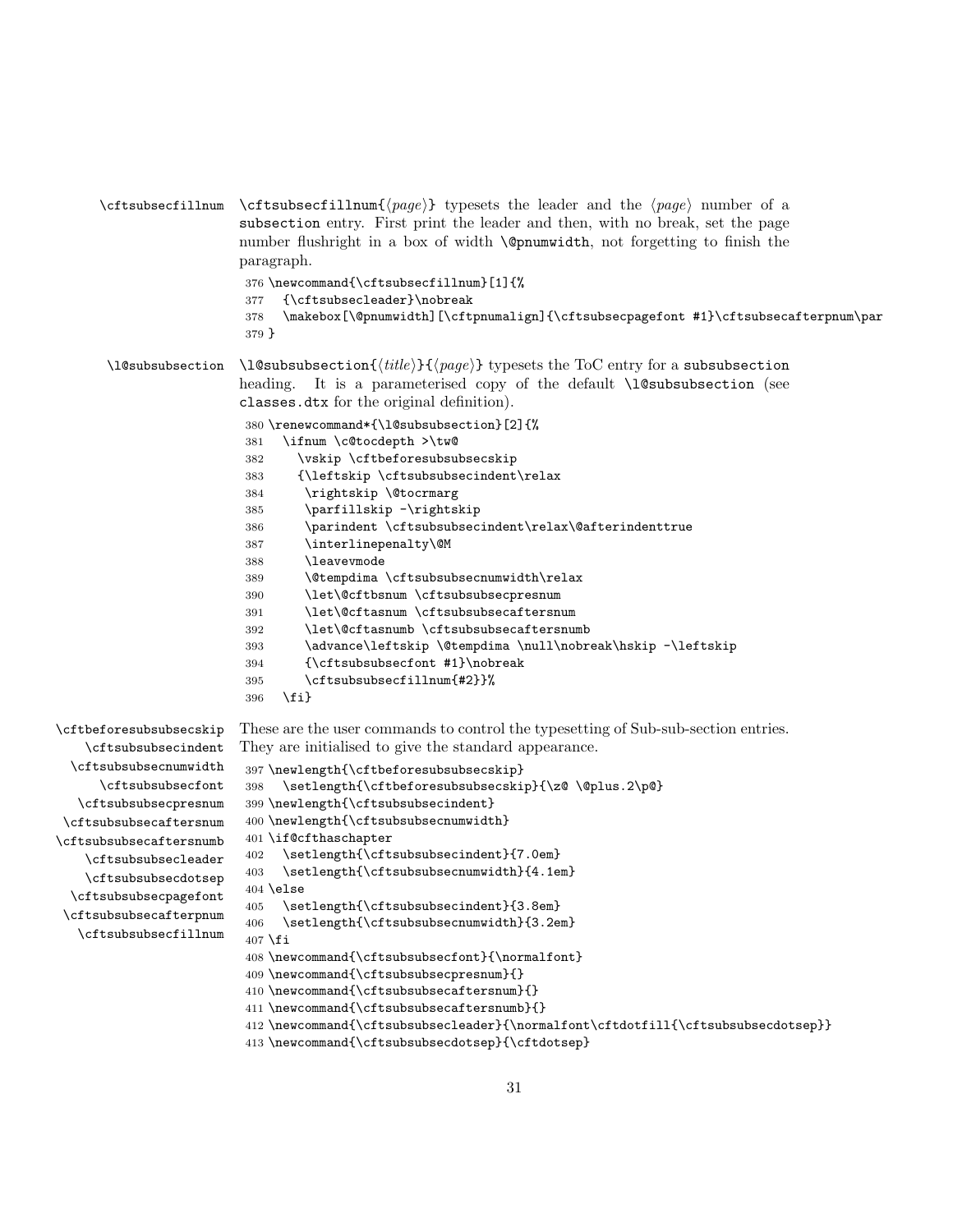\cftsubsecfillnum

`\cftsubsecfillnum{⟨page⟩}` typesets the leader and the ⟨page⟩ number of a `subsection` entry. First print the leader and then, with no break, set the page number flushright in a box of width `\@pnumwidth`, not forgetting to finish the paragraph.

```
376 \newcommand{\cftsubsecfillnum}[1]{%
377   {\cftsubsecleader}\nobreak
378   \makebox[\@pnumwidth][\cftpnumalign]{\cftsubsecpagefont #1}\cftsubsecafterpnum\par
379 }
```

\l@subsubsection

`\l@subsubsection{⟨title⟩}{⟨page⟩}` typesets the ToC entry for a `subsubsection` heading. It is a parameterised copy of the default `\l@subsubsection` (see `classes.dtx` for the original definition).

```
380 \renewcommand*{\l@subsubsection}[2]{%
381   \ifnum \c@tocdepth >\tw@
382     \vskip \cftbeforesubsubsecskip
383     {\leftskip \cftsubsubsecindent\relax
384      \rightskip \@tocrmarg
385      \parfillskip -\rightskip
386      \parindent \cftsubsubsecindent\relax\@afterindenttrue
387      \interlinepenalty\@M
388      \leavevmode
389      \@tempdima \cftsubsubsecnumwidth\relax
390      \let\@cftbsnum \cftsubsubsecpresnum
391      \let\@cftasnum \cftsubsubsecaftersnum
392      \let\@cftasnumb \cftsubsubsecaftersnumb
393      \advance\leftskip \@tempdima \null\nobreak\hskip -\leftskip
394      {\cftsubsubsecfont #1}\nobreak
395      \cftsubsubsecfillnum{#2}}%
396   \fi}
```

\cftbeforesubsubsecskip
\cftsubsubsecindent
\cftsubsubsecnumwidth
\cftsubsubsecfont
\cftsubsubsecpresnum
\cftsubsubsecaftersnum
\cftsubsubsecaftersnumb
\cftsubsubsecleader
\cftsubsubsecdotsep
\cftsubsubsecpagefont
\cftsubsubsecafterpnum
\cftsubsubsecfillnum

These are the user commands to control the typesetting of Sub-sub-section entries. They are initialised to give the standard appearance.

```
397 \newlength{\cftbeforesubsubsecskip}
398   \setlength{\cftbeforesubsubsecskip}{\z@ \@plus.2\p@}
399 \newlength{\cftsubsubsecindent}
400 \newlength{\cftsubsubsecnumwidth}
401 \if@cfthaschapter
402   \setlength{\cftsubsubsecindent}{7.0em}
403   \setlength{\cftsubsubsecnumwidth}{4.1em}
404 \else
405   \setlength{\cftsubsubsecindent}{3.8em}
406   \setlength{\cftsubsubsecnumwidth}{3.2em}
407 \fi
408 \newcommand{\cftsubsubsecfont}{\normalfont}
409 \newcommand{\cftsubsubsecpresnum}{}
410 \newcommand{\cftsubsubsecaftersnum}{}
411 \newcommand{\cftsubsubsecaftersnumb}{}
412 \newcommand{\cftsubsubsecleader}{\normalfont\cftdotfill{\cftsubsubsecdotsep}}
413 \newcommand{\cftsubsubsecdotsep}{\cftdotsep}
```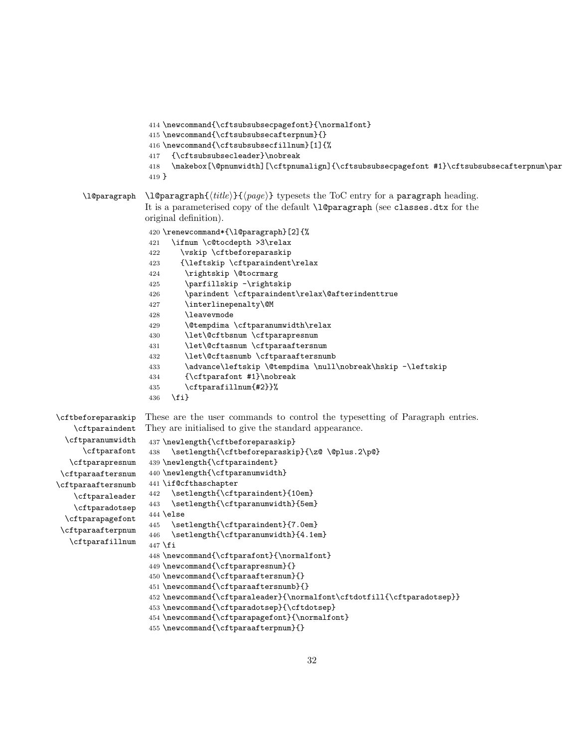```
414 \newcommand{\cftsubsubsecpagefont}{\normalfont}
415 \newcommand{\cftsubsubsecafterpnum}{}
416 \newcommand{\cftsubsubsecfillnum}[1]{%
417   {\cftsubsubsecleader}\nobreak
418   \makebox[\@pnumwidth][\cftpnumalign]{\cftsubsubsecpagefont #1}\cftsubsubsecafterpnum\par
419 }
```

\l@paragraph

\l@paragraph{⟨*title*⟩}{⟨*page*⟩} typesets the ToC entry for a paragraph heading. It is a parameterised copy of the default \l@paragraph (see classes.dtx for the original definition).

```
420 \renewcommand*{\l@paragraph}[2]{%
421   \ifnum \c@tocdepth >3\relax
422     \vskip \cftbeforeparaskip
423     {\leftskip \cftparaindent\relax
424      \rightskip \@tocrmarg
425      \parfillskip -\rightskip
426      \parindent \cftparaindent\relax\@afterindenttrue
427      \interlinepenalty\@M
428      \leavevmode
429      \@tempdima \cftparanumwidth\relax
430      \let\@cftbsnum \cftparapresnum
431      \let\@cftasnum \cftparaaftersnum
432      \let\@cftasnumb \cftparaaftersnumb
433      \advance\leftskip \@tempdima \null\nobreak\hskip -\leftskip
434      {\cftparafont #1}\nobreak
435      \cftparafillnum{#2}}%
436   \fi}
```

\cftbeforeparaskip \cftparaindent \cftparanumwidth \cftparafont \cftparapresnum \cftparaaftersnum \cftparaaftersnumb \cftparaleader \cftparadotsep \cftparapagefont \cftparaafterpnum \cftparafillnum

These are the user commands to control the typesetting of Paragraph entries. They are initialised to give the standard appearance.

```
437 \newlength{\cftbeforeparaskip}
438   \setlength{\cftbeforeparaskip}{\z@ \@plus.2\p@}
439 \newlength{\cftparaindent}
440 \newlength{\cftparanumwidth}
441 \if@cfthaschapter
442   \setlength{\cftparaindent}{10em}
443   \setlength{\cftparanumwidth}{5em}
444 \else
445   \setlength{\cftparaindent}{7.0em}
446   \setlength{\cftparanumwidth}{4.1em}
447 \fi
448 \newcommand{\cftparafont}{\normalfont}
449 \newcommand{\cftparapresnum}{}
450 \newcommand{\cftparaaftersnum}{}
451 \newcommand{\cftparaaftersnumb}{}
452 \newcommand{\cftparaleader}{\normalfont\cftdotfill{\cftparadotsep}}
453 \newcommand{\cftparadotsep}{\cftdotsep}
454 \newcommand{\cftparapagefont}{\normalfont}
455 \newcommand{\cftparaafterpnum}{}
```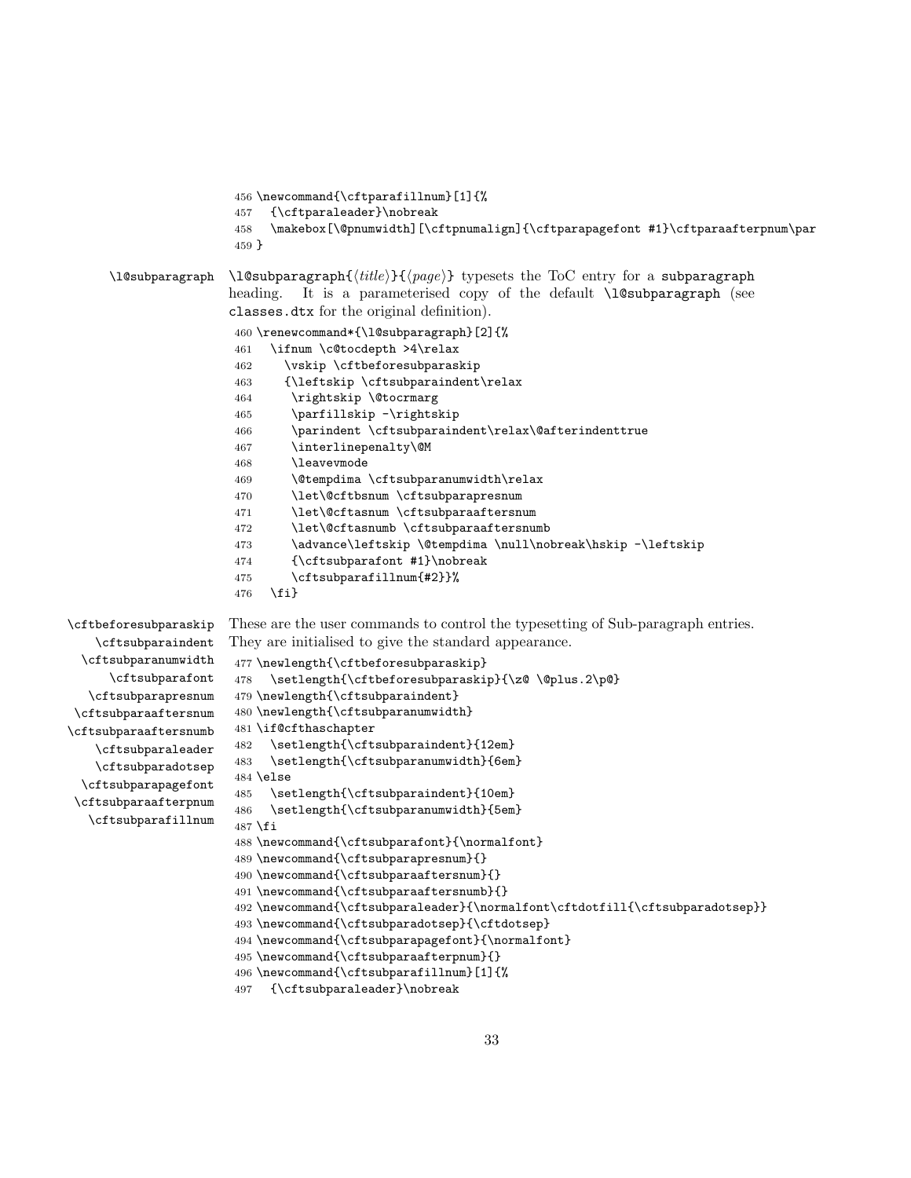```
456 \newcommand{\cftparafillnum}[1]{%
457   {\cftparaleader}\nobreak
458   \makebox[\@pnumwidth][\cftpnumalign]{\cftparapagefont #1}\cftparaafterpnum\par
459 }
```

\l@subparagraph

\l@subparagraph{⟨*title*⟩}{⟨*page*⟩} typesets the ToC entry for a subparagraph heading. It is a parameterised copy of the default \l@subparagraph (see classes.dtx for the original definition).

```
460 \renewcommand*{\l@subparagraph}[2]{%
461   \ifnum \c@tocdepth >4\relax
462     \vskip \cftbeforesubparaskip
463     {\leftskip \cftsubparaindent\relax
464      \rightskip \@tocrmarg
465      \parfillskip -\rightskip
466      \parindent \cftsubparaindent\relax\@afterindenttrue
467      \interlinepenalty\@M
468      \leavevmode
469      \@tempdima \cftsubparanumwidth\relax
470      \let\@cftbsnum \cftsubparapresnum
471      \let\@cftasnum \cftsubparaaftersnum
472      \let\@cftasnumb \cftsubparaaftersnumb
473      \advance\leftskip \@tempdima \null\nobreak\hskip -\leftskip
474      {\cftsubparafont #1}\nobreak
475      \cftsubparafillnum{#2}}%
476   \fi}
```

\cftbeforesubparaskip
\cftsubparaindent
\cftsubparanumwidth
\cftsubparafont
\cftsubparapresnum
\cftsubparaaftersnum
\cftsubparaaftersnumb
\cftsubparaleader
\cftsubparadotsep
\cftsubparapagefont
\cftsubparaafterpnum
\cftsubparafillnum

These are the user commands to control the typesetting of Sub-paragraph entries. They are initialised to give the standard appearance.

```
477 \newlength{\cftbeforesubparaskip}
478   \setlength{\cftbeforesubparaskip}{\z@ \@plus.2\p@}
479 \newlength{\cftsubparaindent}
480 \newlength{\cftsubparanumwidth}
481 \if@cfthaschapter
482   \setlength{\cftsubparaindent}{12em}
483   \setlength{\cftsubparanumwidth}{6em}
484 \else
485   \setlength{\cftsubparaindent}{10em}
486   \setlength{\cftsubparanumwidth}{5em}
487 \fi
488 \newcommand{\cftsubparafont}{\normalfont}
489 \newcommand{\cftsubparapresnum}{}
490 \newcommand{\cftsubparaaftersnum}{}
491 \newcommand{\cftsubparaaftersnumb}{}
492 \newcommand{\cftsubparaleader}{\normalfont\cftdotfill{\cftsubparadotsep}}
493 \newcommand{\cftsubparadotsep}{\cftdotsep}
494 \newcommand{\cftsubparapagefont}{\normalfont}
495 \newcommand{\cftsubparaafterpnum}{}
496 \newcommand{\cftsubparafillnum}[1]{%
497   {\cftsubparaleader}\nobreak
```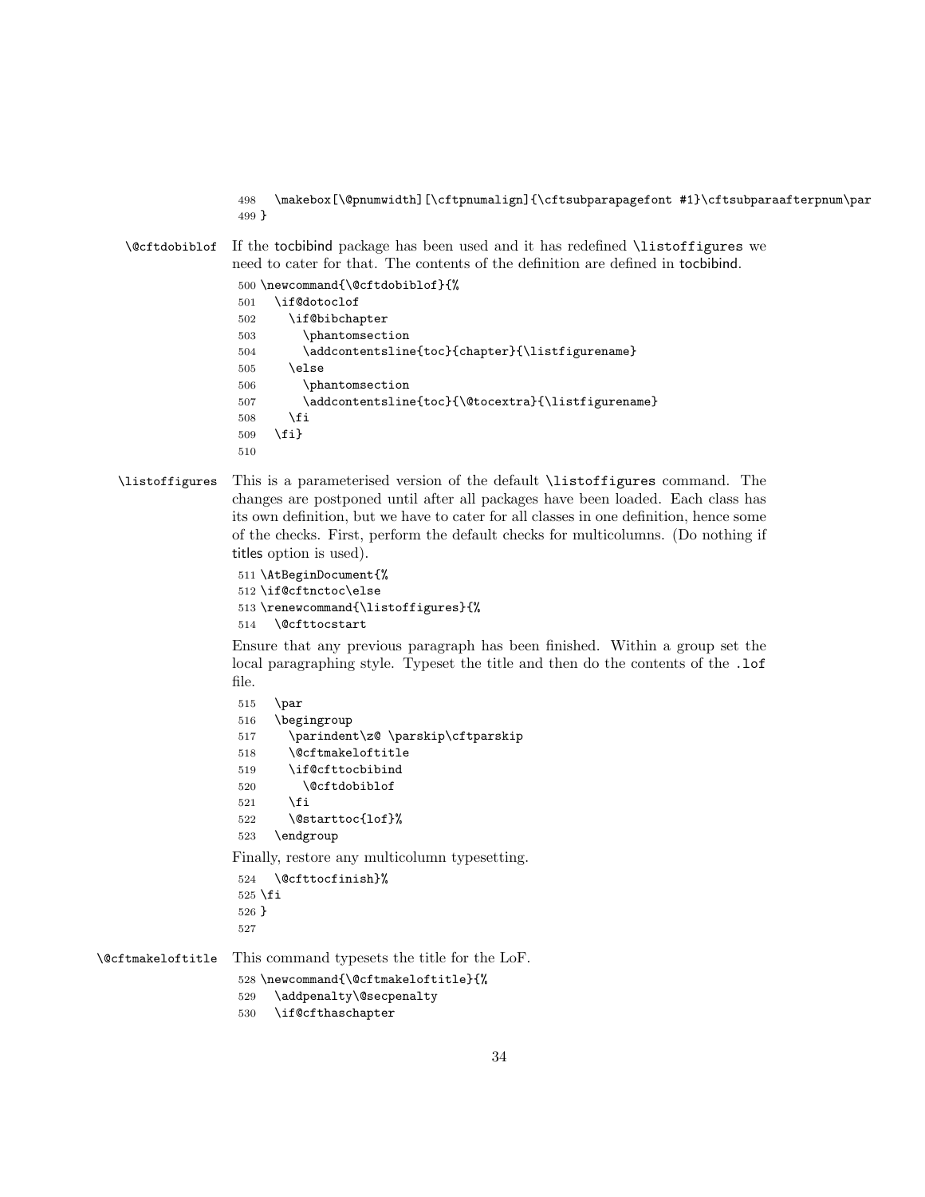```
498   \makebox[\@pnumwidth][\cftpnumalign]{\cftsubparapagefont #1}\cftsubparaafterpnum\par
499 }
```

`\@cftdobiblof` If the tocbibind package has been used and it has redefined `\listoffigures` we need to cater for that. The contents of the definition are defined in tocbibind.

```
500 \newcommand{\@cftdobiblof}{%
501   \if@dotoclof
502     \if@bibchapter
503       \phantomsection
504       \addcontentsline{toc}{chapter}{\listfigurename}
505     \else
506       \phantomsection
507       \addcontentsline{toc}{\@tocextra}{\listfigurename}
508     \fi
509   \fi}
510
```

`\listoffigures` This is a parameterised version of the default `\listoffigures` command. The changes are postponed until after all packages have been loaded. Each class has its own definition, but we have to cater for all classes in one definition, hence some of the checks. First, perform the default checks for multicolumns. (Do nothing if titles option is used).

```
511 \AtBeginDocument{%
512 \if@cftnctoc\else
513 \renewcommand{\listoffigures}{%
514   \@cfttocstart
```

Ensure that any previous paragraph has been finished. Within a group set the local paragraphing style. Typeset the title and then do the contents of the `.lof` file.

```
515   \par
516   \begingroup
517     \parindent\z@ \parskip\cftparskip
518     \@cftmakeloftitle
519     \if@cfttocbibind
520       \@cftdobiblof
521     \fi
522     \@starttoc{lof}%
523   \endgroup
```

Finally, restore any multicolumn typesetting.

```
524   \@cfttocfinish}%
525 \fi
526 }
527
```

`\@cftmakeloftitle` This command typesets the title for the LoF.

```
528 \newcommand{\@cftmakeloftitle}{%
529   \addpenalty\@secpenalty
530   \if@cfthaschapter
```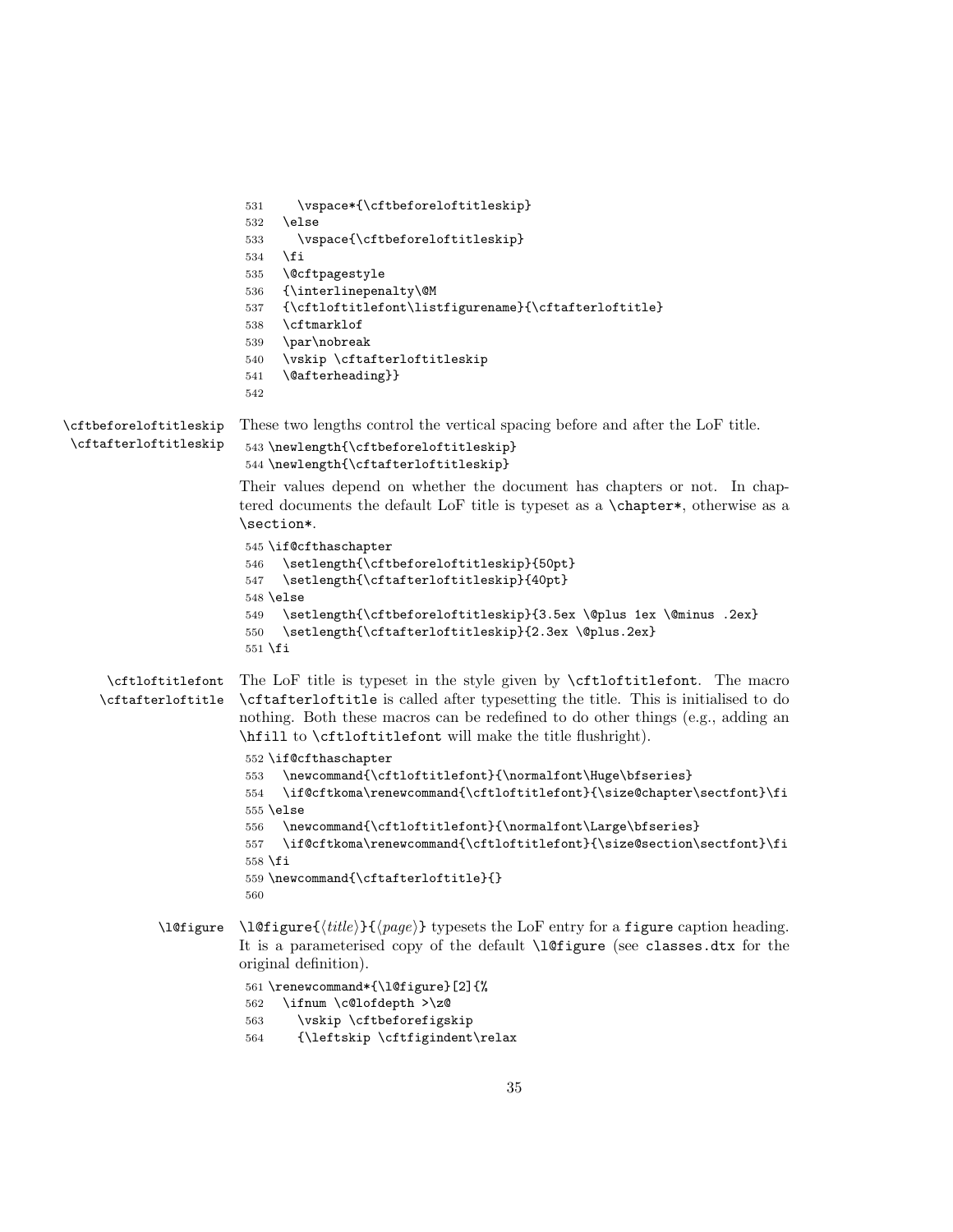```
531     \vspace*{\cftbeforeloftitleskip}
532   \else
533     \vspace{\cftbeforeloftitleskip}
534   \fi
535   \@cftpagestyle
536   {\interlinepenalty\@M
537   {\cftloftitlefont\listfigurename}{\cftafterloftitle}
538   \cftmarklof
539   \par\nobreak
540   \vskip \cftafterloftitleskip
541   \@afterheading}}
542
```

`\cftbeforeloftitleskip` `\cftafterloftitleskip` These two lengths control the vertical spacing before and after the LoF title.

```
543 \newlength{\cftbeforeloftitleskip}
544 \newlength{\cftafterloftitleskip}
```

Their values depend on whether the document has chapters or not. In chaptered documents the default LoF title is typeset as a `\chapter*`, otherwise as a `\section*`.

```
545 \if@cfthaschapter
546   \setlength{\cftbeforeloftitleskip}{50pt}
547   \setlength{\cftafterloftitleskip}{40pt}
548 \else
549   \setlength{\cftbeforeloftitleskip}{3.5ex \@plus 1ex \@minus .2ex}
550   \setlength{\cftafterloftitleskip}{2.3ex \@plus.2ex}
551 \fi
```

`\cftloftitlefont` `\cftafterloftitle` The LoF title is typeset in the style given by `\cftloftitlefont`. The macro `\cftafterloftitle` is called after typesetting the title. This is initialised to do nothing. Both these macros can be redefined to do other things (e.g., adding an `\hfill` to `\cftloftitlefont` will make the title flushright).

```
552 \if@cfthaschapter
553   \newcommand{\cftloftitlefont}{\normalfont\Huge\bfseries}
554   \if@cftkoma\renewcommand{\cftloftitlefont}{\size@chapter\sectfont}\fi
555 \else
556   \newcommand{\cftloftitlefont}{\normalfont\Large\bfseries}
557   \if@cftkoma\renewcommand{\cftloftitlefont}{\size@section\sectfont}\fi
558 \fi
559 \newcommand{\cftafterloftitle}{}
560
```

`\l@figure` `\l@figure{`⟨*title*⟩`}{`⟨*page*⟩`}` typesets the LoF entry for a `figure` caption heading. It is a parameterised copy of the default `\l@figure` (see `classes.dtx` for the original definition).

```
561 \renewcommand*{\l@figure}[2]{%
562   \ifnum \c@lofdepth >\z@
563     \vskip \cftbeforefigskip
564     {\leftskip \cftfigindent\relax
```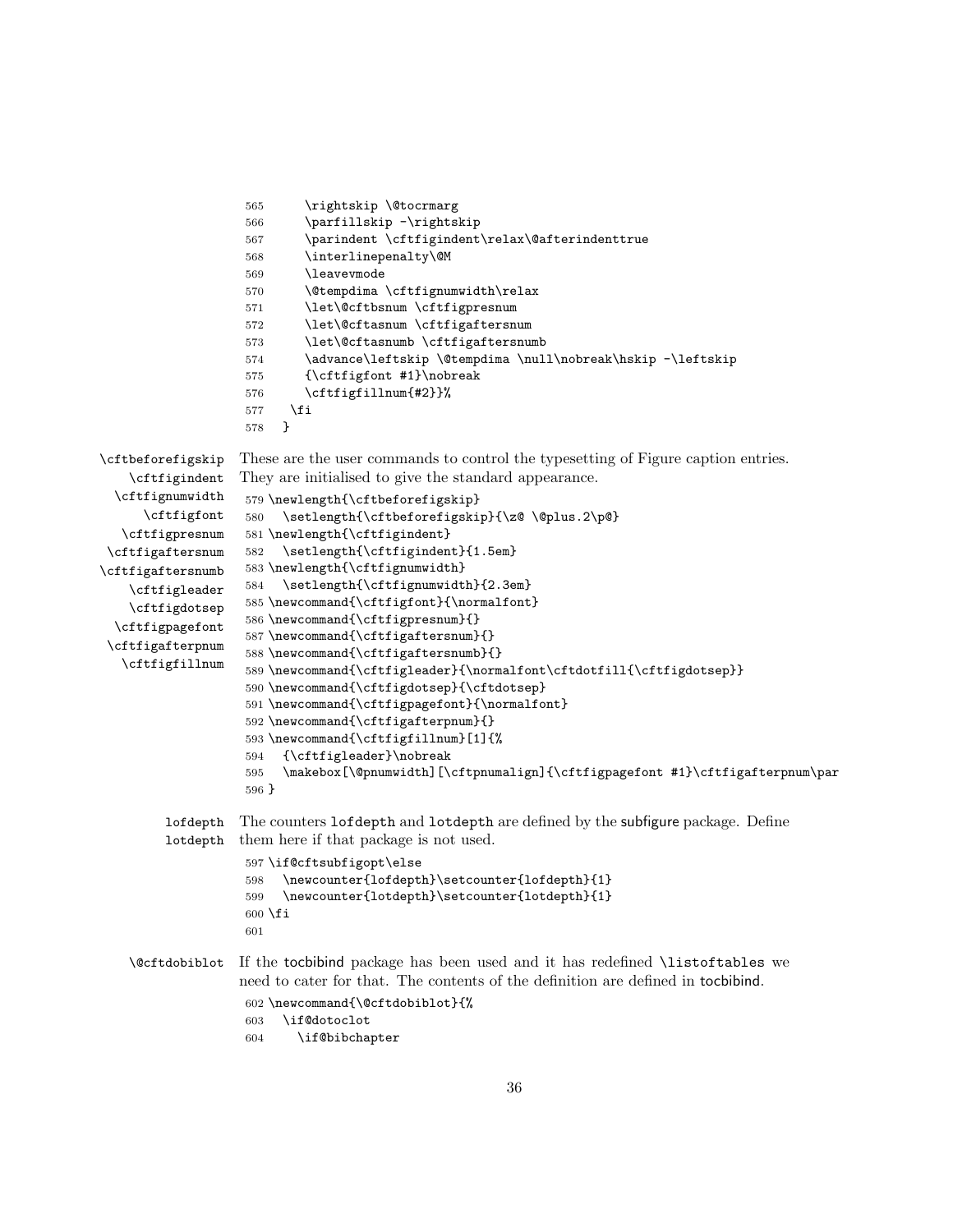```
565     \rightskip \@tocrmarg
566     \parfillskip -\rightskip
567     \parindent \cftfigindent\relax\@afterindenttrue
568     \interlinepenalty\@M
569     \leavevmode
570     \@tempdima \cftfignumwidth\relax
571     \let\@cftbsnum \cftfigpresnum
572     \let\@cftasnum \cftfigaftersnum
573     \let\@cftasnumb \cftfigaftersnumb
574     \advance\leftskip \@tempdima \null\nobreak\hskip -\leftskip
575     {\cftfigfont #1}\nobreak
576     \cftfigfillnum{#2}}%
577   \fi
578 }
```

\cftbeforefigskip \cftfigindent \cftfignumwidth \cftfigfont \cftfigpresnum \cftfigaftersnum \cftfigaftersnumb \cftfigleader \cftfigdotsep \cftfigpagefont \cftfigafterpnum \cftfigfillnum

These are the user commands to control the typesetting of Figure caption entries. They are initialised to give the standard appearance.

```
579 \newlength{\cftbeforefigskip}
580   \setlength{\cftbeforefigskip}{\z@ \@plus.2\p@}
581 \newlength{\cftfigindent}
582   \setlength{\cftfigindent}{1.5em}
583 \newlength{\cftfignumwidth}
584   \setlength{\cftfignumwidth}{2.3em}
585 \newcommand{\cftfigfont}{\normalfont}
586 \newcommand{\cftfigpresnum}{}
587 \newcommand{\cftfigaftersnum}{}
588 \newcommand{\cftfigaftersnumb}{}
589 \newcommand{\cftfigleader}{\normalfont\cftdotfill{\cftfigdotsep}}
590 \newcommand{\cftfigdotsep}{\cftdotsep}
591 \newcommand{\cftfigpagefont}{\normalfont}
592 \newcommand{\cftfigafterpnum}{}
593 \newcommand{\cftfigfillnum}[1]{%
594   {\cftfigleader}\nobreak
595   \makebox[\@pnumwidth][\cftpnumalign]{\cftfigpagefont #1}\cftfigafterpnum\par
596 }
```

lofdepth lotdepth

The counters lofdepth and lotdepth are defined by the subfigure package. Define them here if that package is not used.

```
597 \if@cftsubfigopt\else
598   \newcounter{lofdepth}\setcounter{lofdepth}{1}
599   \newcounter{lotdepth}\setcounter{lotdepth}{1}
600 \fi
601
```

\@cftdobiblot

If the tocbibind package has been used and it has redefined \listoftables we need to cater for that. The contents of the definition are defined in tocbibind.

```
602 \newcommand{\@cftdobiblot}{%
603   \if@dotoclot
604     \if@bibchapter
```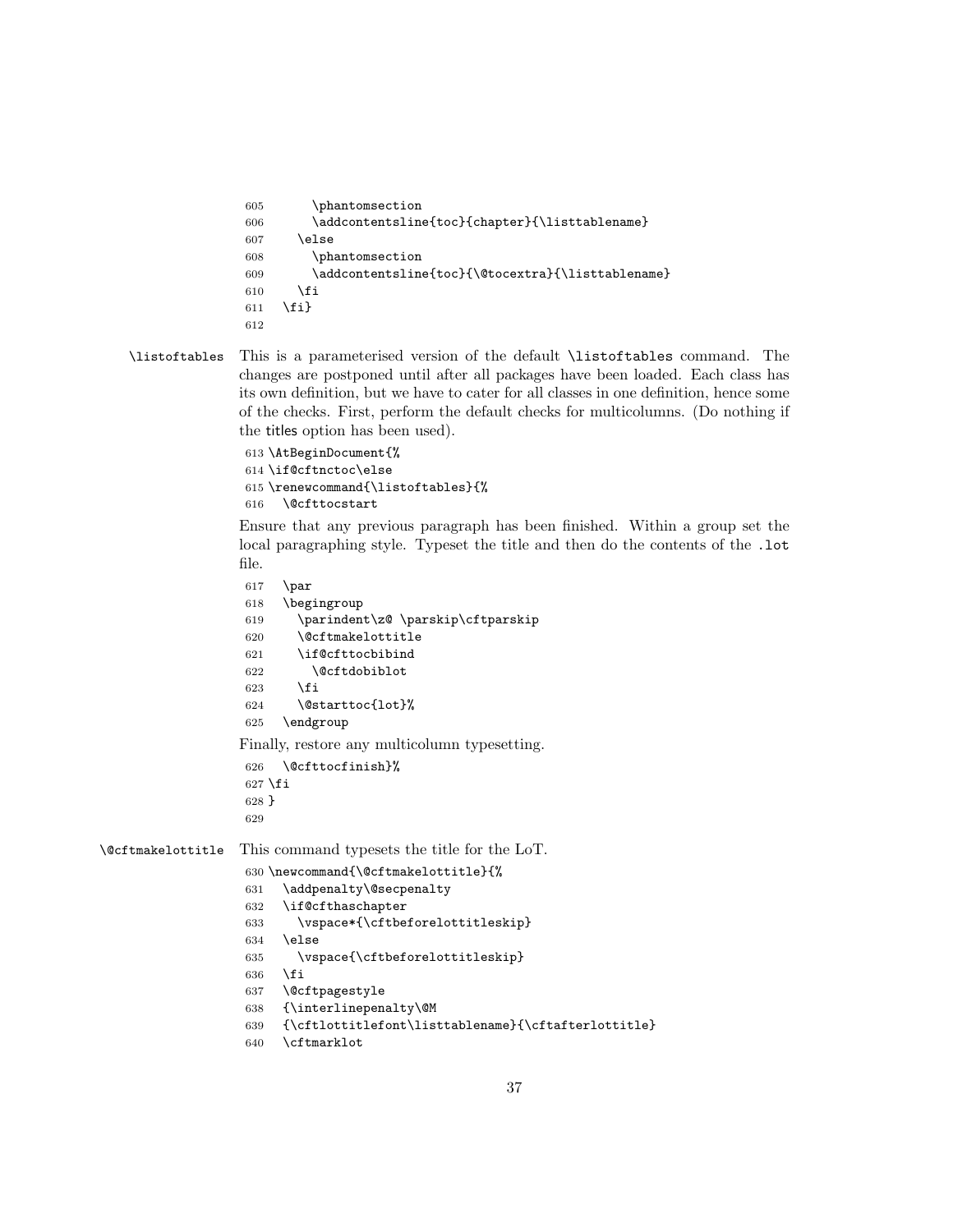```
605       \phantomsection
606       \addcontentsline{toc}{chapter}{\listtablename}
607     \else
608       \phantomsection
609       \addcontentsline{toc}{\@tocextra}{\listtablename}
610     \fi
611   \fi}
612
```

**\listoftables** This is a parameterised version of the default `\listoftables` command. The changes are postponed until after all packages have been loaded. Each class has its own definition, but we have to cater for all classes in one definition, hence some of the checks. First, perform the default checks for multicolumns. (Do nothing if the titles option has been used).

```
613 \AtBeginDocument{%
614 \if@cftnctoc\else
615 \renewcommand{\listoftables}{%
616   \@cfttocstart
```

Ensure that any previous paragraph has been finished. Within a group set the local paragraphing style. Typeset the title and then do the contents of the `.lot` file.

```
617   \par
618   \begingroup
619     \parindent\z@ \parskip\cftparskip
620     \@cftmakelottitle
621     \if@cfttocbibind
622       \@cftdobiblot
623     \fi
624     \@starttoc{lot}%
625   \endgroup
```

Finally, restore any multicolumn typesetting.

```
626   \@cfttocfinish}%
627 \fi
628 }
629
```

**\@cftmakelottitle** This command typesets the title for the LoT.

```
630 \newcommand{\@cftmakelottitle}{%
631   \addpenalty\@secpenalty
632   \if@cfthaschapter
633     \vspace*{\cftbeforelottitleskip}
634   \else
635     \vspace{\cftbeforelottitleskip}
636   \fi
637   \@cftpagestyle
638   {\interlinepenalty\@M
639   {\cftlottitlefont\listtablename}{\cftafterlottitle}
640   \cftmarklot
```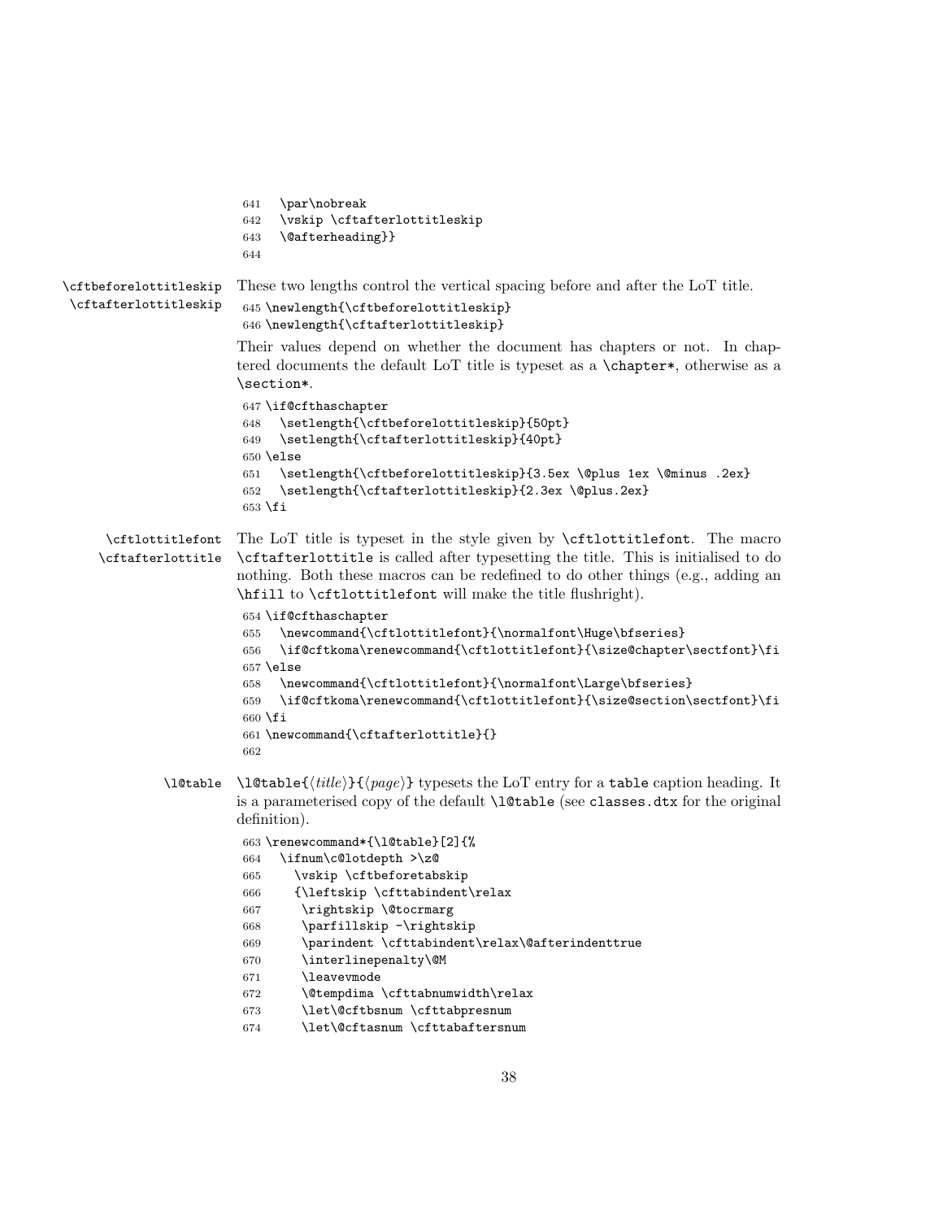```
641   \par\nobreak
642   \vskip \cftafterlottitleskip
643   \@afterheading}}
644
```

**\cftbeforelottitleskip**
**\cftafterlottitleskip**

These two lengths control the vertical spacing before and after the LoT title.

```
645 \newlength{\cftbeforelottitleskip}
646 \newlength{\cftafterlottitleskip}
```

Their values depend on whether the document has chapters or not. In chaptered documents the default LoT title is typeset as a `\chapter*`, otherwise as a `\section*`.

```
647 \if@cfthaschapter
648   \setlength{\cftbeforelottitleskip}{50pt}
649   \setlength{\cftafterlottitleskip}{40pt}
650 \else
651   \setlength{\cftbeforelottitleskip}{3.5ex \@plus 1ex \@minus .2ex}
652   \setlength{\cftafterlottitleskip}{2.3ex \@plus.2ex}
653 \fi
```

**\cftlottitlefont**
**\cftafterlottitle**

The LoT title is typeset in the style given by `\cftlottitlefont`. The macro `\cftafterlottitle` is called after typesetting the title. This is initialised to do nothing. Both these macros can be redefined to do other things (e.g., adding an `\hfill` to `\cftlottitlefont` will make the title flushright).

```
654 \if@cfthaschapter
655   \newcommand{\cftlottitlefont}{\normalfont\Huge\bfseries}
656   \if@cftkoma\renewcommand{\cftlottitlefont}{\size@chapter\sectfont}\fi
657 \else
658   \newcommand{\cftlottitlefont}{\normalfont\Large\bfseries}
659   \if@cftkoma\renewcommand{\cftlottitlefont}{\size@section\sectfont}\fi
660 \fi
661 \newcommand{\cftafterlottitle}{}
662
```

**\l@table**

`\l@table{`⟨*title*⟩`}{`⟨*page*⟩`}` typesets the LoT entry for a `table` caption heading. It is a parameterised copy of the default `\l@table` (see `classes.dtx` for the original definition).

```
663 \renewcommand*{\l@table}[2]{%
664   \ifnum\c@lotdepth >\z@
665     \vskip \cftbeforetabskip
666     {\leftskip \cfttabindent\relax
667      \rightskip \@tocrmarg
668      \parfillskip -\rightskip
669      \parindent \cfttabindent\relax\@afterindenttrue
670      \interlinepenalty\@M
671      \leavevmode
672      \@tempdima \cfttabnumwidth\relax
673      \let\@cftbsnum \cfttabpresnum
674      \let\@cftasnum \cfttabaftersnum
```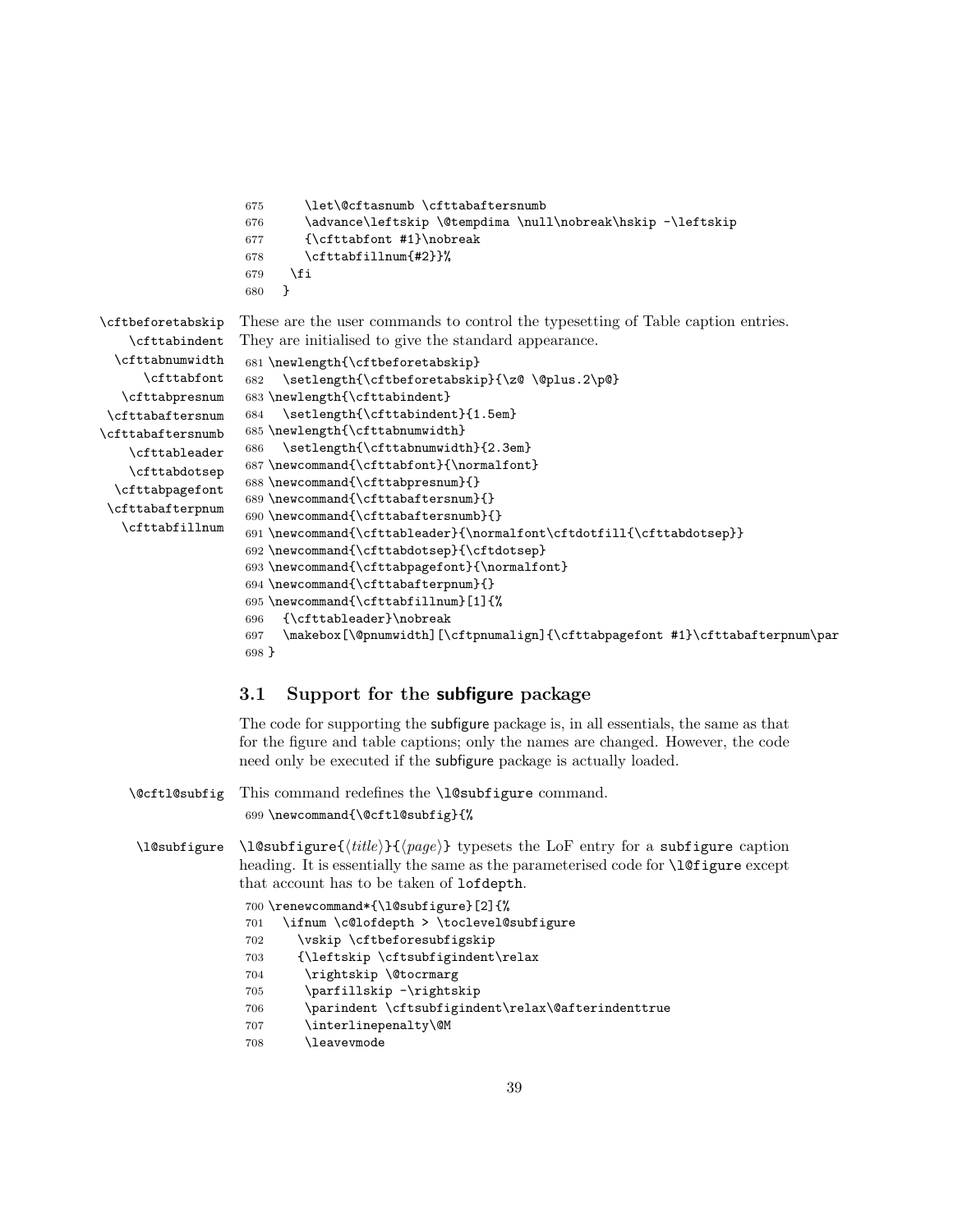```
675     \let\@cftasnumb \cfttabaftersnumb
676     \advance\leftskip \@tempdima \null\nobreak\hskip -\leftskip
677     {\cfttabfont #1}\nobreak
678     \cfttabfillnum{#2}}%
679   \fi
680 }
```

\cftbeforetabskip \cfttabindent \cfttabnumwidth \cfttabfont \cfttabpresnum \cfttabaftersnum \cfttabaftersnumb \cfttableader \cfttabdotsep \cfttabpagefont \cfttabafterpnum \cfttabfillnum

These are the user commands to control the typesetting of Table caption entries. They are initialised to give the standard appearance.

```
681 \newlength{\cftbeforetabskip}
682   \setlength{\cftbeforetabskip}{\z@ \@plus.2\p@}
683 \newlength{\cfttabindent}
684   \setlength{\cfttabindent}{1.5em}
685 \newlength{\cfttabnumwidth}
686   \setlength{\cfttabnumwidth}{2.3em}
687 \newcommand{\cfttabfont}{\normalfont}
688 \newcommand{\cfttabpresnum}{}
689 \newcommand{\cfttabaftersnum}{}
690 \newcommand{\cfttabaftersnumb}{}
691 \newcommand{\cfttableader}{\normalfont\cftdotfill{\cfttabdotsep}}
692 \newcommand{\cfttabdotsep}{\cftdotsep}
693 \newcommand{\cfttabpagefont}{\normalfont}
694 \newcommand{\cfttabafterpnum}{}
695 \newcommand{\cfttabfillnum}[1]{%
696   {\cfttableader}\nobreak
697   \makebox[\@pnumwidth][\cftpnumalign]{\cfttabpagefont #1}\cfttabafterpnum\par
698 }
```

## 3.1 Support for the subfigure package

The code for supporting the subfigure package is, in all essentials, the same as that for the figure and table captions; only the names are changed. However, the code need only be executed if the subfigure package is actually loaded.

\@cftl@subfig

This command redefines the `\l@subfigure` command.

```
699 \newcommand{\@cftl@subfig}{%
```

\l@subfigure

`\l@subfigure{`⟨*title*⟩`}{`⟨*page*⟩`}` typesets the LoF entry for a `subfigure` caption heading. It is essentially the same as the parameterised code for `\l@figure` except that account has to be taken of `lofdepth`.

```
700 \renewcommand*{\l@subfigure}[2]{%
701   \ifnum \c@lofdepth > \toclevel@subfigure
702     \vskip \cftbeforesubfigskip
703     {\leftskip \cftsubfigindent\relax
704      \rightskip \@tocrmarg
705      \parfillskip -\rightskip
706      \parindent \cftsubfigindent\relax\@afterindenttrue
707      \interlinepenalty\@M
708      \leavevmode
```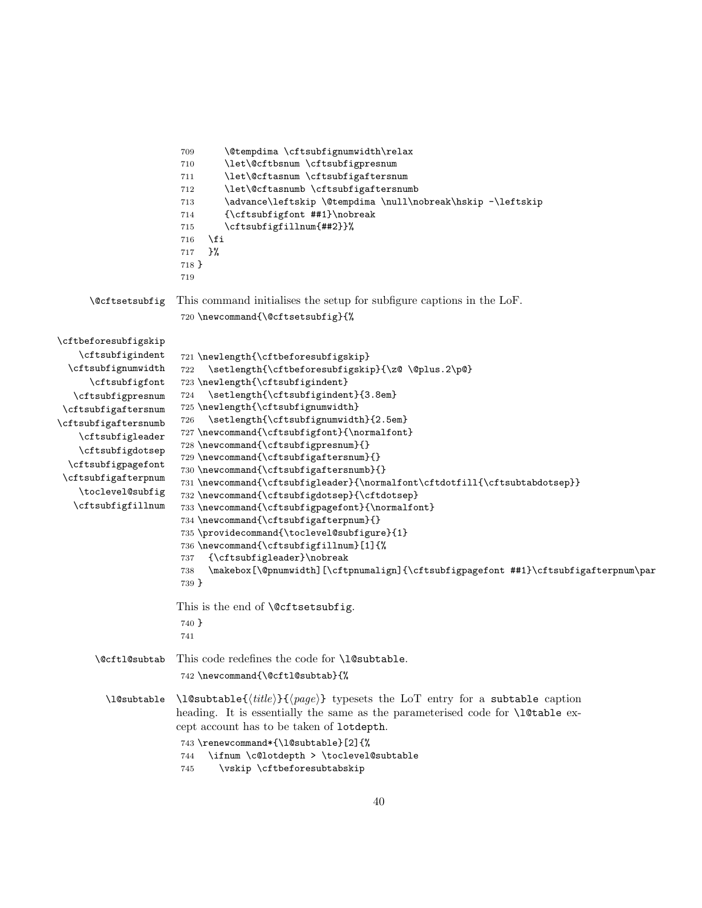```
709       \@tempdima \cftsubfignumwidth\relax
710       \let\@cftbsnum \cftsubfigpresnum
711       \let\@cftasnum \cftsubfigaftersnum
712       \let\@cftasnumb \cftsubfigaftersnumb
713       \advance\leftskip \@tempdima \null\nobreak\hskip -\leftskip
714       {\cftsubfigfont ##1}\nobreak
715       \cftsubfigfillnum{##2}}%
716   \fi
717   }%
718 }
719
```

`\@cftsetsubfig` This command initialises the setup for subfigure captions in the LoF.

```
720 \newcommand{\@cftsetsubfig}{%
```

`\cftbeforesubfigskip` `\cftsubfigindent` `\cftsubfignumwidth` `\cftsubfigfont` `\cftsubfigpresnum` `\cftsubfigaftersnum` `\cftsubfigaftersnumb` `\cftsubfigleader` `\cftsubfigdotsep` `\cftsubfigpagefont` `\cftsubfigafterpnum` `\toclevel@subfig` `\cftsubfigfillnum`

```
721 \newlength{\cftbeforesubfigskip}
722   \setlength{\cftbeforesubfigskip}{\z@ \@plus.2\p@}
723 \newlength{\cftsubfigindent}
724   \setlength{\cftsubfigindent}{3.8em}
725 \newlength{\cftsubfignumwidth}
726   \setlength{\cftsubfignumwidth}{2.5em}
727 \newcommand{\cftsubfigfont}{\normalfont}
728 \newcommand{\cftsubfigpresnum}{}
729 \newcommand{\cftsubfigaftersnum}{}
730 \newcommand{\cftsubfigaftersnumb}{}
731 \newcommand{\cftsubfigleader}{\normalfont\cftdotfill{\cftsubtabdotsep}}
732 \newcommand{\cftsubfigdotsep}{\cftdotsep}
733 \newcommand{\cftsubfigpagefont}{\normalfont}
734 \newcommand{\cftsubfigafterpnum}{}
735 \providecommand{\toclevel@subfigure}{1}
736 \newcommand{\cftsubfigfillnum}[1]{%
737   {\cftsubfigleader}\nobreak
738   \makebox[\@pnumwidth][\cftpnumalign]{\cftsubfigpagefont ##1}\cftsubfigafterpnum\par
739 }
```

This is the end of `\@cftsetsubfig`.

```
740 }
741
```

`\@cftl@subtab` This code redefines the code for `\l@subtable`.

```
742 \newcommand{\@cftl@subtab}{%
```

`\l@subtable` `\l@subtable{`⟨*title*⟩`}{`⟨*page*⟩`}` typesets the LoT entry for a `subtable` caption heading. It is essentially the same as the parameterised code for `\l@table` except account has to be taken of `lotdepth`.

```
743 \renewcommand*{\l@subtable}[2]{%
744   \ifnum \c@lotdepth > \toclevel@subtable
745     \vskip \cftbeforesubtabskip
```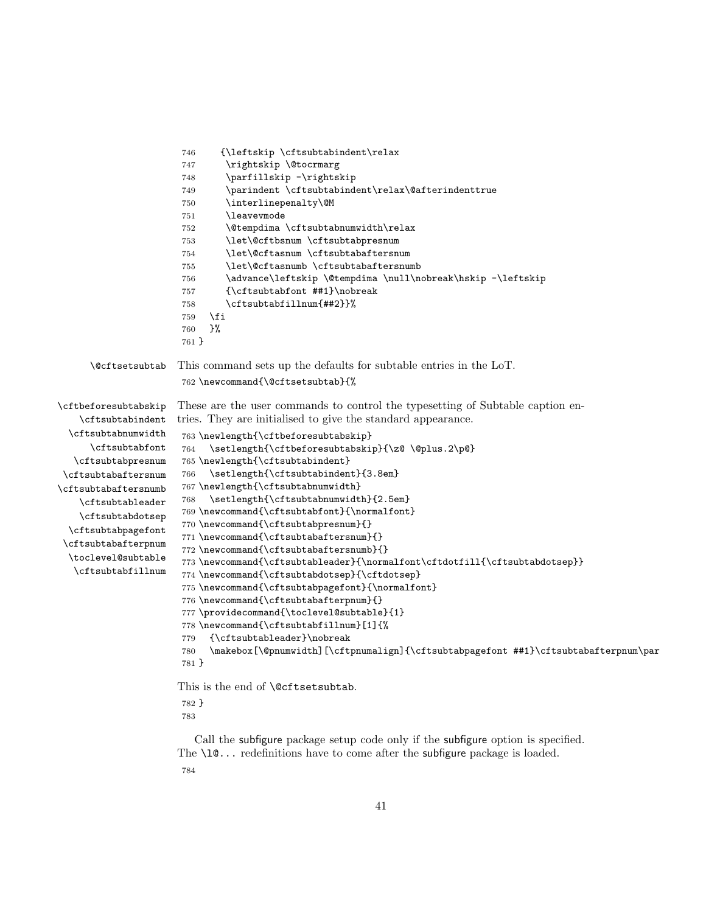```
746     {\leftskip \cftsubtabindent\relax
747      \rightskip \@tocrmarg
748      \parfillskip -\rightskip
749      \parindent \cftsubtabindent\relax\@afterindenttrue
750      \interlinepenalty\@M
751      \leavevmode
752      \@tempdima \cftsubtabnumwidth\relax
753      \let\@cftbsnum \cftsubtabpresnum
754      \let\@cftasnum \cftsubtabaftersnum
755      \let\@cftasnumb \cftsubtabaftersnumb
756      \advance\leftskip \@tempdima \null\nobreak\hskip -\leftskip
757      {\cftsubtabfont ##1}\nobreak
758      \cftsubtabfillnum{##2}}%
759   \fi
760   }%
761 }
```

`\@cftsetsubtab` This command sets up the defaults for subtable entries in the LoT.

```
762 \newcommand{\@cftsetsubtab}{%
```

`\cftbeforesubtabskip` `\cftsubtabindent` `\cftsubtabnumwidth` `\cftsubtabfont` `\cftsubtabpresnum` `\cftsubtabaftersnum` `\cftsubtabaftersnumb` `\cftsubtableader` `\cftsubtabdotsep` `\cftsubtabpagefont` `\cftsubtabafterpnum` `\toclevel@subtable` `\cftsubtabfillnum`

These are the user commands to control the typesetting of Subtable caption entries. They are initialised to give the standard appearance.

```
763 \newlength{\cftbeforesubtabskip}
764   \setlength{\cftbeforesubtabskip}{\z@ \@plus.2\p@}
765 \newlength{\cftsubtabindent}
766   \setlength{\cftsubtabindent}{3.8em}
767 \newlength{\cftsubtabnumwidth}
768   \setlength{\cftsubtabnumwidth}{2.5em}
769 \newcommand{\cftsubtabfont}{\normalfont}
770 \newcommand{\cftsubtabpresnum}{}
771 \newcommand{\cftsubtabaftersnum}{}
772 \newcommand{\cftsubtabaftersnumb}{}
773 \newcommand{\cftsubtableader}{\normalfont\cftdotfill{\cftsubtabdotsep}}
774 \newcommand{\cftsubtabdotsep}{\cftdotsep}
775 \newcommand{\cftsubtabpagefont}{\normalfont}
776 \newcommand{\cftsubtabafterpnum}{}
777 \providecommand{\toclevel@subtable}{1}
778 \newcommand{\cftsubtabfillnum}[1]{%
779   {\cftsubtableader}\nobreak
780   \makebox[\@pnumwidth][\cftpnumalign]{\cftsubtabpagefont ##1}\cftsubtabafterpnum\par
781 }
```

This is the end of `\@cftsetsubtab`.

```
782 }
783
```

Call the subfigure package setup code only if the subfigure option is specified. The `\l@...` redefinitions have to come after the subfigure package is loaded.

```
784
```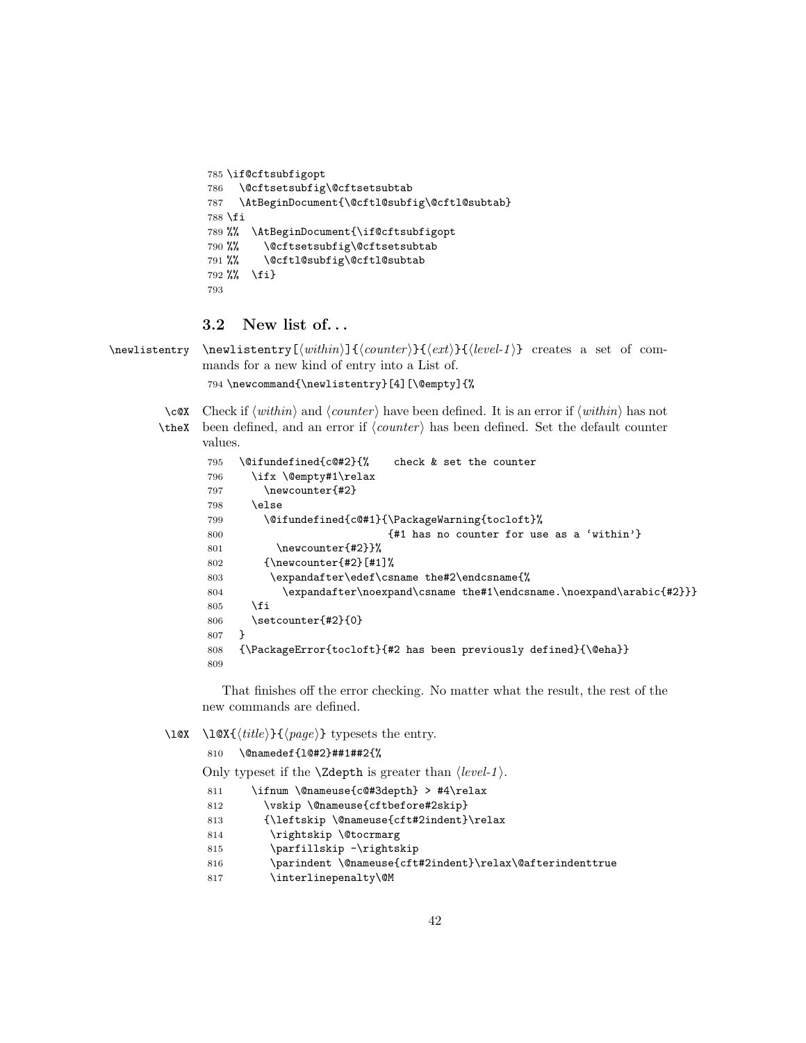```
785 \if@cftsubfigopt
786   \@cftsetsubfig\@cftsetsubtab
787   \AtBeginDocument{\@cftl@subfig\@cftl@subtab}
788 \fi
789 %%  \AtBeginDocument{\if@cftsubfigopt
790 %%    \@cftsetsubfig\@cftsetsubtab
791 %%    \@cftl@subfig\@cftl@subtab
792 %%  \fi}
793
```

## 3.2 New list of. . .

\newlistentry `\newlistentry[⟨within⟩]{⟨counter⟩}{⟨ext⟩}{⟨level-1⟩}` creates a set of commands for a new kind of entry into a List of.

```
794 \newcommand{\newlistentry}[4][\@empty]{%
```

\c@X \theX Check if ⟨*within*⟩ and ⟨*counter*⟩ have been defined. It is an error if ⟨*within*⟩ has not been defined, and an error if ⟨*counter*⟩ has been defined. Set the default counter values.

```
795   \@ifundefined{c@#2}{%    check & set the counter
796     \ifx \@empty#1\relax
797       \newcounter{#2}
798     \else
799       \@ifundefined{c@#1}{\PackageWarning{tocloft}%
800                           {#1 has no counter for use as a `within'}
801         \newcounter{#2}}%
802       {\newcounter{#2}[#1]%
803        \expandafter\edef\csname the#2\endcsname{%
804          \expandafter\noexpand\csname the#1\endcsname.\noexpand\arabic{#2}}}
805     \fi
806     \setcounter{#2}{0}
807   }
808   {\PackageError{tocloft}{#2 has been previously defined}{\@eha}}
809
```

That finishes off the error checking. No matter what the result, the rest of the new commands are defined.

\l@X `\l@X{⟨title⟩}{⟨page⟩}` typesets the entry.

```
810   \@namedef{l@#2}##1##2{%
```

Only typeset if the `\Zdepth` is greater than ⟨*level-1*⟩.

```
811     \ifnum \@nameuse{c@#3depth} > #4\relax
812       \vskip \@nameuse{cftbefore#2skip}
813       {\leftskip \@nameuse{cft#2indent}\relax
814        \rightskip \@tocrmarg
815        \parfillskip -\rightskip
816        \parindent \@nameuse{cft#2indent}\relax\@afterindenttrue
817        \interlinepenalty\@M
```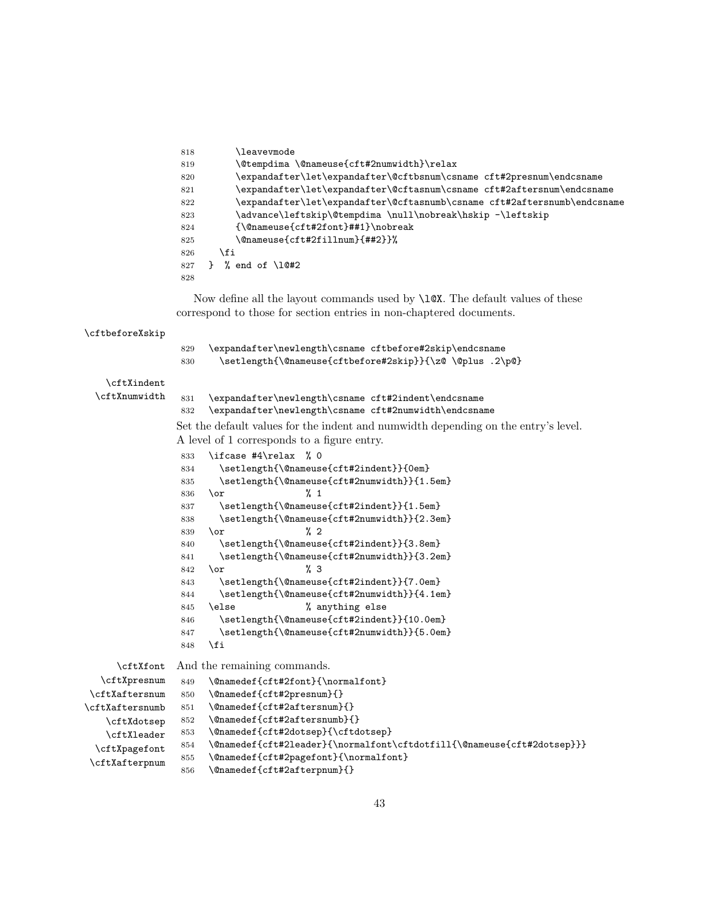```
818       \leavevmode
819       \@tempdima \@nameuse{cft#2numwidth}\relax
820       \expandafter\let\expandafter\@cftbsnum\csname cft#2presnum\endcsname
821       \expandafter\let\expandafter\@cftasnum\csname cft#2aftersnum\endcsname
822       \expandafter\let\expandafter\@cftasnumb\csname cft#2aftersnumb\endcsname
823       \advance\leftskip\@tempdima \null\nobreak\hskip -\leftskip
824       {\@nameuse{cft#2font}##1}\nobreak
825       \@nameuse{cft#2fillnum}{##2}}%
826     \fi
827   }  % end of \l@#2
828
```

Now define all the layout commands used by `\l@X`. The default values of these correspond to those for section entries in non-chaptered documents.

\cftbeforeXskip

```
829  \expandafter\newlength\csname cftbefore#2skip\endcsname
830    \setlength{\@nameuse{cftbefore#2skip}}{\z@ \@plus .2\p@}
```

\cftXindent
\cftXnumwidth

```
831  \expandafter\newlength\csname cft#2indent\endcsname
832  \expandafter\newlength\csname cft#2numwidth\endcsname
```

Set the default values for the indent and numwidth depending on the entry's level. A level of 1 corresponds to a figure entry.

```
833  \ifcase #4\relax  % 0
834    \setlength{\@nameuse{cft#2indent}}{0em}
835    \setlength{\@nameuse{cft#2numwidth}}{1.5em}
836  \or              % 1
837    \setlength{\@nameuse{cft#2indent}}{1.5em}
838    \setlength{\@nameuse{cft#2numwidth}}{2.3em}
839  \or              % 2
840    \setlength{\@nameuse{cft#2indent}}{3.8em}
841    \setlength{\@nameuse{cft#2numwidth}}{3.2em}
842  \or              % 3
843    \setlength{\@nameuse{cft#2indent}}{7.0em}
844    \setlength{\@nameuse{cft#2numwidth}}{4.1em}
845  \else            % anything else
846    \setlength{\@nameuse{cft#2indent}}{10.0em}
847    \setlength{\@nameuse{cft#2numwidth}}{5.0em}
848  \fi
```

\cftXfont
\cftXpresnum
\cftXaftersnum
\cftXaftersnumb
\cftXdotsep
\cftXleader
\cftXpagefont
\cftXafterpnum

And the remaining commands.

```
849  \@namedef{cft#2font}{\normalfont}
850  \@namedef{cft#2presnum}{}
851  \@namedef{cft#2aftersnum}{}
852  \@namedef{cft#2aftersnumb}{}
853  \@namedef{cft#2dotsep}{\cftdotsep}
854  \@namedef{cft#2leader}{\normalfont\cftdotfill{\@nameuse{cft#2dotsep}}}
855  \@namedef{cft#2pagefont}{\normalfont}
856  \@namedef{cft#2afterpnum}{}
```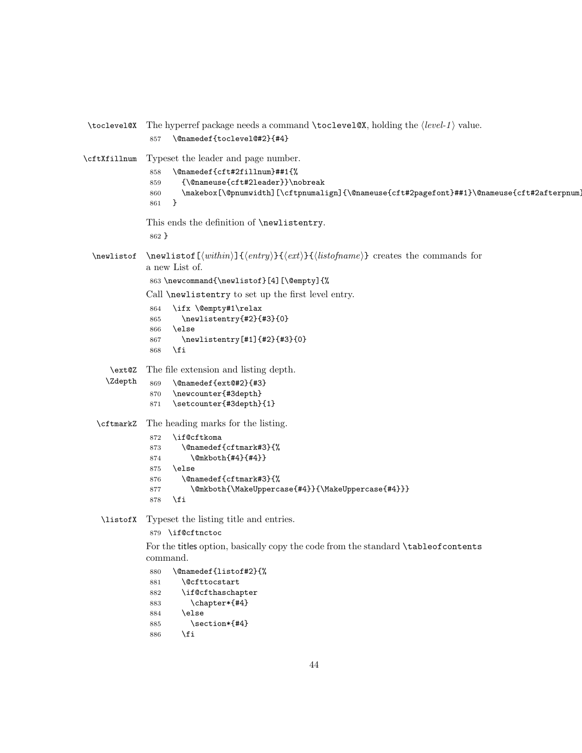`\toclevel@X` The hyperref package needs a command `\toclevel@X`, holding the ⟨*level-1*⟩ value.

```
857   \@namedef{toclevel@#2}{#4}
```

`\cftXfillnum` Typeset the leader and page number.

```
858   \@namedef{cft#2fillnum}##1{%
859     {\@nameuse{cft#2leader}}\nobreak
860     \makebox[\@pnumwidth][\cftpnumalign]{\@nameuse{cft#2pagefont}##1}\@nameuse{cft#2afterpnum}
861   }
```

This ends the definition of `\newlistentry`.

```
862 }
```

`\newlistof` `\newlistof[`⟨*within*⟩`]{`⟨*entry*⟩`}{`⟨*ext*⟩`}{`⟨*listofname*⟩`}` creates the commands for a new List of.

```
863 \newcommand{\newlistof}[4][\@empty]{%
```

Call `\newlistentry` to set up the first level entry.

```
864   \ifx \@empty#1\relax
865     \newlistentry{#2}{#3}{0}
866   \else
867     \newlistentry[#1]{#2}{#3}{0}
868   \fi
```

`\ext@Z` `\Zdepth` The file extension and listing depth.

```
869   \@namedef{ext@#2}{#3}
870   \newcounter{#3depth}
871   \setcounter{#3depth}{1}
```

`\cftmarkZ` The heading marks for the listing.

```
872   \if@cftkoma
873     \@namedef{cftmark#3}{%
874       \@mkboth{#4}{#4}}
875   \else
876     \@namedef{cftmark#3}{%
877       \@mkboth{\MakeUppercase{#4}}{\MakeUppercase{#4}}}
878   \fi
```

`\listofX` Typeset the listing title and entries.

```
879 \if@cftnctoc
```

For the titles option, basically copy the code from the standard `\tableofcontents` command.

```
880   \@namedef{listof#2}{%
881     \@cfttocstart
882     \if@cfthaschapter
883       \chapter*{#4}
884     \else
885       \section*{#4}
886     \fi
```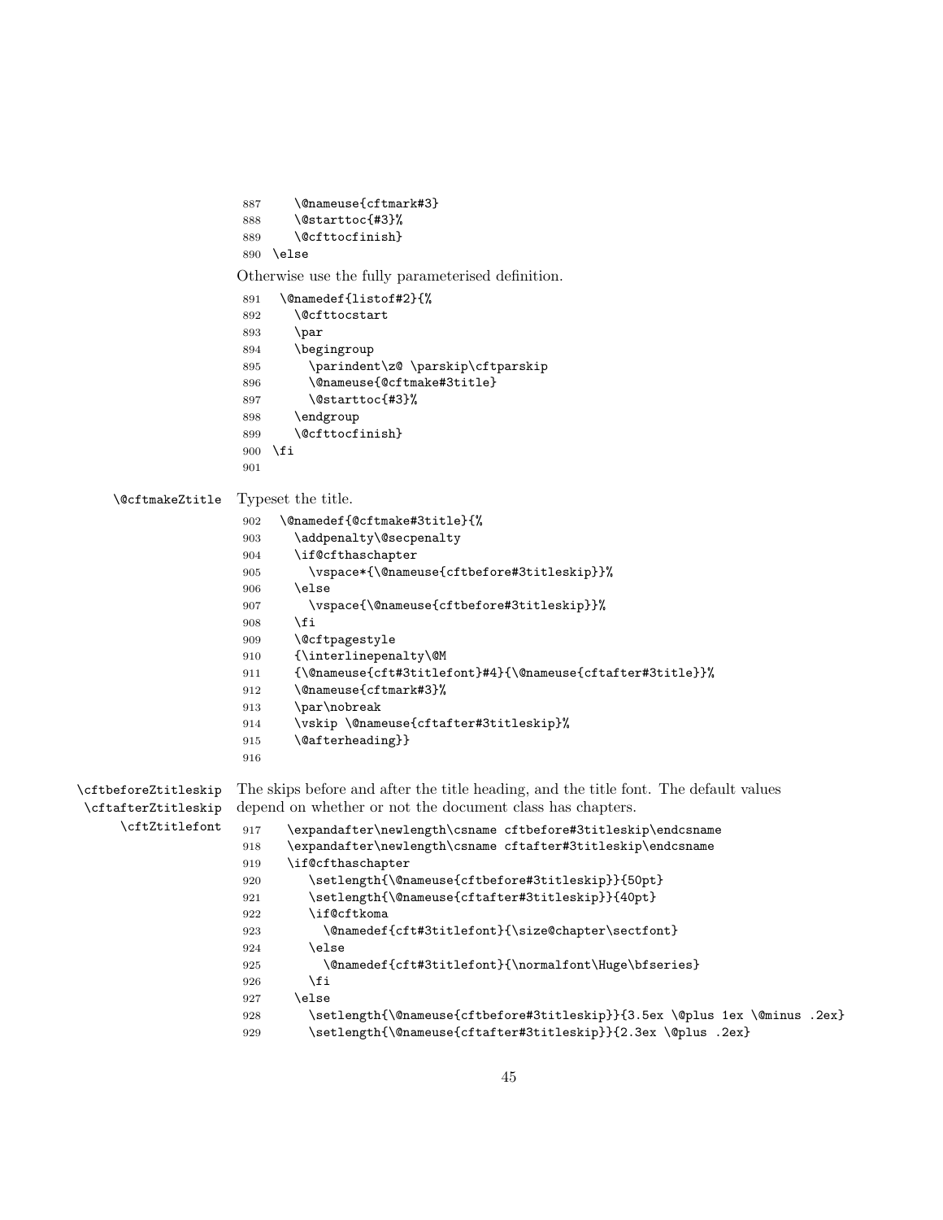```
887     \@nameuse{cftmark#3}
888     \@starttoc{#3}%
889     \@cfttocfinish}
890 \else
```

Otherwise use the fully parameterised definition.

```
891   \@namedef{listof#2}{%
892     \@cfttocstart
893     \par
894     \begingroup
895       \parindent\z@ \parskip\cftparskip
896       \@nameuse{@cftmake#3title}
897       \@starttoc{#3}%
898     \endgroup
899     \@cfttocfinish}
900 \fi
901
```

\@cftmakeZtitle

Typeset the title.

```
902   \@namedef{@cftmake#3title}{%
903     \addpenalty\@secpenalty
904     \if@cfthaschapter
905       \vspace*{\@nameuse{cftbefore#3titleskip}}%
906     \else
907       \vspace{\@nameuse{cftbefore#3titleskip}}%
908     \fi
909     \@cftpagestyle
910     {\interlinepenalty\@M
911     {\@nameuse{cft#3titlefont}#4}{\@nameuse{cftafter#3title}}%
912     \@nameuse{cftmark#3}%
913     \par\nobreak
914     \vskip \@nameuse{cftafter#3titleskip}%
915     \@afterheading}}
916
```

\cftbeforeZtitleskip
\cftafterZtitleskip
\cftZtitlefont

The skips before and after the title heading, and the title font. The default values depend on whether or not the document class has chapters.

```
917     \expandafter\newlength\csname cftbefore#3titleskip\endcsname
918     \expandafter\newlength\csname cftafter#3titleskip\endcsname
919     \if@cfthaschapter
920       \setlength{\@nameuse{cftbefore#3titleskip}}{50pt}
921       \setlength{\@nameuse{cftafter#3titleskip}}{40pt}
922       \if@cftkoma
923         \@namedef{cft#3titlefont}{\size@chapter\sectfont}
924       \else
925         \@namedef{cft#3titlefont}{\normalfont\Huge\bfseries}
926       \fi
927     \else
928       \setlength{\@nameuse{cftbefore#3titleskip}}{3.5ex \@plus 1ex \@minus .2ex}
929       \setlength{\@nameuse{cftafter#3titleskip}}{2.3ex \@plus .2ex}
```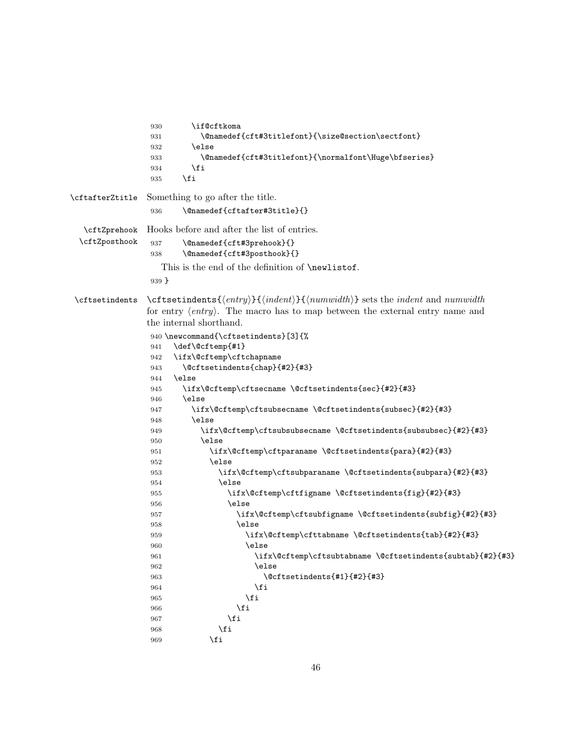```
930       \if@cftkoma
931         \@namedef{cft#3titlefont}{\size@section\sectfont}
932       \else
933         \@namedef{cft#3titlefont}{\normalfont\Huge\bfseries}
934       \fi
935     \fi
```

\cftafterZtitle Something to go after the title.

```
936     \@namedef{cftafter#3title}{}
```

\cftZprehook \cftZposthook Hooks before and after the list of entries.

```
937     \@namedef{cft#3prehook}{}
938     \@namedef{cft#3posthook}{}
```

This is the end of the definition of \newlistof.

```
939 }
```

\cftsetindents \cftsetindents{⟨*entry*⟩}{⟨*indent*⟩}{⟨*numwidth*⟩} sets the *indent* and *numwidth* for entry ⟨*entry*⟩. The macro has to map between the external entry name and the internal shorthand.

```
940 \newcommand{\cftsetindents}[3]{%
941   \def\@cftemp{#1}
942   \ifx\@cftemp\cftchapname
943     \@cftsetindents{chap}{#2}{#3}
944   \else
945     \ifx\@cftemp\cftsecname \@cftsetindents{sec}{#2}{#3}
946     \else
947       \ifx\@cftemp\cftsubsecname \@cftsetindents{subsec}{#2}{#3}
948       \else
949         \ifx\@cftemp\cftsubsubsecname \@cftsetindents{subsubsec}{#2}{#3}
950         \else
951           \ifx\@cftemp\cftparaname \@cftsetindents{para}{#2}{#3}
952           \else
953             \ifx\@cftemp\cftsubparaname \@cftsetindents{subpara}{#2}{#3}
954             \else
955               \ifx\@cftemp\cftfigname \@cftsetindents{fig}{#2}{#3}
956               \else
957                 \ifx\@cftemp\cftsubfigname \@cftsetindents{subfig}{#2}{#3}
958                 \else
959                   \ifx\@cftemp\cfttabname \@cftsetindents{tab}{#2}{#3}
960                   \else
961                     \ifx\@cftemp\cftsubtabname \@cftsetindents{subtab}{#2}{#3}
962                     \else
963                       \@cftsetindents{#1}{#2}{#3}
964                     \fi
965                   \fi
966                 \fi
967               \fi
968             \fi
969           \fi
```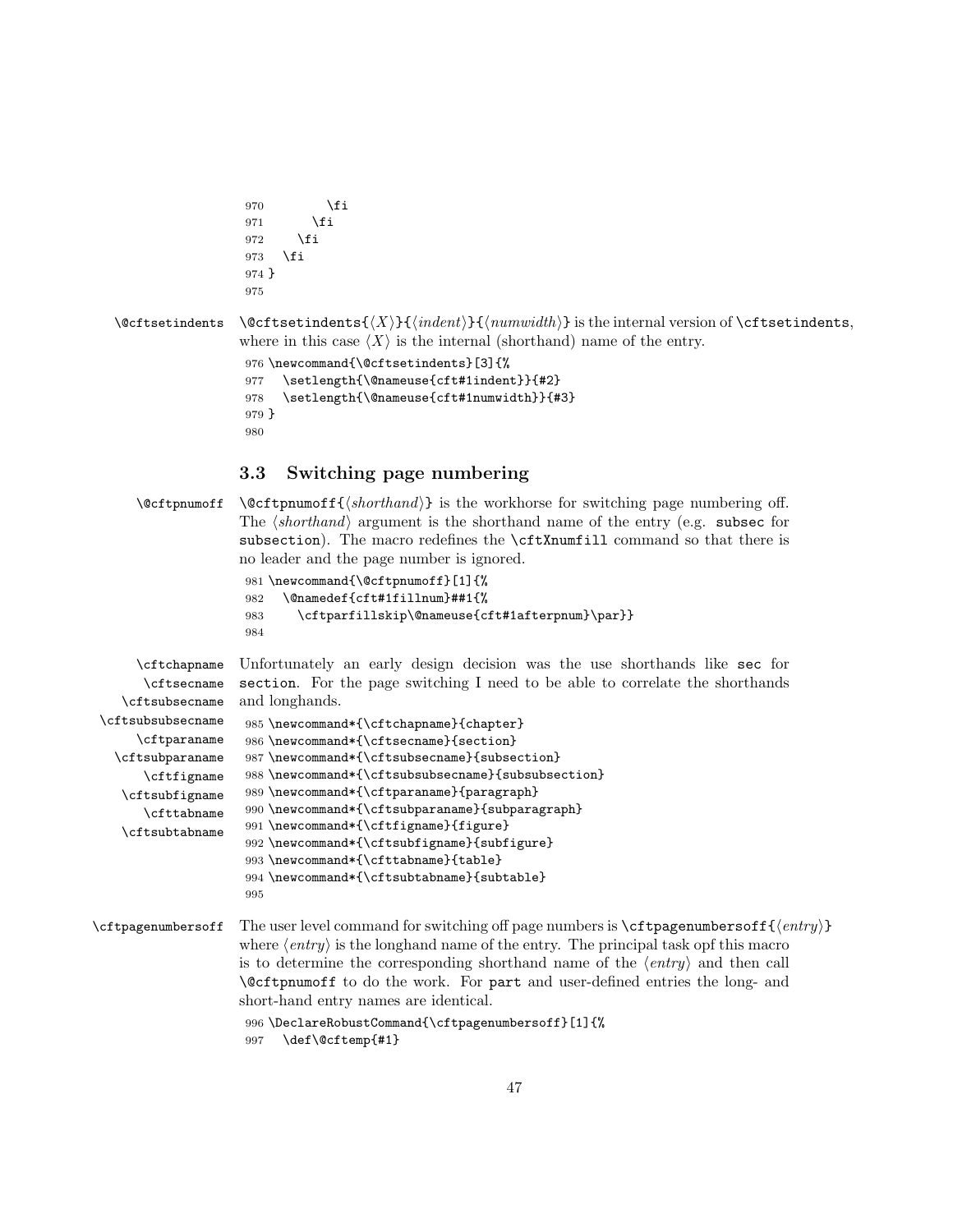```
970         \fi
971       \fi
972     \fi
973   \fi
974 }
975
```

`\@cftsetindents` `\@cftsetindents{⟨X⟩}{⟨indent⟩}{⟨numwidth⟩}` is the internal version of `\cftsetindents`, where in this case ⟨X⟩ is the internal (shorthand) name of the entry.

```
976 \newcommand{\@cftsetindents}[3]{%
977   \setlength{\@nameuse{cft#1indent}}{#2}
978   \setlength{\@nameuse{cft#1numwidth}}{#3}
979 }
980
```

### 3.3 Switching page numbering

`\@cftpnumoff` `\@cftpnumoff{⟨shorthand⟩}` is the workhorse for switching page numbering off. The ⟨shorthand⟩ argument is the shorthand name of the entry (e.g. `subsec` for `subsection`). The macro redefines the `\cftXnumfill` command so that there is no leader and the page number is ignored.

```
981 \newcommand{\@cftpnumoff}[1]{%
982   \@namedef{cft#1fillnum}##1{%
983     \cftparfillskip\@nameuse{cft#1afterpnum}\par}}
984
```

`\cftchapname` `\cftsecname` `\cftsubsecname` `\cftsubsubsecname` `\cftparaname` `\cftsubparaname` `\cftfigname` `\cftsubfigname` `\cfttabname` `\cftsubtabname`

Unfortunately an early design decision was the use shorthands like `sec` for `section`. For the page switching I need to be able to correlate the shorthands and longhands.

```
985 \newcommand*{\cftchapname}{chapter}
986 \newcommand*{\cftsecname}{section}
987 \newcommand*{\cftsubsecname}{subsection}
988 \newcommand*{\cftsubsubsecname}{subsubsection}
989 \newcommand*{\cftparaname}{paragraph}
990 \newcommand*{\cftsubparaname}{subparagraph}
991 \newcommand*{\cftfigname}{figure}
992 \newcommand*{\cftsubfigname}{subfigure}
993 \newcommand*{\cfttabname}{table}
994 \newcommand*{\cftsubtabname}{subtable}
995
```

`\cftpagenumbersoff` The user level command for switching off page numbers is `\cftpagenumbersoff{⟨entry⟩}` where ⟨entry⟩ is the longhand name of the entry. The principal task opf this macro is to determine the corresponding shorthand name of the ⟨entry⟩ and then call `\@cftpnumoff` to do the work. For `part` and user-defined entries the long- and short-hand entry names are identical.

```
996 \DeclareRobustCommand{\cftpagenumbersoff}[1]{%
997   \def\@cftemp{#1}
```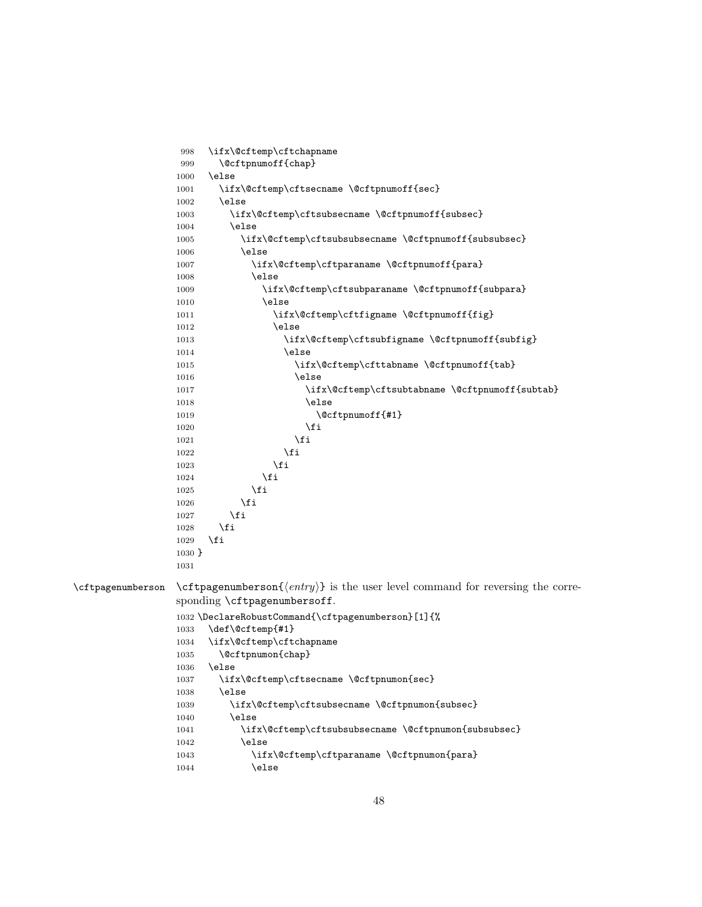```
998   \ifx\@cftemp\cftchapname
999     \@cftpnumoff{chap}
1000  \else
1001    \ifx\@cftemp\cftsecname \@cftpnumoff{sec}
1002    \else
1003      \ifx\@cftemp\cftsubsecname \@cftpnumoff{subsec}
1004      \else
1005        \ifx\@cftemp\cftsubsubsecname \@cftpnumoff{subsubsec}
1006        \else
1007          \ifx\@cftemp\cftparaname \@cftpnumoff{para}
1008          \else
1009            \ifx\@cftemp\cftsubparaname \@cftpnumoff{subpara}
1010            \else
1011              \ifx\@cftemp\cftfigname \@cftpnumoff{fig}
1012              \else
1013                \ifx\@cftemp\cftsubfigname \@cftpnumoff{subfig}
1014                \else
1015                  \ifx\@cftemp\cfttabname \@cftpnumoff{tab}
1016                  \else
1017                    \ifx\@cftemp\cftsubtabname \@cftpnumoff{subtab}
1018                    \else
1019                      \@cftpnumoff{#1}
1020                    \fi
1021                  \fi
1022                \fi
1023              \fi
1024            \fi
1025          \fi
1026        \fi
1027      \fi
1028    \fi
1029  \fi
1030 }
1031
```

\cftpagenumberson

\cftpagenumberson{⟨*entry*⟩} is the user level command for reversing the corresponding \cftpagenumbersoff.

```
1032 \DeclareRobustCommand{\cftpagenumberson}[1]{%
1033   \def\@cftemp{#1}
1034   \ifx\@cftemp\cftchapname
1035     \@cftpnumon{chap}
1036   \else
1037     \ifx\@cftemp\cftsecname \@cftpnumon{sec}
1038     \else
1039       \ifx\@cftemp\cftsubsecname \@cftpnumon{subsec}
1040       \else
1041         \ifx\@cftemp\cftsubsubsecname \@cftpnumon{subsubsec}
1042         \else
1043           \ifx\@cftemp\cftparaname \@cftpnumon{para}
1044           \else
```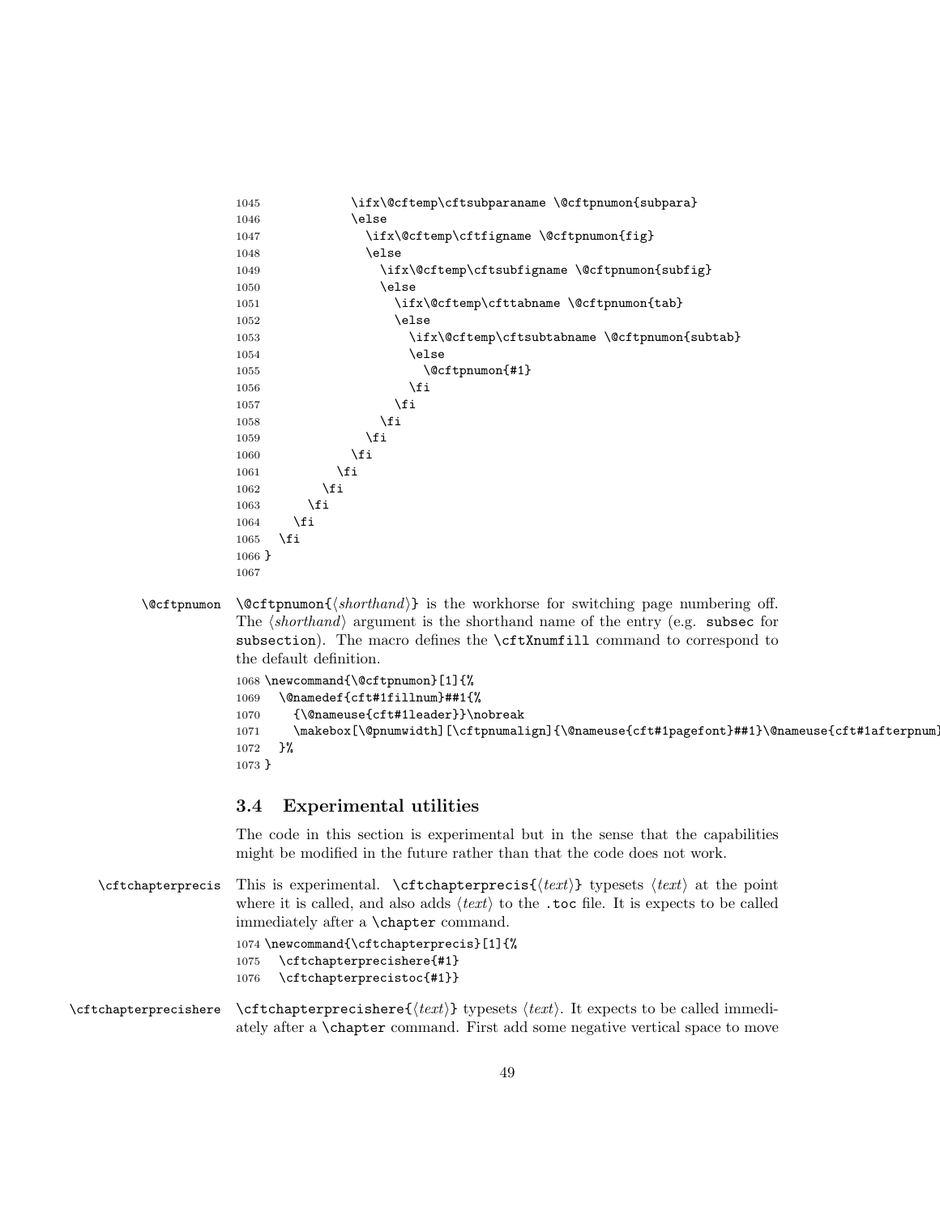```
1045            \ifx\@cftemp\cftsubparaname \@cftpnumon{subpara}
1046            \else
1047              \ifx\@cftemp\cftfigname \@cftpnumon{fig}
1048              \else
1049                \ifx\@cftemp\cftsubfigname \@cftpnumon{subfig}
1050                \else
1051                  \ifx\@cftemp\cfttabname \@cftpnumon{tab}
1052                  \else
1053                    \ifx\@cftemp\cftsubtabname \@cftpnumon{subtab}
1054                    \else
1055                      \@cftpnumon{#1}
1056                    \fi
1057                  \fi
1058                \fi
1059              \fi
1060            \fi
1061          \fi
1062        \fi
1063      \fi
1064    \fi
1065  \fi
1066 }
1067
```

`\@cftpnumon`

`\@cftpnumon{⟨shorthand⟩}` is the workhorse for switching page numbering off. The ⟨*shorthand*⟩ argument is the shorthand name of the entry (e.g. `subsec` for `subsection`). The macro defines the `\cftXnumfill` command to correspond to the default definition.

```
1068 \newcommand{\@cftpnumon}[1]{%
1069   \@namedef{cft#1fillnum}##1{%
1070     {\@nameuse{cft#1leader}}\nobreak
1071     \makebox[\@pnumwidth][\cftpnumalign]{\@nameuse{cft#1pagefont}##1}\@nameuse{cft#1afterpnum}
1072   }%
1073 }
```

### 3.4 Experimental utilities

The code in this section is experimental but in the sense that the capabilities might be modified in the future rather than that the code does not work.

`\cftchapterprecis`

This is experimental. `\cftchapterprecis{⟨text⟩}` typesets ⟨*text*⟩ at the point where it is called, and also adds ⟨*text*⟩ to the `.toc` file. It is expects to be called immediately after a `\chapter` command.

```
1074 \newcommand{\cftchapterprecis}[1]{%
1075   \cftchapterprecishere{#1}
1076   \cftchapterprecistoc{#1}}
```

`\cftchapterprecishere`

`\cftchapterprecishere{⟨text⟩}` typesets ⟨*text*⟩. It expects to be called immediately after a `\chapter` command. First add some negative vertical space to move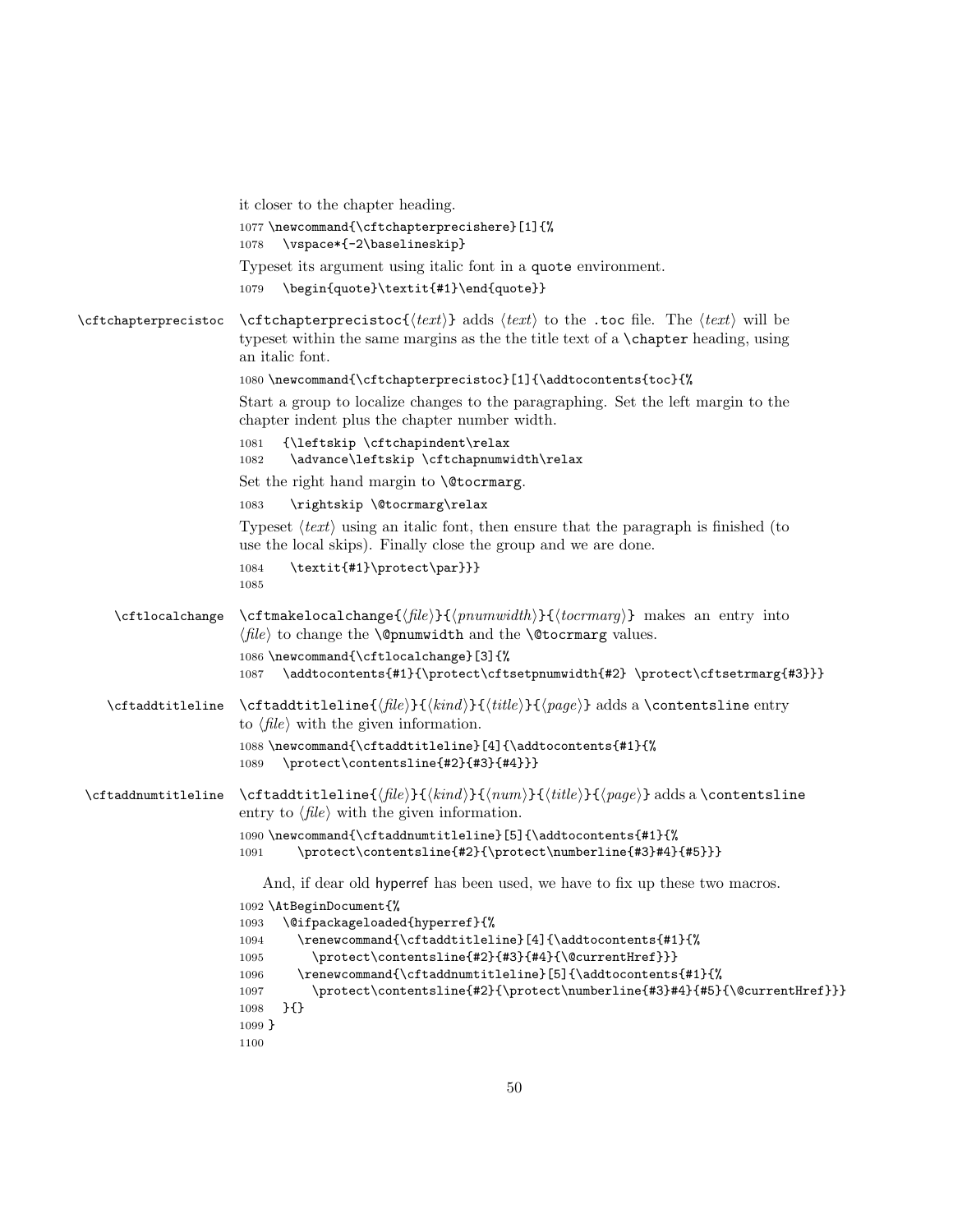it closer to the chapter heading.

```
1077 \newcommand{\cftchapterprecishere}[1]{%
1078   \vspace*{-2\baselineskip}
```

Typeset its argument using italic font in a quote environment.

```
1079   \begin{quote}\textit{#1}\end{quote}}
```

**\cftchapterprecistoc** `\cftchapterprecistoc{⟨text⟩}` adds ⟨*text*⟩ to the .toc file. The ⟨*text*⟩ will be typeset within the same margins as the the title text of a `\chapter` heading, using an italic font.

```
1080 \newcommand{\cftchapterprecistoc}[1]{\addtocontents{toc}{%
```

Start a group to localize changes to the paragraphing. Set the left margin to the chapter indent plus the chapter number width.

```
1081   {\leftskip \cftchapindent\relax
1082    \advance\leftskip \cftchapnumwidth\relax
```

Set the right hand margin to `\@tocrmarg`.

```
1083    \rightskip \@tocrmarg\relax
```

Typeset ⟨*text*⟩ using an italic font, then ensure that the paragraph is finished (to use the local skips). Finally close the group and we are done.

```
1084    \textit{#1}\protect\par}}}
1085
```

**\cftlocalchange** `\cftmakelocalchange{⟨file⟩}{⟨pnumwidth⟩}{⟨tocrmarg⟩}` makes an entry into ⟨*file*⟩ to change the `\@pnumwidth` and the `\@tocrmarg` values.

```
1086 \newcommand{\cftlocalchange}[3]{%
1087   \addtocontents{#1}{\protect\cftsetpnumwidth{#2} \protect\cftsetrmarg{#3}}}
```

**\cftaddtitleline** `\cftaddtitleline{⟨file⟩}{⟨kind⟩}{⟨title⟩}{⟨page⟩}` adds a `\contentsline` entry to ⟨*file*⟩ with the given information.

```
1088 \newcommand{\cftaddtitleline}[4]{\addtocontents{#1}{%
1089   \protect\contentsline{#2}{#3}{#4}}}
```

**\cftaddnumtitleline** `\cftaddtitleline{⟨file⟩}{⟨kind⟩}{⟨num⟩}{⟨title⟩}{⟨page⟩}` adds a `\contentsline` entry to ⟨*file*⟩ with the given information.

```
1090 \newcommand{\cftaddnumtitleline}[5]{\addtocontents{#1}{%
1091     \protect\contentsline{#2}{\protect\numberline{#3}#4}{#5}}}
```

And, if dear old hyperref has been used, we have to fix up these two macros.

```
1092 \AtBeginDocument{%
1093   \@ifpackageloaded{hyperref}{%
1094     \renewcommand{\cftaddtitleline}[4]{\addtocontents{#1}{%
1095       \protect\contentsline{#2}{#3}{#4}{\@currentHref}}}
1096     \renewcommand{\cftaddnumtitleline}[5]{\addtocontents{#1}{%
1097       \protect\contentsline{#2}{\protect\numberline{#3}#4}{#5}{\@currentHref}}}
1098   }{}
1099 }
1100
```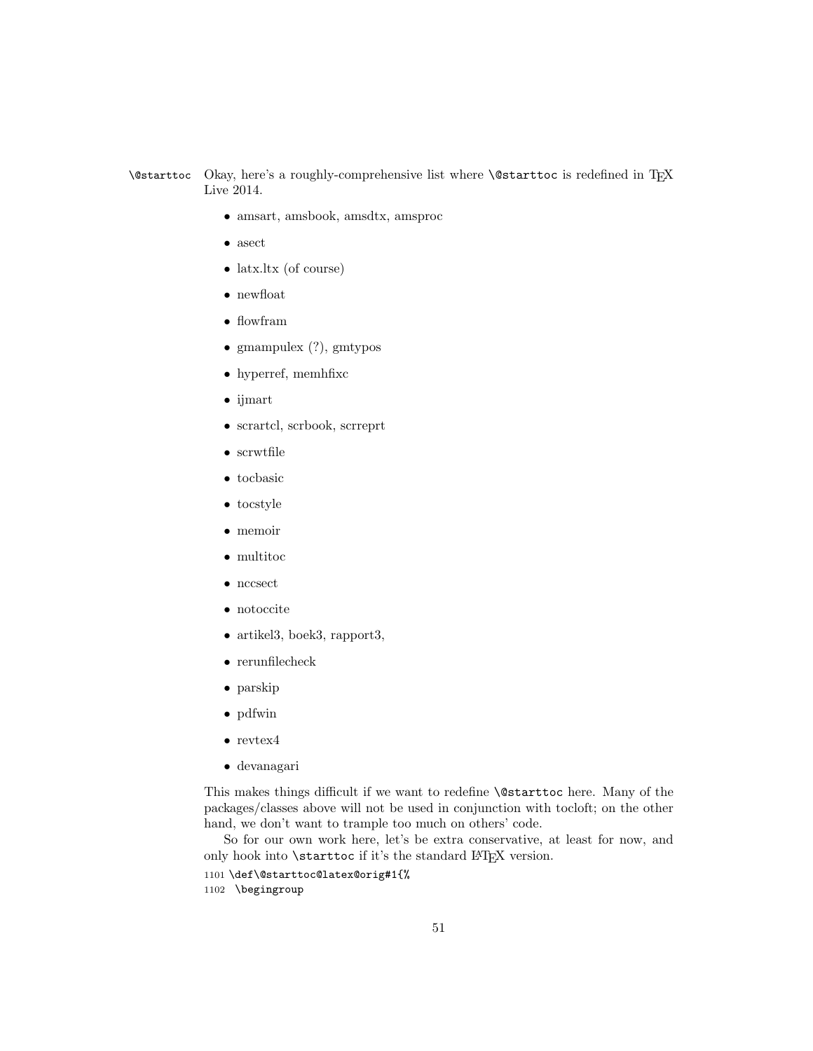`\@starttoc` Okay, here's a roughly-comprehensive list where `\@starttoc` is redefined in TEX Live 2014.

- amsart, amsbook, amsdtx, amsproc
- asect
- latx.ltx (of course)
- newfloat
- flowfram
- gmampulex (?), gmtypos
- hyperref, memhfixc
- ijmart
- scrartcl, scrbook, scrreprt
- scrwtfile
- tocbasic
- tocstyle
- memoir
- multitoc
- nccsect
- notoccite
- artikel3, boek3, rapport3,
- rerunfilecheck
- parskip
- pdfwin
- revtex4
- devanagari

This makes things difficult if we want to redefine `\@starttoc` here. Many of the packages/classes above will not be used in conjunction with tocloft; on the other hand, we don't want to trample too much on others' code.

So for our own work here, let's be extra conservative, at least for now, and only hook into `\starttoc` if it's the standard LATEX version.

```
1101 \def\@starttoc@latex@orig#1{%
1102   \begingroup
```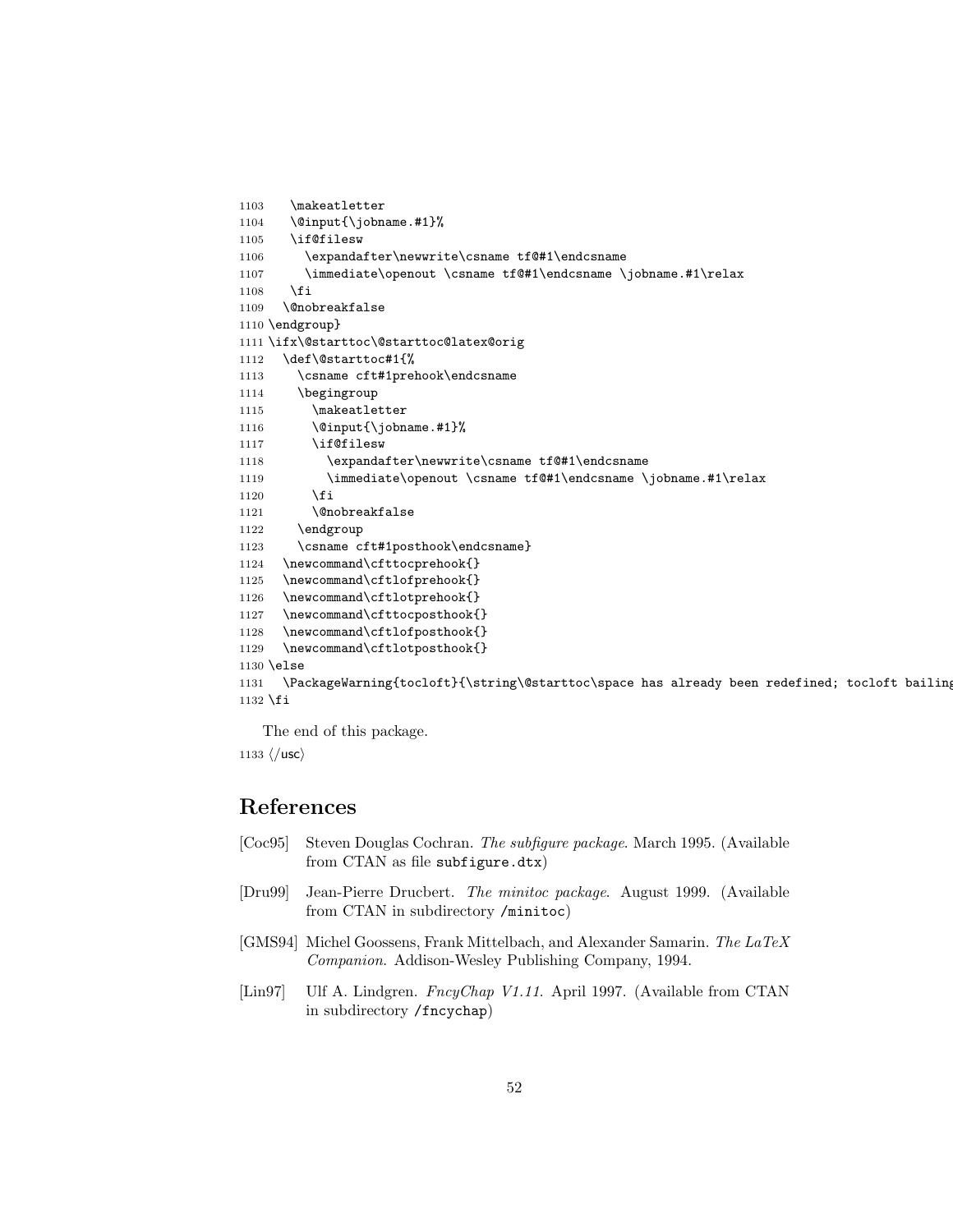```
1103    \makeatletter
1104    \@input{\jobname.#1}%
1105    \if@filesw
1106      \expandafter\newwrite\csname tf@#1\endcsname
1107      \immediate\openout \csname tf@#1\endcsname \jobname.#1\relax
1108    \fi
1109  \@nobreakfalse
1110 \endgroup}
1111 \ifx\@starttoc\@starttoc@latex@orig
1112   \def\@starttoc#1{%
1113     \csname cft#1prehook\endcsname
1114     \begingroup
1115       \makeatletter
1116       \@input{\jobname.#1}%
1117       \if@filesw
1118         \expandafter\newwrite\csname tf@#1\endcsname
1119         \immediate\openout \csname tf@#1\endcsname \jobname.#1\relax
1120       \fi
1121       \@nobreakfalse
1122     \endgroup
1123     \csname cft#1posthook\endcsname}
1124   \newcommand\cfttocprehook{}
1125   \newcommand\cftlofprehook{}
1126   \newcommand\cftlotprehook{}
1127   \newcommand\cfttocposthook{}
1128   \newcommand\cftlofposthook{}
1129   \newcommand\cftlotposthook{}
1130 \else
1131   \PackageWarning{tocloft}{\string\@starttoc\space has already been redefined; tocloft bailing
1132 \fi
```

The end of this package.

1133 ⟨/usc⟩

## References

[Coc95] Steven Douglas Cochran. *The subfigure package*. March 1995. (Available from CTAN as file `subfigure.dtx`)

[Dru99] Jean-Pierre Drucbert. *The minitoc package*. August 1999. (Available from CTAN in subdirectory `/minitoc`)

[GMS94] Michel Goossens, Frank Mittelbach, and Alexander Samarin. *The LaTeX Companion*. Addison-Wesley Publishing Company, 1994.

[Lin97] Ulf A. Lindgren. *FncyChap V1.11*. April 1997. (Available from CTAN in subdirectory `/fncychap`)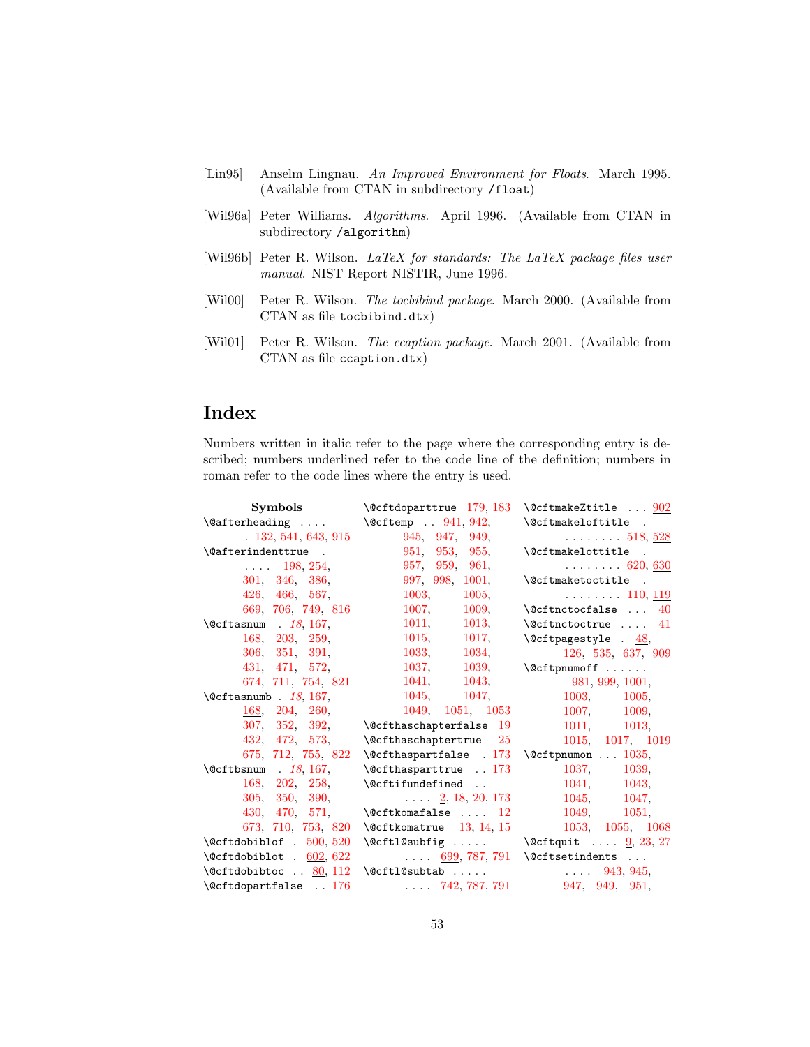[Lin95] Anselm Lingnau. *An Improved Environment for Floats*. March 1995. (Available from CTAN in subdirectory /float)

[Wil96a] Peter Williams. *Algorithms*. April 1996. (Available from CTAN in subdirectory /algorithm)

[Wil96b] Peter R. Wilson. *LaTeX for standards: The LaTeX package files user manual*. NIST Report NISTIR, June 1996.

[Wil00] Peter R. Wilson. *The tocbibind package*. March 2000. (Available from CTAN as file tocbibind.dtx)

[Wil01] Peter R. Wilson. *The ccaption package*. March 2001. (Available from CTAN as file ccaption.dtx)

# Index

Numbers written in italic refer to the page where the corresponding entry is described; numbers underlined refer to the code line of the definition; numbers in roman refer to the code lines where the entry is used.

**Symbols**

\@afterheading .... 132, 541, 643, 915
\@afterindenttrue .... 198, 254, 301, 346, 386, 426, 466, 567, 669, 706, 749, 816
\@cftasnum . *18*, 167, 168, 203, 259, 306, 351, 391, 431, 471, 572, 674, 711, 754, 821
\@cftasnumb . *18*, 167, 168, 204, 260, 307, 352, 392, 432, 472, 573, 675, 712, 755, 822
\@cftbsnum . *18*, 167, 168, 202, 258, 305, 350, 390, 430, 470, 571, 673, 710, 753, 820
\@cftdobiblof . 500, 520
\@cftdobiblot . 602, 622
\@cftdobibtoc .. 80, 112
\@cftdopartfalse .. 176
\@cftdoparttrue 179, 183
\@cftemp .. 941, 942, 945, 947, 949, 951, 953, 955, 957, 959, 961, 997, 998, 1001, 1003, 1005, 1007, 1009, 1011, 1013, 1015, 1017, 1033, 1034, 1037, 1039, 1041, 1043, 1045, 1047, 1049, 1051, 1053
\@cfthaschapterfalse 19
\@cfthaschaptertrue 25
\@cfthaspartfalse . 173
\@cfthasparttrue .. 173
\@cftifundefined .. .... 2, 18, 20, 173
\@cftkomafalse .... 12
\@cftkomatrue 13, 14, 15
\@cftl@subfig ..... .... 699, 787, 791
\@cftl@subtab ..... .... 742, 787, 791
\@cftmakeZtitle ... 902
\@cftmakeloftitle . ........ 518, 528
\@cftmakelottitle . ........ 620, 630
\@cftmaketoctitle . ........ 110, 119
\@cftnctocfalse ... 40
\@cftnctoctrue .... 41
\@cftpagestyle . 48, 126, 535, 637, 909
\@cftpnumoff ...... 981, 999, 1001, 1003, 1005, 1007, 1009, 1011, 1013, 1015, 1017, 1019
\@cftpnumon ... 1035, 1037, 1039, 1041, 1043, 1045, 1047, 1049, 1051, 1053, 1055, 1068
\@cftquit .... 9, 23, 27
\@cftsetindents ... .... 943, 945, 947, 949, 951,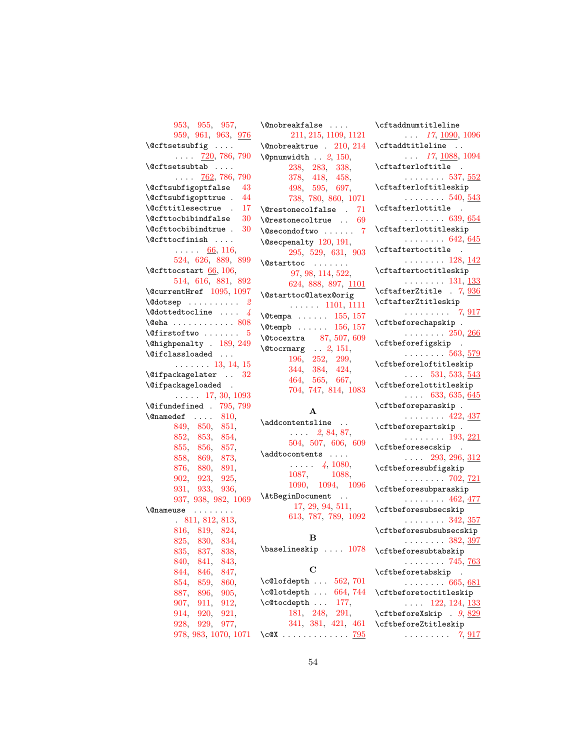953, 955, 957, 959, 961, 963, 976

\@cftsetsubfig .... 720, 786, 790

\@cftsetsubtab .... 762, 786, 790

\@cftsubfigoptfalse 43

\@cftsubfigopttrue . 44

\@cfttitlesectrue . 17

\@cfttocbibindfalse 30

\@cfttocbibindtrue . 30

\@cfttocfinish .... 66, 116, 524, 626, 889, 899

\@cfttocstart 66, 106, 514, 616, 881, 892

\@currentHref 1095, 1097

\@dotsep .......... 2

\@dottedtocline .... 4

\@eha ............ 808

\@firstoftwo ....... 5

\@highpenalty . 189, 249

\@ifclassloaded ... 13, 14, 15

\@ifpackagelater .. 32

\@ifpackageloaded . 17, 30, 1093

\@ifundefined . 795, 799

\@namedef .... 810, 849, 850, 851, 852, 853, 854, 855, 856, 857, 858, 869, 873, 876, 880, 891, 902, 923, 925, 931, 933, 936, 937, 938, 982, 1069

\@nameuse ........ 811, 812, 813, 816, 819, 824, 825, 830, 834, 835, 837, 838, 840, 841, 843, 844, 846, 847, 854, 859, 860, 887, 896, 905, 907, 911, 912, 914, 920, 921, 928, 929, 977, 978, 983, 1070, 1071

\@nobreakfalse .... 211, 215, 1109, 1121

\@nobreaktrue . 210, 214

\@pnumwidth .. 2, 150, 238, 283, 338, 378, 418, 458, 498, 595, 697, 738, 780, 860, 1071

\@restonecolfalse . 71

\@restonecoltrue .. 69

\@secondoftwo ...... 7

\@secpenalty 120, 191, 295, 529, 631, 903

\@starttoc ....... 97, 98, 114, 522, 624, 888, 897, 1101

\@starttoc@latex@orig ...... 1101, 1111

\@tempa ...... 155, 157

\@tempb ...... 156, 157

\@tocextra 87, 507, 609

\@tocrmarg .. 2, 151, 196, 252, 299, 344, 384, 424, 464, 565, 667, 704, 747, 814, 1083

**A**

\addcontentsline .. .... 2, 84, 87, 504, 507, 606, 609

\addtocontents .... ..... 4, 1080, 1087, 1088, 1090, 1094, 1096

\AtBeginDocument .. 17, 29, 94, 511, 613, 787, 789, 1092

**B**

\baselineskip .... 1078

**C**

\c@lofdepth ... 562, 701

\c@lotdepth ... 664, 744

\c@tocdepth ... 177, 181, 248, 291, 341, 381, 421, 461

\c@X ............ 795

\cftaddnumtitleline ... 17, 1090, 1096

\cftaddtitleline .. ... 17, 1088, 1094

\cftafterloftitle . ........ 537, 552

\cftafterloftitleskip ........ 540, 543

\cftafterlottitle . ........ 639, 654

\cftafterlottitleskip ........ 642, 645

\cftaftertoctitle . ........ 128, 142

\cftaftertoctitleskip ........ 131, 133

\cftafterZtitle . 7, 936

\cftafterZtitleskip ......... 7, 917

\cftbeforechapskip . ........ 250, 266

\cftbeforefigskip . ........ 563, 579

\cftbeforeloftitleskip .... 531, 533, 543

\cftbeforelottitleskip .... 633, 635, 645

\cftbeforeparaskip . ........ 422, 437

\cftbeforepartskip . ........ 193, 221

\cftbeforesecskip . .... 293, 296, 312

\cftbeforesubfigskip ........ 702, 721

\cftbeforesubparaskip ........ 462, 477

\cftbeforesubsecskip ........ 342, 357

\cftbeforesubsubsecskip ........ 382, 397

\cftbeforesubtabskip ........ 745, 763

\cftbeforetabskip . ........ 665, 681

\cftbeforetoctitleskip .... 122, 124, 133

\cftbeforeXskip . 9, 829

\cftbeforeZtitleskip ......... 7, 917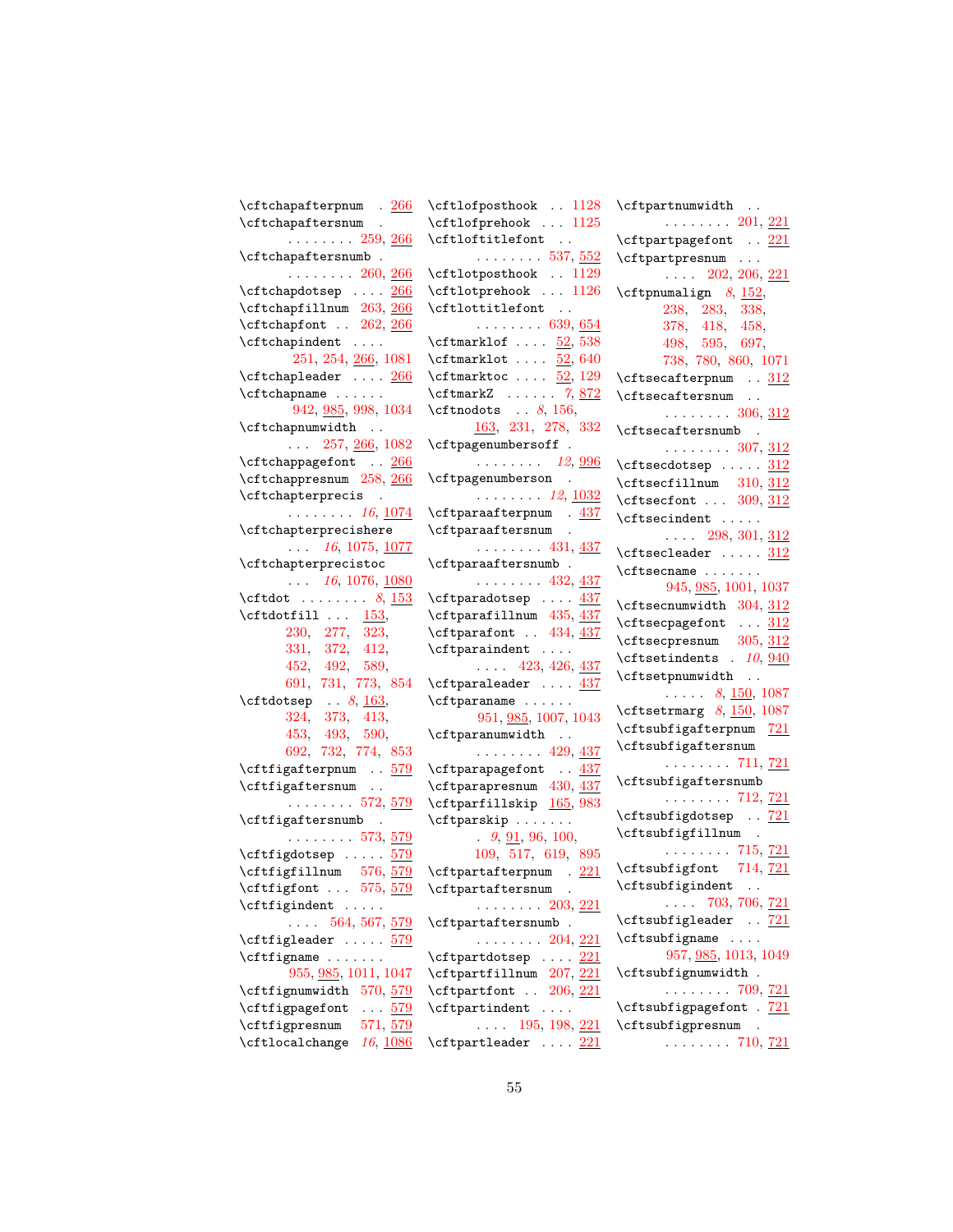\cftchapafterpnum . . 266
\cftchapaftersnum . . . . . . . . . . 259, 266
\cftchapaftersnumb . . . . . . . . . . 260, 266
\cftchapdotsep . . . . 266
\cftchapfillnum 263, 266
\cftchapfont . . 262, 266
\cftchapindent . . . . 251, 254, 266, 1081
\cftchapleader . . . . 266
\cftchapname . . . . . . 942, 985, 998, 1034
\cftchapnumwidth . . . . . 257, 266, 1082
\cftchappagefont . . 266
\cftchappresnum 258, 266
\cftchapterprecis . . . . . . . . . . *16*, 1074
\cftchapterprecishere . . . *16*, 1075, 1077
\cftchapterprecistoc . . . *16*, 1076, 1080
\cftdot . . . . . . . . *8*, 153
\cftdotfill . . . 153, 230, 277, 323, 331, 372, 412, 452, 492, 589, 691, 731, 773, 854
\cftdotsep . . *8*, 163, 324, 373, 413, 453, 493, 590, 692, 732, 774, 853
\cftfigafterpnum . . 579
\cftfigaftersnum . . . . . . . . . . 572, 579
\cftfigaftersnumb . . . . . . . . . . 573, 579
\cftfigdotsep . . . . . 579
\cftfigfillnum 576, 579
\cftfigfont . . . 575, 579
\cftfigindent . . . . . . . . . 564, 567, 579
\cftfigleader . . . . . 579
\cftfigname . . . . . . . 955, 985, 1011, 1047
\cftfignumwidth 570, 579
\cftfigpagefont . . . 579
\cftfigpresnum 571, 579
\cftlocalchange *16*, 1086
\cftlofposthook . . 1128
\cftlofprehook . . . 1125
\cftloftitlefont . . . . . . . . . . 537, 552
\cftlotposthook . . 1129
\cftlotprehook . . . 1126
\cftlottitlefont . . . . . . . . . . 639, 654
\cftmarklof . . . . 52, 538
\cftmarklot . . . . 52, 640
\cftmarktoc . . . . 52, 129
\cftmarkZ . . . . . . *7*, 872
\cftnodots . . *8*, 156, 163, 231, 278, 332
\cftpagenumbersoff . . . . . . . . *12*, 996
\cftpagenumberson . . . . . . . . . *12*, 1032
\cftparaafterpnum . 437
\cftparaaftersnum . . . . . . . . . 431, 437
\cftparaaftersnumb . . . . . . . . . 432, 437
\cftparadotsep . . . . 437
\cftparafillnum 435, 437
\cftparafont . . 434, 437
\cftparaindent . . . . . . . . 423, 426, 437
\cftparaleader . . . . 437
\cftparaname . . . . . . 951, 985, 1007, 1043
\cftparanumwidth . . . . . . . . . . 429, 437
\cftparapagefont . . 437
\cftparapresnum 430, 437
\cftparfillskip 165, 983
\cftparskip . . . . . . . . *9*, 91, 96, 100, 109, 517, 619, 895
\cftpartafterpnum . 221
\cftpartaftersnum . . . . . . . . . . 203, 221
\cftpartaftersnumb . . . . . . . . . 204, 221
\cftpartdotsep . . . . 221
\cftpartfillnum 207, 221
\cftpartfont . . 206, 221
\cftpartindent . . . . . . . . 195, 198, 221
\cftpartleader . . . . 221
\cftpartnumwidth . . . . . . . . . . 201, 221
\cftpartpagefont . . 221
\cftpartpresnum . . . . . . . 202, 206, 221
\cftpnumalign *8*, 152, 238, 283, 338, 378, 418, 458, 498, 595, 697, 738, 780, 860, 1071
\cftsecafterpnum . . 312
\cftsecaftersnum . . . . . . . . . . 306, 312
\cftsecaftersnumb . . . . . . . . . . 307, 312
\cftsecdotsep . . . . . 312
\cftsecfillnum 310, 312
\cftsecfont . . . 309, 312
\cftsecindent . . . . . . . . . 298, 301, 312
\cftsecleader . . . . . 312
\cftsecname . . . . . . . 945, 985, 1001, 1037
\cftsecnumwidth 304, 312
\cftsecpagefont . . . 312
\cftsecpresnum 305, 312
\cftsetindents . *10*, 940
\cftsetpnumwidth . . . . . . . *8*, 150, 1087
\cftsetrmarg *8*, 150, 1087
\cftsubfigafterpnum 721
\cftsubfigaftersnum . . . . . . . . . 711, 721
\cftsubfigaftersnumb . . . . . . . . 712, 721
\cftsubfigdotsep . . 721
\cftsubfigfillnum . . . . . . . . . . 715, 721
\cftsubfigfont 714, 721
\cftsubfigindent . . . . . . 703, 706, 721
\cftsubfigleader . . 721
\cftsubfigname . . . . 957, 985, 1013, 1049
\cftsubfignumwidth . . . . . . . . . 709, 721
\cftsubfigpagefont . 721
\cftsubfigpresnum . . . . . . . . . . 710, 721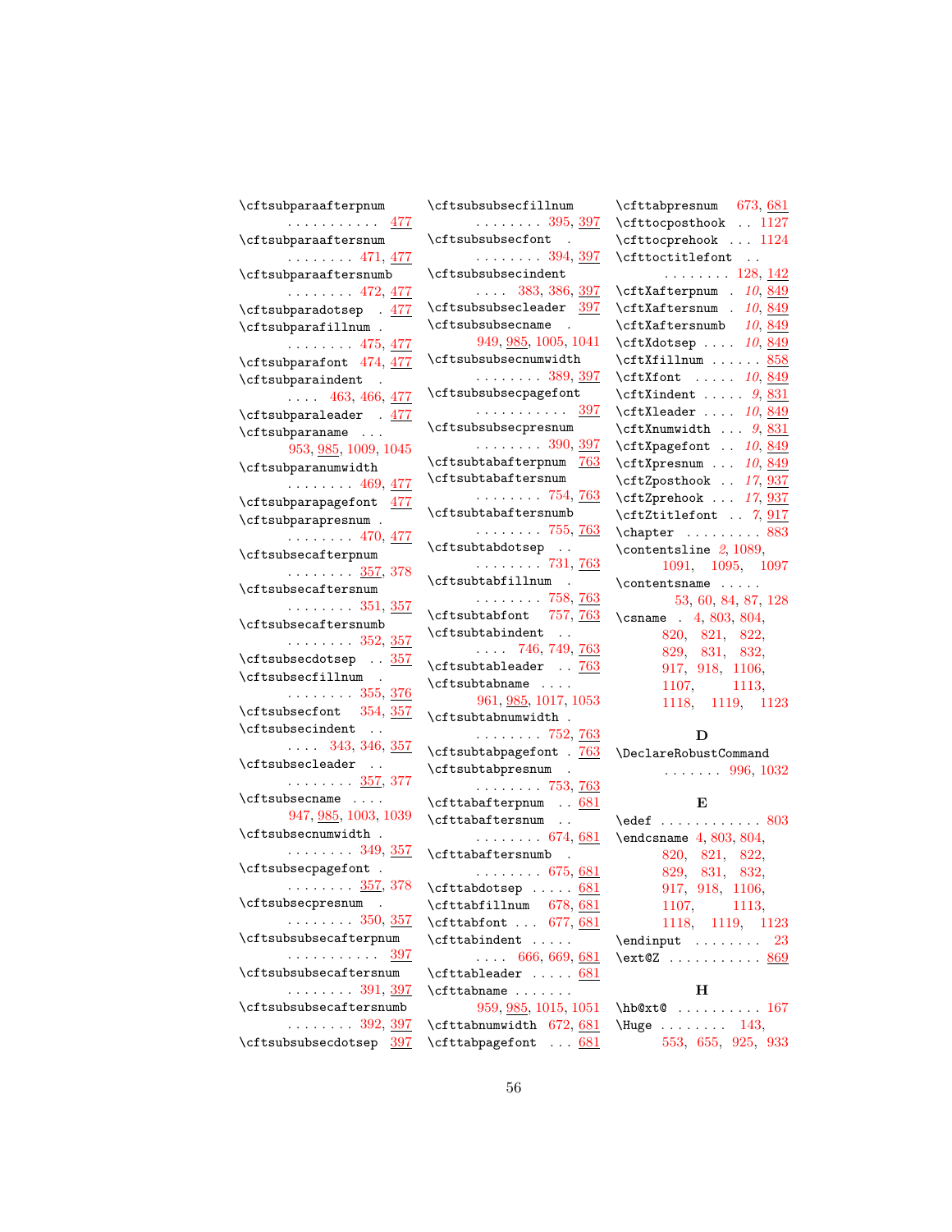\cftsubparaafterpnum . . . . . . . . . . . 477
\cftsubparaaftersnum . . . . . . . . 471, 477
\cftsubparaaftersnumb . . . . . . . . 472, 477
\cftsubparadotsep . 477
\cftsubparafillnum . . . . . . . . . 475, 477
\cftsubparafont 474, 477
\cftsubparaindent . . . . . 463, 466, 477
\cftsubparaleader . 477
\cftsubparaname . . . 953, 985, 1009, 1045
\cftsubparanumwidth . . . . . . . . 469, 477
\cftsubparapagefont 477
\cftsubparapresnum . . . . . . . . . 470, 477
\cftsubsecafterpnum . . . . . . . . 357, 378
\cftsubsecaftersnum . . . . . . . . 351, 357
\cftsubsecaftersnumb . . . . . . . . 352, 357
\cftsubsecdotsep . . 357
\cftsubsecfillnum . . . . . . . . . 355, 376
\cftsubsecfont 354, 357
\cftsubsecindent . . . . . . 343, 346, 357
\cftsubsecleader . . . . . . . . . . 357, 377
\cftsubsecname . . . . 947, 985, 1003, 1039
\cftsubsecnumwidth . . . . . . . . . 349, 357
\cftsubsecpagefont . . . . . . . . . 357, 378
\cftsubsecpresnum . . . . . . . . . 350, 357
\cftsubsubsecafterpnum . . . . . . . . . . . 397
\cftsubsubsecaftersnum . . . . . . . . 391, 397
\cftsubsubsecaftersnumb . . . . . . . . 392, 397
\cftsubsubsecdotsep 397
\cftsubsubsecfillnum . . . . . . . . 395, 397
\cftsubsubsecfont . . . . . . . . . 394, 397
\cftsubsubsecindent . . . . 383, 386, 397
\cftsubsubsecleader 397
\cftsubsubsecname . 949, 985, 1005, 1041
\cftsubsubsecnumwidth . . . . . . . . 389, 397
\cftsubsubsecpagefont . . . . . . . . . . . 397
\cftsubsubsecpresnum . . . . . . . . 390, 397
\cftsubtabafterpnum 763
\cftsubtabaftersnum . . . . . . . . 754, 763
\cftsubtabaftersnumb . . . . . . . . 755, 763
\cftsubtabdotsep . . . . . . . . . . 731, 763
\cftsubtabfillnum . . . . . . . . . 758, 763
\cftsubtabfont 757, 763
\cftsubtabindent . . . . . . 746, 749, 763
\cftsubtableader . . 763
\cftsubtabname . . . . 961, 985, 1017, 1053
\cftsubtabnumwidth . . . . . . . . . 752, 763
\cftsubtabpagefont . 763
\cftsubtabpresnum . . . . . . . . . 753, 763
\cfttabafterpnum . . 681
\cfttabaftersnum . . . . . . . . . . 674, 681
\cfttabaftersnumb . . . . . . . . . 675, 681
\cfttabdotsep . . . . . 681
\cfttabfillnum 678, 681
\cfttabfont . . . 677, 681
\cfttabindent . . . . . . . . . 666, 669, 681
\cfttableader . . . . . 681
\cfttabname . . . . . . . 959, 985, 1015, 1051
\cfttabnumwidth 672, 681
\cfttabpagefont . . . 681
\cfttabpresnum 673, 681
\cfttocposthook . . 1127
\cfttocprehook . . . 1124
\cfttoctitlefont . . . . . . . . . . 128, 142
\cftXafterpnum . *10*, 849
\cftXaftersnum . *10*, 849
\cftXaftersnumb *10*, 849
\cftXdotsep . . . . *10*, 849
\cftXfillnum . . . . . . 858
\cftXfont . . . . . *10*, 849
\cftXindent . . . . . *9*, 831
\cftXleader . . . . *10*, 849
\cftXnumwidth . . . *9*, 831
\cftXpagefont . . *10*, 849
\cftXpresnum . . . *10*, 849
\cftZposthook . . *17*, 937
\cftZprehook . . . *17*, 937
\cftZtitlefont . . *7*, 917
\chapter . . . . . . . . . 883
\contentsline *2*, 1089, 1091, 1095, 1097
\contentsname . . . . . 53, 60, 84, 87, 128
\csname . 4, 803, 804, 820, 821, 822, 829, 831, 832, 917, 918, 1106, 1107, 1113, 1118, 1119, 1123

**D**

\DeclareRobustCommand . . . . . . . 996, 1032

**E**

\edef . . . . . . . . . . . . 803
\endcsname 4, 803, 804, 820, 821, 822, 829, 831, 832, 917, 918, 1106, 1107, 1113, 1118, 1119, 1123
\endinput . . . . . . . . 23
\ext@Z . . . . . . . . . . . 869

**H**

\hb@xt@ . . . . . . . . . . 167
\Huge . . . . . . . . 143, 553, 655, 925, 933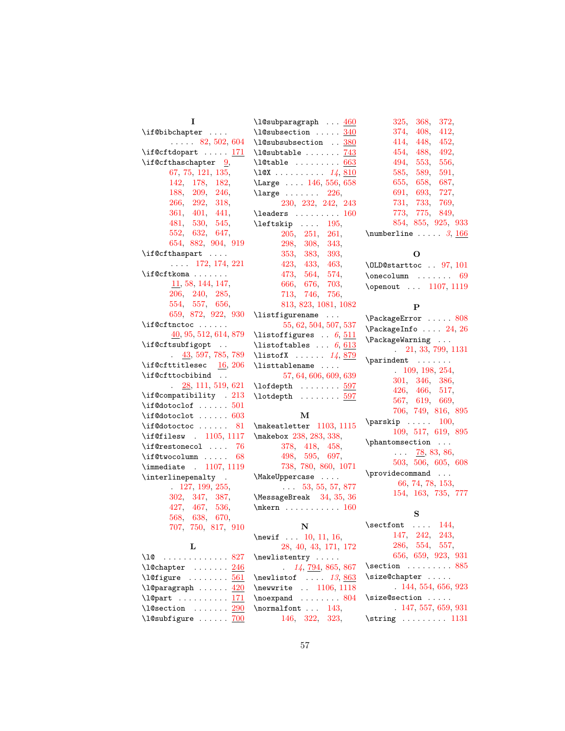**I**

\if@bibchapter . . . . . . . . . 82, 502, 604
\if@cftdopart . . . . . 171
\if@cfthaschapter 9, 67, 75, 121, 135, 142, 178, 182, 188, 209, 246, 266, 292, 318, 361, 401, 441, 481, 530, 545, 552, 632, 647, 654, 882, 904, 919
\if@cfthaspart . . . . . . . . 172, 174, 221
\if@cftkoma . . . . . . . 11, 58, 144, 147, 206, 240, 285, 554, 557, 656, 659, 872, 922, 930
\if@cftnctoc . . . . . . 40, 95, 512, 614, 879
\if@cftsubfigopt . . . 43, 597, 785, 789
\if@cfttitlesec 16, 206
\if@cfttocbibind . . . 28, 111, 519, 621
\if@compatibility . 213
\if@dotoclof . . . . . . 501
\if@dotoclot . . . . . . 603
\if@dotoctoc . . . . . . 81
\if@filesw . 1105, 1117
\if@restonecol . . . . 76
\if@twocolumn . . . . . 68
\immediate . 1107, 1119
\interlinepenalty . . 127, 199, 255, 302, 347, 387, 427, 467, 536, 568, 638, 670, 707, 750, 817, 910

**L**

\l@ . . . . . . . . . . . . . 827
\l@chapter . . . . . . . 246
\l@figure . . . . . . . . 561
\l@paragraph . . . . . . 420
\l@part . . . . . . . . . . 171
\l@section . . . . . . . 290
\l@subfigure . . . . . . 700
\l@subparagraph . . . 460
\l@subsection . . . . . 340
\l@subsubsection . . 380
\l@subtable . . . . . . . 743
\l@table . . . . . . . . . 663
\l@X . . . . . . . . . . *14*, 810
\Large . . . . 146, 556, 658
\large . . . . . . . 226, 230, 232, 242, 243
\leaders . . . . . . . . . 160
\leftskip . . . . 195, 205, 251, 261, 298, 308, 343, 353, 383, 393, 423, 433, 463, 473, 564, 574, 666, 676, 703, 713, 746, 756, 813, 823, 1081, 1082
\listfigurename . . . 55, 62, 504, 507, 537
\listoffigures . . *6*, 511
\listoftables . . . *6*, 613
\listofX . . . . . . *14*, 879
\listtablename . . . . 57, 64, 606, 609, 639
\lofdepth . . . . . . . . 597
\lotdepth . . . . . . . . 597

**M**

\makeatletter 1103, 1115
\makebox 238, 283, 338, 378, 418, 458, 498, 595, 697, 738, 780, 860, 1071
\MakeUppercase . . . . . . . 53, 55, 57, 877
\MessageBreak 34, 35, 36
\mkern . . . . . . . . . . . 160

**N**

\newif . . . 10, 11, 16, 28, 40, 43, 171, 172
\newlistentry . . . . . . *14*, 794, 865, 867
\newlistof . . . . *13*, 863
\newwrite . . 1106, 1118
\noexpand . . . . . . . . 804
\normalfont . . . 143, 146, 322, 323, 325, 368, 372, 374, 408, 412, 414, 448, 452, 454, 488, 492, 494, 553, 556, 585, 589, 591, 655, 658, 687, 691, 693, 727, 731, 733, 769, 773, 775, 849, 854, 855, 925, 933
\numberline . . . . . *3*, 166

**O**

\OLD@starttoc . . 97, 101
\onecolumn . . . . . . . 69
\openout . . . 1107, 1119

**P**

\PackageError . . . . . 808
\PackageInfo . . . . 24, 26
\PackageWarning . . . . 21, 33, 799, 1131
\parindent . . . . . . . 109, 198, 254, 301, 346, 386, 426, 466, 517, 567, 619, 669, 706, 749, 816, 895
\parskip . . . . . 100, 109, 517, 619, 895
\phantomsection . . . . . . 78, 83, 86, 503, 506, 605, 608
\providecommand . . . 66, 74, 78, 153, 154, 163, 735, 777

**S**

\sectfont . . . . 144, 147, 242, 243, 286, 554, 557, 656, 659, 923, 931
\section . . . . . . . . . 885
\size@chapter . . . . . . 144, 554, 656, 923
\size@section . . . . . . 147, 557, 659, 931
\string . . . . . . . . . 1131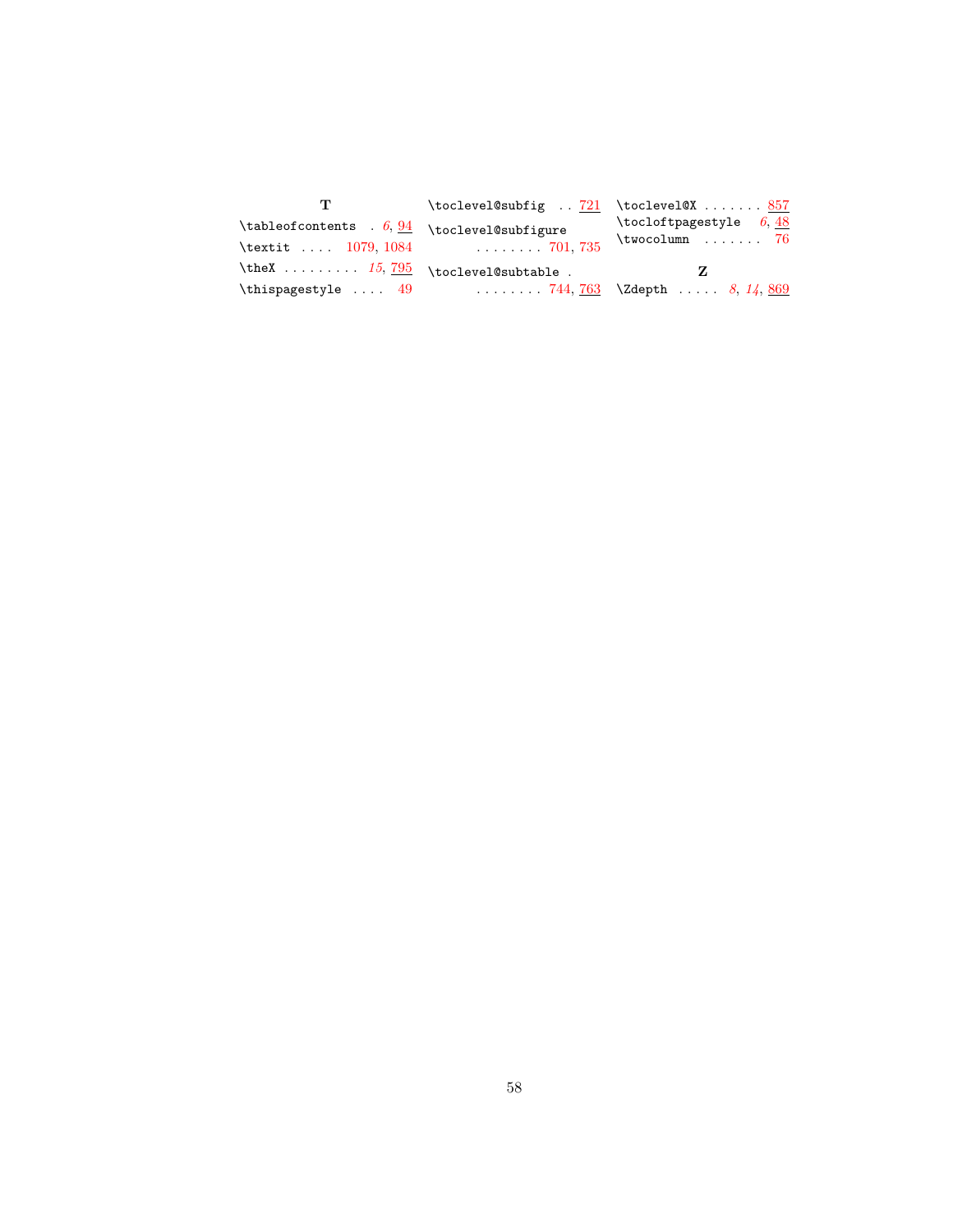**T**

\tableofcontents . *6*, 94

\textit . . . . 1079, 1084

\theX . . . . . . . . . *15*, 795

\thispagestyle . . . . 49

\toclevel@subfig . . 721

\toclevel@subfigure . . . . . . . . 701, 735

\toclevel@subtable . . . . . . . . . 744, 763

\toclevel@X . . . . . . . 857

\tocloftpagestyle *6*, 48

\twocolumn . . . . . . . 76

**Z**

\Zdepth . . . . . *8*, *14*, 869